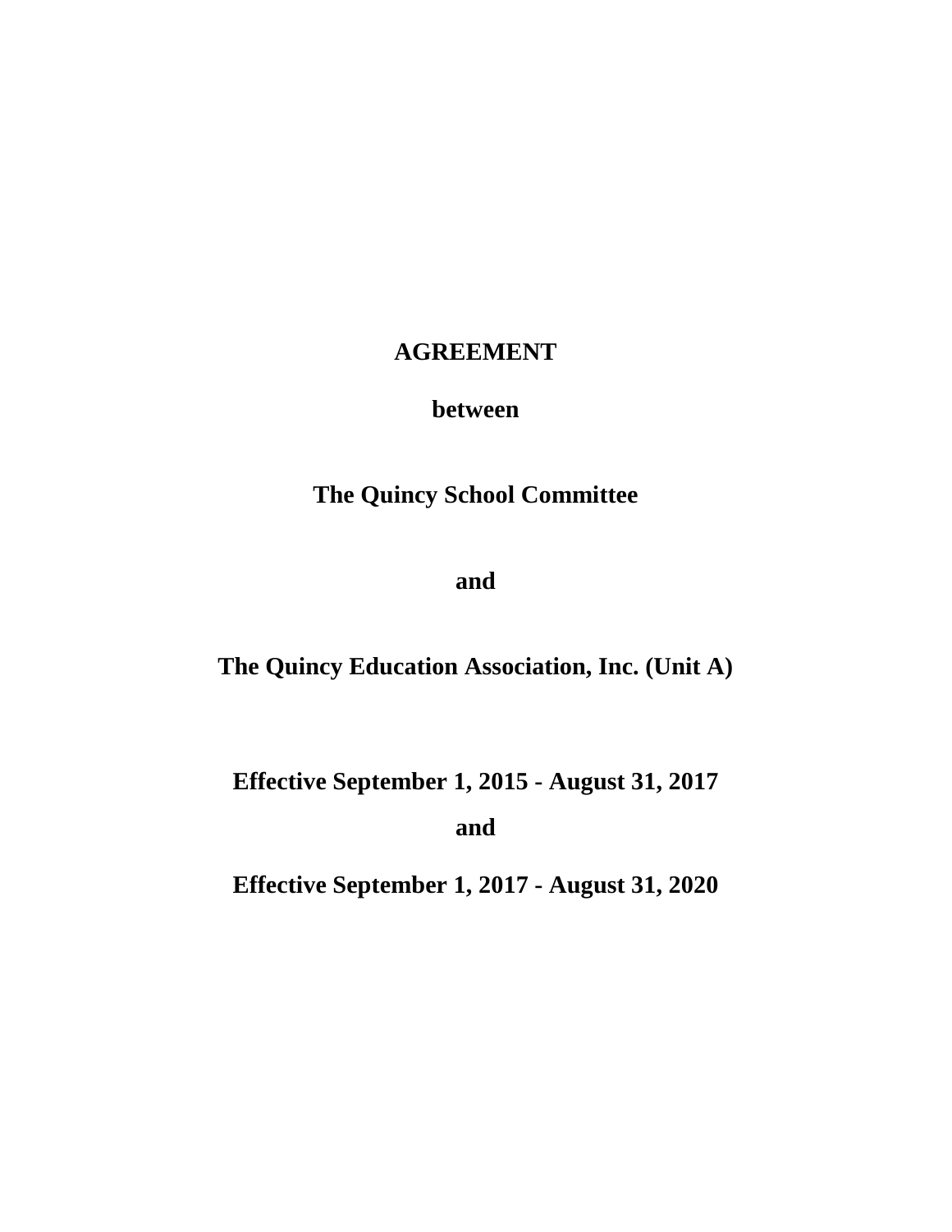# AGREEMENT

**between**

**The Quincy School Committee**

**and**

**The Quincy Education Association, Inc. (Unit A)**

**Effective September 1, 2015 - August 31, 2017**

**and**

**Effective September 1, 2017 - August 31, 2020**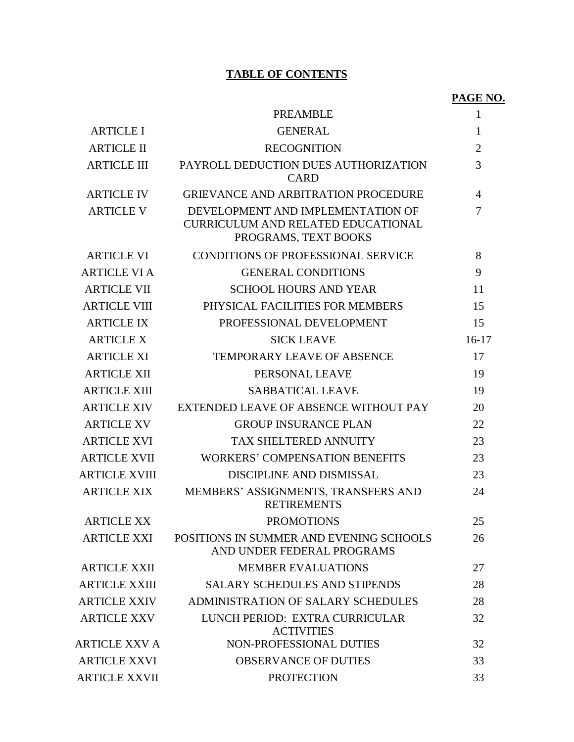# TABLE OF CONTENTS

| | | PAGE NO. |
|---|---|---|
| | PREAMBLE | 1 |
| ARTICLE I | GENERAL | 1 |
| ARTICLE II | RECOGNITION | 2 |
| ARTICLE III | PAYROLL DEDUCTION DUES AUTHORIZATION CARD | 3 |
| ARTICLE IV | GRIEVANCE AND ARBITRATION PROCEDURE | 4 |
| ARTICLE V | DEVELOPMENT AND IMPLEMENTATION OF CURRICULUM AND RELATED EDUCATIONAL PROGRAMS, TEXT BOOKS | 7 |
| ARTICLE VI | CONDITIONS OF PROFESSIONAL SERVICE | 8 |
| ARTICLE VI A | GENERAL CONDITIONS | 9 |
| ARTICLE VII | SCHOOL HOURS AND YEAR | 11 |
| ARTICLE VIII | PHYSICAL FACILITIES FOR MEMBERS | 15 |
| ARTICLE IX | PROFESSIONAL DEVELOPMENT | 15 |
| ARTICLE X | SICK LEAVE | 16-17 |
| ARTICLE XI | TEMPORARY LEAVE OF ABSENCE | 17 |
| ARTICLE XII | PERSONAL LEAVE | 19 |
| ARTICLE XIII | SABBATICAL LEAVE | 19 |
| ARTICLE XIV | EXTENDED LEAVE OF ABSENCE WITHOUT PAY | 20 |
| ARTICLE XV | GROUP INSURANCE PLAN | 22 |
| ARTICLE XVI | TAX SHELTERED ANNUITY | 23 |
| ARTICLE XVII | WORKERS' COMPENSATION BENEFITS | 23 |
| ARTICLE XVIII | DISCIPLINE AND DISMISSAL | 23 |
| ARTICLE XIX | MEMBERS' ASSIGNMENTS, TRANSFERS AND RETIREMENTS | 24 |
| ARTICLE XX | PROMOTIONS | 25 |
| ARTICLE XXI | POSITIONS IN SUMMER AND EVENING SCHOOLS AND UNDER FEDERAL PROGRAMS | 26 |
| ARTICLE XXII | MEMBER EVALUATIONS | 27 |
| ARTICLE XXIII | SALARY SCHEDULES AND STIPENDS | 28 |
| ARTICLE XXIV | ADMINISTRATION OF SALARY SCHEDULES | 28 |
| ARTICLE XXV | LUNCH PERIOD: EXTRA CURRICULAR ACTIVITIES | 32 |
| ARTICLE XXV A | NON-PROFESSIONAL DUTIES | 32 |
| ARTICLE XXVI | OBSERVANCE OF DUTIES | 33 |
| ARTICLE XXVII | PROTECTION | 33 |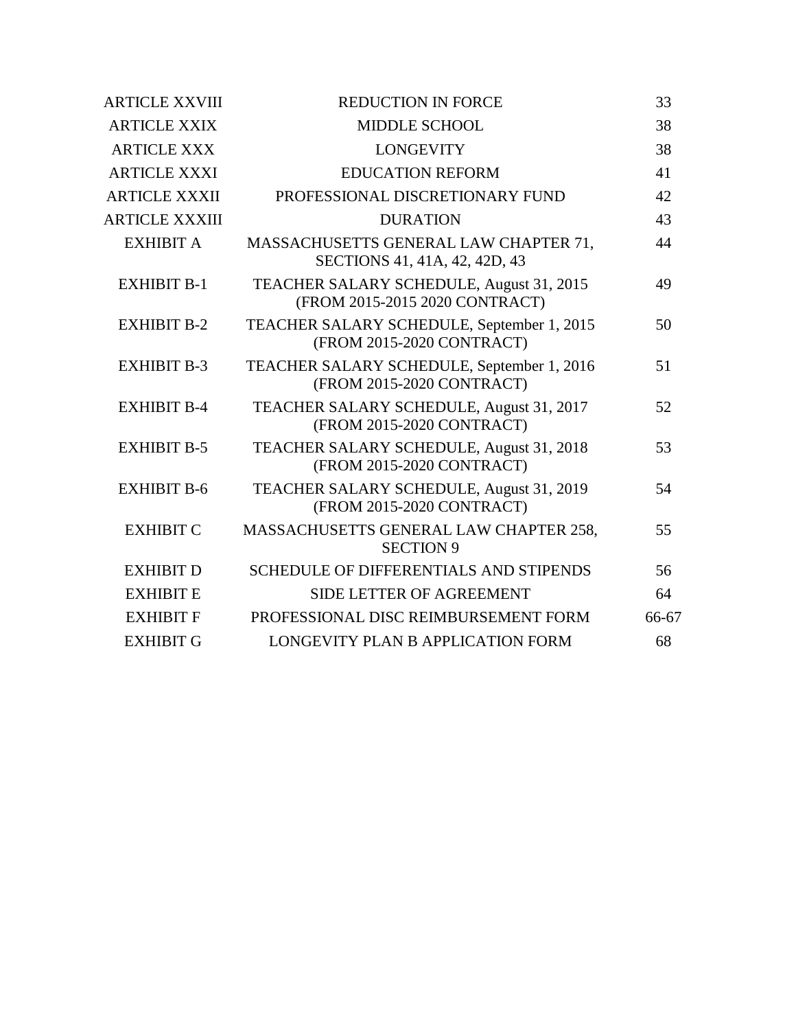| | | |
|---|---|---|
| ARTICLE XXVIII | REDUCTION IN FORCE | 33 |
| ARTICLE XXIX | MIDDLE SCHOOL | 38 |
| ARTICLE XXX | LONGEVITY | 38 |
| ARTICLE XXXI | EDUCATION REFORM | 41 |
| ARTICLE XXXII | PROFESSIONAL DISCRETIONARY FUND | 42 |
| ARTICLE XXXIII | DURATION | 43 |
| EXHIBIT A | MASSACHUSETTS GENERAL LAW CHAPTER 71, SECTIONS 41, 41A, 42, 42D, 43 | 44 |
| EXHIBIT B-1 | TEACHER SALARY SCHEDULE, August 31, 2015 (FROM 2015-2015 2020 CONTRACT) | 49 |
| EXHIBIT B-2 | TEACHER SALARY SCHEDULE, September 1, 2015 (FROM 2015-2020 CONTRACT) | 50 |
| EXHIBIT B-3 | TEACHER SALARY SCHEDULE, September 1, 2016 (FROM 2015-2020 CONTRACT) | 51 |
| EXHIBIT B-4 | TEACHER SALARY SCHEDULE, August 31, 2017 (FROM 2015-2020 CONTRACT) | 52 |
| EXHIBIT B-5 | TEACHER SALARY SCHEDULE, August 31, 2018 (FROM 2015-2020 CONTRACT) | 53 |
| EXHIBIT B-6 | TEACHER SALARY SCHEDULE, August 31, 2019 (FROM 2015-2020 CONTRACT) | 54 |
| EXHIBIT C | MASSACHUSETTS GENERAL LAW CHAPTER 258, SECTION 9 | 55 |
| EXHIBIT D | SCHEDULE OF DIFFERENTIALS AND STIPENDS | 56 |
| EXHIBIT E | SIDE LETTER OF AGREEMENT | 64 |
| EXHIBIT F | PROFESSIONAL DISC REIMBURSEMENT FORM | 66-67 |
| EXHIBIT G | LONGEVITY PLAN B APPLICATION FORM | 68 |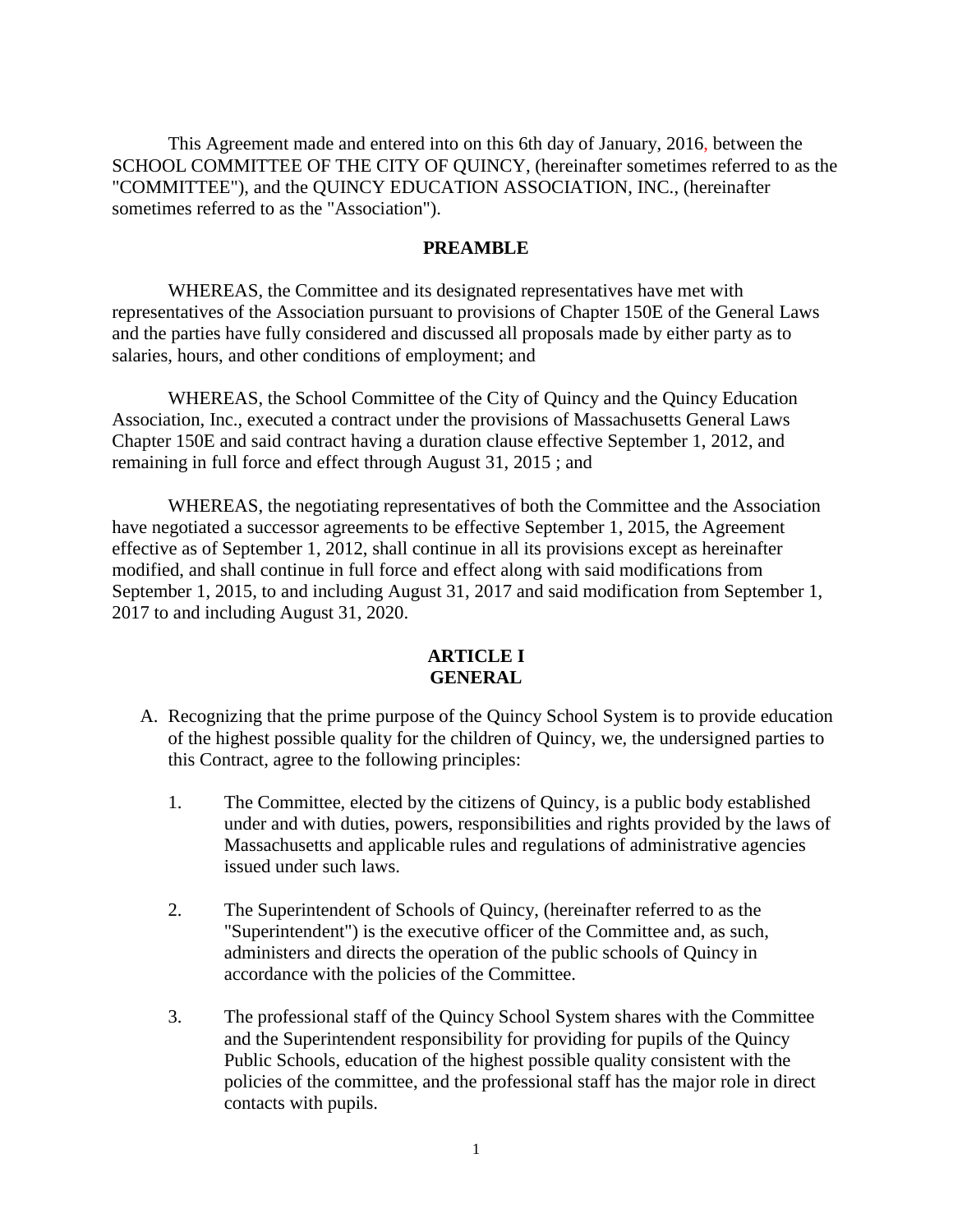This Agreement made and entered into on this 6th day of January, 2016, between the SCHOOL COMMITTEE OF THE CITY OF QUINCY, (hereinafter sometimes referred to as the "COMMITTEE"), and the QUINCY EDUCATION ASSOCIATION, INC., (hereinafter sometimes referred to as the "Association").

## PREAMBLE

WHEREAS, the Committee and its designated representatives have met with representatives of the Association pursuant to provisions of Chapter 150E of the General Laws and the parties have fully considered and discussed all proposals made by either party as to salaries, hours, and other conditions of employment; and

WHEREAS, the School Committee of the City of Quincy and the Quincy Education Association, Inc., executed a contract under the provisions of Massachusetts General Laws Chapter 150E and said contract having a duration clause effective September 1, 2012, and remaining in full force and effect through August 31, 2015 ; and

WHEREAS, the negotiating representatives of both the Committee and the Association have negotiated a successor agreements to be effective September 1, 2015, the Agreement effective as of September 1, 2012, shall continue in all its provisions except as hereinafter modified, and shall continue in full force and effect along with said modifications from September 1, 2015, to and including August 31, 2017 and said modification from September 1, 2017 to and including August 31, 2020.

## ARTICLE I
## GENERAL

A. Recognizing that the prime purpose of the Quincy School System is to provide education of the highest possible quality for the children of Quincy, we, the undersigned parties to this Contract, agree to the following principles:

    1. The Committee, elected by the citizens of Quincy, is a public body established under and with duties, powers, responsibilities and rights provided by the laws of Massachusetts and applicable rules and regulations of administrative agencies issued under such laws.

    2. The Superintendent of Schools of Quincy, (hereinafter referred to as the "Superintendent") is the executive officer of the Committee and, as such, administers and directs the operation of the public schools of Quincy in accordance with the policies of the Committee.

    3. The professional staff of the Quincy School System shares with the Committee and the Superintendent responsibility for providing for pupils of the Quincy Public Schools, education of the highest possible quality consistent with the policies of the committee, and the professional staff has the major role in direct contacts with pupils.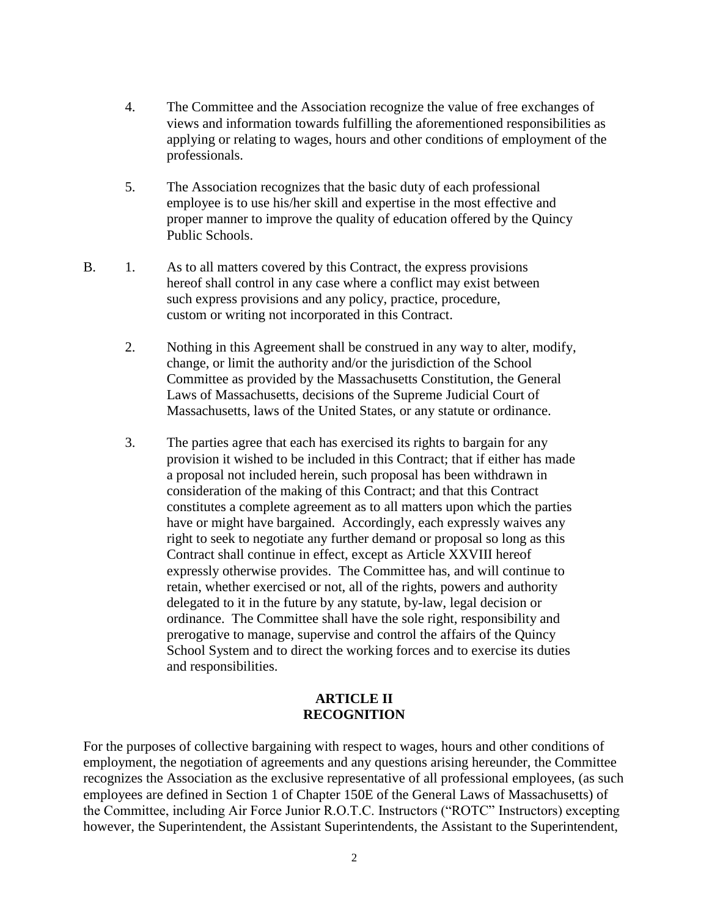4. The Committee and the Association recognize the value of free exchanges of views and information towards fulfilling the aforementioned responsibilities as applying or relating to wages, hours and other conditions of employment of the professionals.

5. The Association recognizes that the basic duty of each professional employee is to use his/her skill and expertise in the most effective and proper manner to improve the quality of education offered by the Quincy Public Schools.

B. 1. As to all matters covered by this Contract, the express provisions hereof shall control in any case where a conflict may exist between such express provisions and any policy, practice, procedure, custom or writing not incorporated in this Contract.

2. Nothing in this Agreement shall be construed in any way to alter, modify, change, or limit the authority and/or the jurisdiction of the School Committee as provided by the Massachusetts Constitution, the General Laws of Massachusetts, decisions of the Supreme Judicial Court of Massachusetts, laws of the United States, or any statute or ordinance.

3. The parties agree that each has exercised its rights to bargain for any provision it wished to be included in this Contract; that if either has made a proposal not included herein, such proposal has been withdrawn in consideration of the making of this Contract; and that this Contract constitutes a complete agreement as to all matters upon which the parties have or might have bargained. Accordingly, each expressly waives any right to seek to negotiate any further demand or proposal so long as this Contract shall continue in effect, except as Article XXVIII hereof expressly otherwise provides. The Committee has, and will continue to retain, whether exercised or not, all of the rights, powers and authority delegated to it in the future by any statute, by-law, legal decision or ordinance. The Committee shall have the sole right, responsibility and prerogative to manage, supervise and control the affairs of the Quincy School System and to direct the working forces and to exercise its duties and responsibilities.

## ARTICLE II
## RECOGNITION

For the purposes of collective bargaining with respect to wages, hours and other conditions of employment, the negotiation of agreements and any questions arising hereunder, the Committee recognizes the Association as the exclusive representative of all professional employees, (as such employees are defined in Section 1 of Chapter 150E of the General Laws of Massachusetts) of the Committee, including Air Force Junior R.O.T.C. Instructors ("ROTC" Instructors) excepting however, the Superintendent, the Assistant Superintendents, the Assistant to the Superintendent,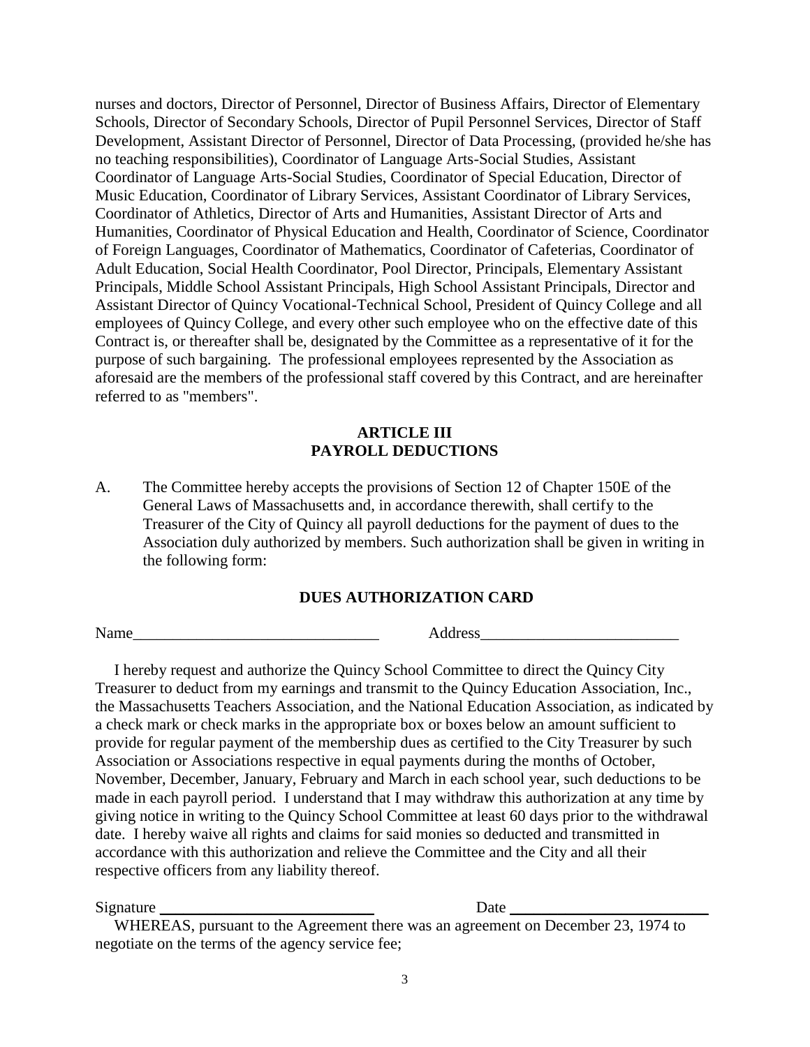nurses and doctors, Director of Personnel, Director of Business Affairs, Director of Elementary Schools, Director of Secondary Schools, Director of Pupil Personnel Services, Director of Staff Development, Assistant Director of Personnel, Director of Data Processing, (provided he/she has no teaching responsibilities), Coordinator of Language Arts-Social Studies, Assistant Coordinator of Language Arts-Social Studies, Coordinator of Special Education, Director of Music Education, Coordinator of Library Services, Assistant Coordinator of Library Services, Coordinator of Athletics, Director of Arts and Humanities, Assistant Director of Arts and Humanities, Coordinator of Physical Education and Health, Coordinator of Science, Coordinator of Foreign Languages, Coordinator of Mathematics, Coordinator of Cafeterias, Coordinator of Adult Education, Social Health Coordinator, Pool Director, Principals, Elementary Assistant Principals, Middle School Assistant Principals, High School Assistant Principals, Director and Assistant Director of Quincy Vocational-Technical School, President of Quincy College and all employees of Quincy College, and every other such employee who on the effective date of this Contract is, or thereafter shall be, designated by the Committee as a representative of it for the purpose of such bargaining. The professional employees represented by the Association as aforesaid are the members of the professional staff covered by this Contract, and are hereinafter referred to as "members".

## ARTICLE III
## PAYROLL DEDUCTIONS

A. The Committee hereby accepts the provisions of Section 12 of Chapter 150E of the General Laws of Massachusetts and, in accordance therewith, shall certify to the Treasurer of the City of Quincy all payroll deductions for the payment of dues to the Association duly authorized by members. Such authorization shall be given in writing in the following form:

### DUES AUTHORIZATION CARD

Name_______________________________ Address_________________________

I hereby request and authorize the Quincy School Committee to direct the Quincy City Treasurer to deduct from my earnings and transmit to the Quincy Education Association, Inc., the Massachusetts Teachers Association, and the National Education Association, as indicated by a check mark or check marks in the appropriate box or boxes below an amount sufficient to provide for regular payment of the membership dues as certified to the City Treasurer by such Association or Associations respective in equal payments during the months of October, November, December, January, February and March in each school year, such deductions to be made in each payroll period. I understand that I may withdraw this authorization at any time by giving notice in writing to the Quincy School Committee at least 60 days prior to the withdrawal date. I hereby waive all rights and claims for said monies so deducted and transmitted in accordance with this authorization and relieve the Committee and the City and all their respective officers from any liability thereof.

Signature ___________________________ Date _________________________

WHEREAS, pursuant to the Agreement there was an agreement on December 23, 1974 to negotiate on the terms of the agency service fee;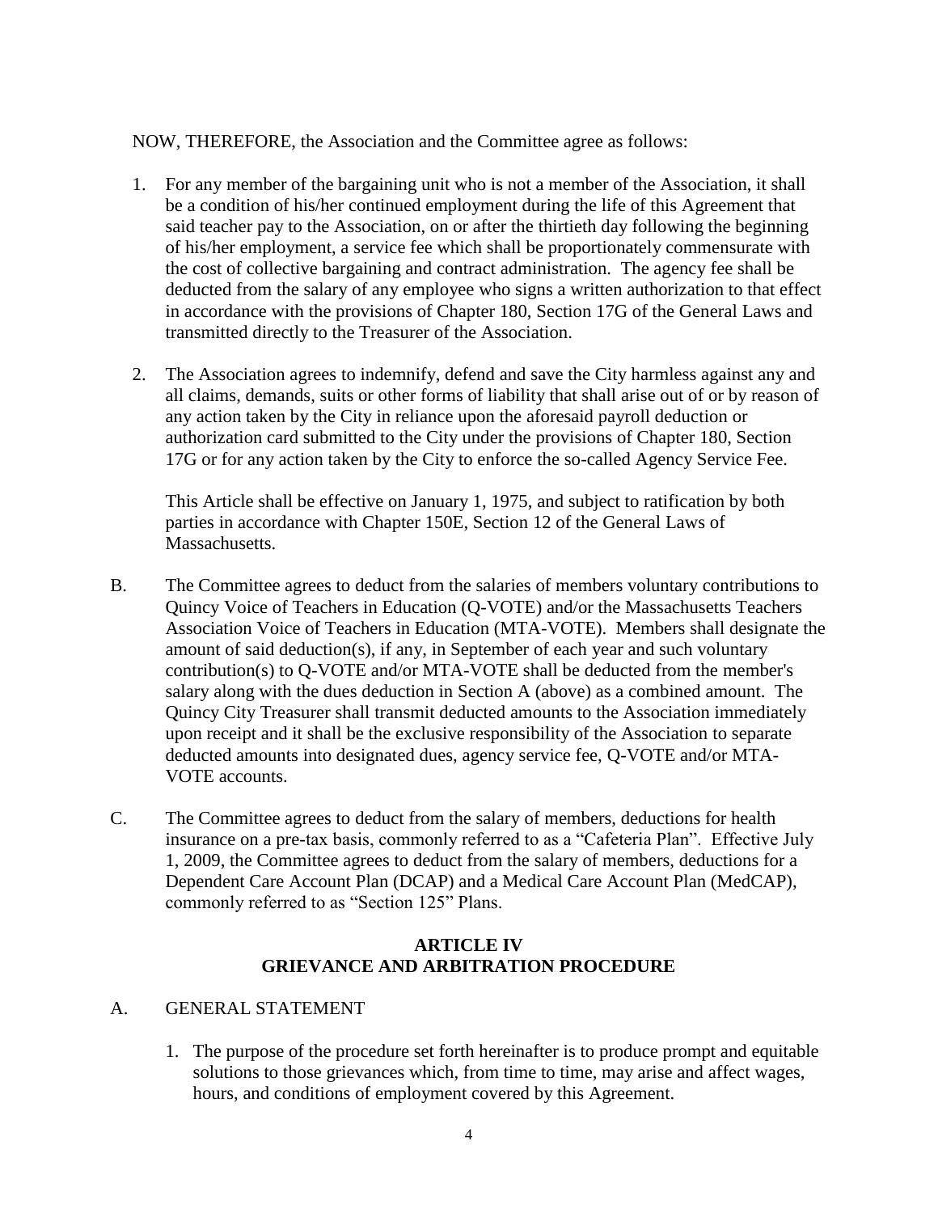NOW, THEREFORE, the Association and the Committee agree as follows:

1. For any member of the bargaining unit who is not a member of the Association, it shall be a condition of his/her continued employment during the life of this Agreement that said teacher pay to the Association, on or after the thirtieth day following the beginning of his/her employment, a service fee which shall be proportionately commensurate with the cost of collective bargaining and contract administration. The agency fee shall be deducted from the salary of any employee who signs a written authorization to that effect in accordance with the provisions of Chapter 180, Section 17G of the General Laws and transmitted directly to the Treasurer of the Association.

2. The Association agrees to indemnify, defend and save the City harmless against any and all claims, demands, suits or other forms of liability that shall arise out of or by reason of any action taken by the City in reliance upon the aforesaid payroll deduction or authorization card submitted to the City under the provisions of Chapter 180, Section 17G or for any action taken by the City to enforce the so-called Agency Service Fee.

   This Article shall be effective on January 1, 1975, and subject to ratification by both parties in accordance with Chapter 150E, Section 12 of the General Laws of Massachusetts.

B. The Committee agrees to deduct from the salaries of members voluntary contributions to Quincy Voice of Teachers in Education (Q-VOTE) and/or the Massachusetts Teachers Association Voice of Teachers in Education (MTA-VOTE). Members shall designate the amount of said deduction(s), if any, in September of each year and such voluntary contribution(s) to Q-VOTE and/or MTA-VOTE shall be deducted from the member's salary along with the dues deduction in Section A (above) as a combined amount. The Quincy City Treasurer shall transmit deducted amounts to the Association immediately upon receipt and it shall be the exclusive responsibility of the Association to separate deducted amounts into designated dues, agency service fee, Q-VOTE and/or MTA-VOTE accounts.

C. The Committee agrees to deduct from the salary of members, deductions for health insurance on a pre-tax basis, commonly referred to as a "Cafeteria Plan". Effective July 1, 2009, the Committee agrees to deduct from the salary of members, deductions for a Dependent Care Account Plan (DCAP) and a Medical Care Account Plan (MedCAP), commonly referred to as "Section 125" Plans.

## ARTICLE IV
## GRIEVANCE AND ARBITRATION PROCEDURE

A. GENERAL STATEMENT

1. The purpose of the procedure set forth hereinafter is to produce prompt and equitable solutions to those grievances which, from time to time, may arise and affect wages, hours, and conditions of employment covered by this Agreement.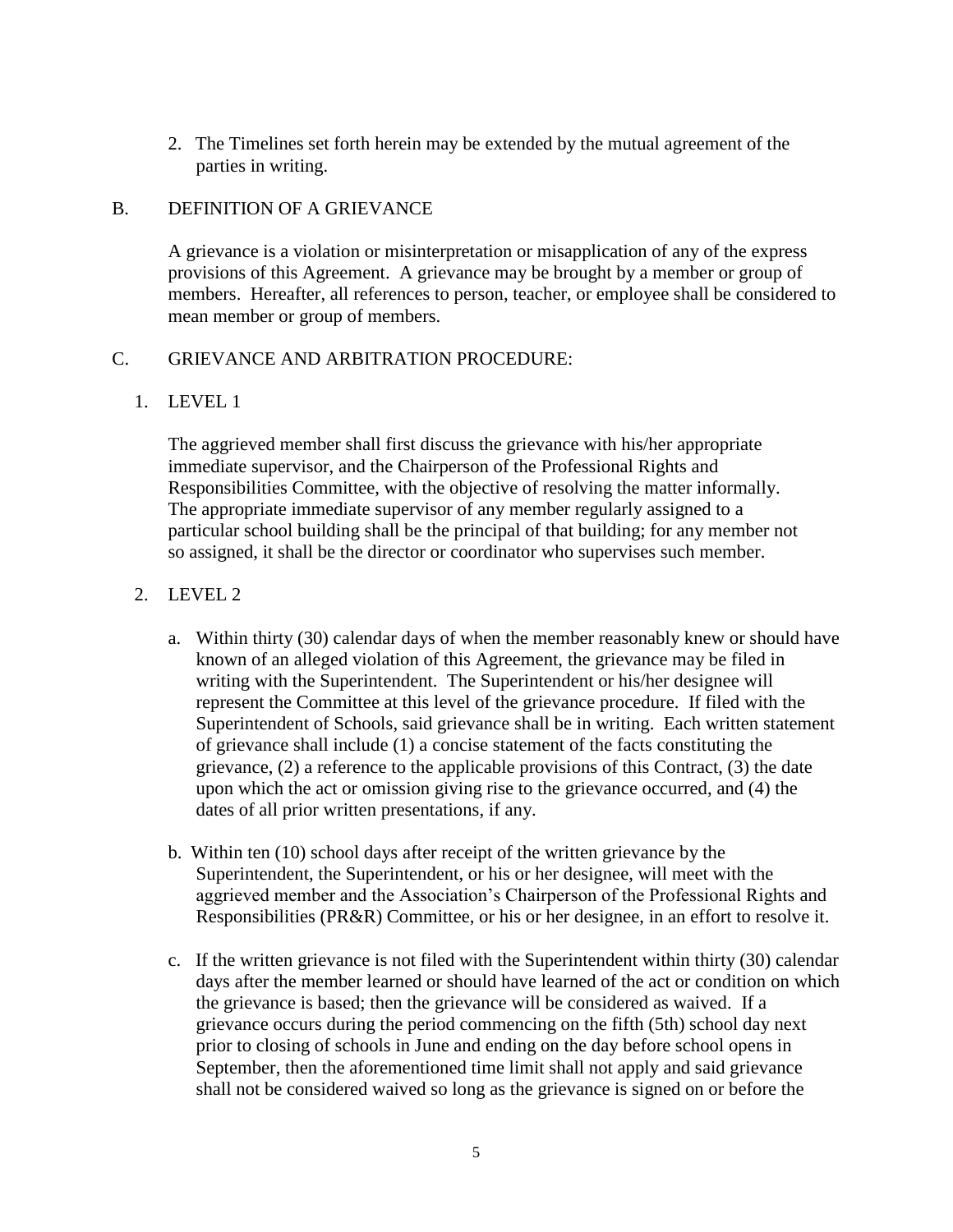2. The Timelines set forth herein may be extended by the mutual agreement of the parties in writing.

## B. DEFINITION OF A GRIEVANCE

A grievance is a violation or misinterpretation or misapplication of any of the express provisions of this Agreement. A grievance may be brought by a member or group of members. Hereafter, all references to person, teacher, or employee shall be considered to mean member or group of members.

## C. GRIEVANCE AND ARBITRATION PROCEDURE:

### 1. LEVEL 1

The aggrieved member shall first discuss the grievance with his/her appropriate immediate supervisor, and the Chairperson of the Professional Rights and Responsibilities Committee, with the objective of resolving the matter informally. The appropriate immediate supervisor of any member regularly assigned to a particular school building shall be the principal of that building; for any member not so assigned, it shall be the director or coordinator who supervises such member.

### 2. LEVEL 2

a. Within thirty (30) calendar days of when the member reasonably knew or should have known of an alleged violation of this Agreement, the grievance may be filed in writing with the Superintendent. The Superintendent or his/her designee will represent the Committee at this level of the grievance procedure. If filed with the Superintendent of Schools, said grievance shall be in writing. Each written statement of grievance shall include (1) a concise statement of the facts constituting the grievance, (2) a reference to the applicable provisions of this Contract, (3) the date upon which the act or omission giving rise to the grievance occurred, and (4) the dates of all prior written presentations, if any.

b. Within ten (10) school days after receipt of the written grievance by the Superintendent, the Superintendent, or his or her designee, will meet with the aggrieved member and the Association's Chairperson of the Professional Rights and Responsibilities (PR&R) Committee, or his or her designee, in an effort to resolve it.

c. If the written grievance is not filed with the Superintendent within thirty (30) calendar days after the member learned or should have learned of the act or condition on which the grievance is based; then the grievance will be considered as waived. If a grievance occurs during the period commencing on the fifth (5th) school day next prior to closing of schools in June and ending on the day before school opens in September, then the aforementioned time limit shall not apply and said grievance shall not be considered waived so long as the grievance is signed on or before the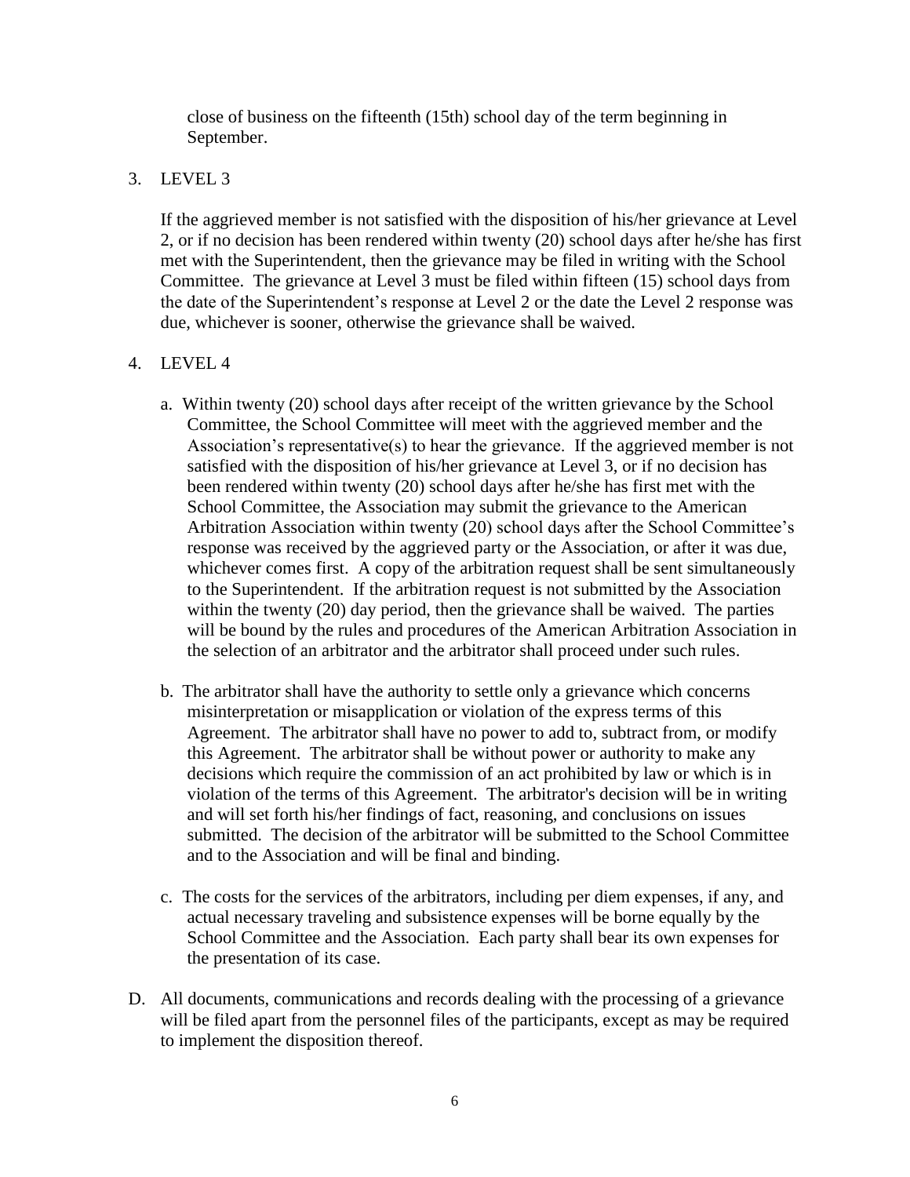close of business on the fifteenth (15th) school day of the term beginning in September.

3. LEVEL 3

   If the aggrieved member is not satisfied with the disposition of his/her grievance at Level 2, or if no decision has been rendered within twenty (20) school days after he/she has first met with the Superintendent, then the grievance may be filed in writing with the School Committee. The grievance at Level 3 must be filed within fifteen (15) school days from the date of the Superintendent's response at Level 2 or the date the Level 2 response was due, whichever is sooner, otherwise the grievance shall be waived.

4. LEVEL 4

   a. Within twenty (20) school days after receipt of the written grievance by the School Committee, the School Committee will meet with the aggrieved member and the Association's representative(s) to hear the grievance. If the aggrieved member is not satisfied with the disposition of his/her grievance at Level 3, or if no decision has been rendered within twenty (20) school days after he/she has first met with the School Committee, the Association may submit the grievance to the American Arbitration Association within twenty (20) school days after the School Committee's response was received by the aggrieved party or the Association, or after it was due, whichever comes first. A copy of the arbitration request shall be sent simultaneously to the Superintendent. If the arbitration request is not submitted by the Association within the twenty (20) day period, then the grievance shall be waived. The parties will be bound by the rules and procedures of the American Arbitration Association in the selection of an arbitrator and the arbitrator shall proceed under such rules.

   b. The arbitrator shall have the authority to settle only a grievance which concerns misinterpretation or misapplication or violation of the express terms of this Agreement. The arbitrator shall have no power to add to, subtract from, or modify this Agreement. The arbitrator shall be without power or authority to make any decisions which require the commission of an act prohibited by law or which is in violation of the terms of this Agreement. The arbitrator's decision will be in writing and will set forth his/her findings of fact, reasoning, and conclusions on issues submitted. The decision of the arbitrator will be submitted to the School Committee and to the Association and will be final and binding.

   c. The costs for the services of the arbitrators, including per diem expenses, if any, and actual necessary traveling and subsistence expenses will be borne equally by the School Committee and the Association. Each party shall bear its own expenses for the presentation of its case.

D. All documents, communications and records dealing with the processing of a grievance will be filed apart from the personnel files of the participants, except as may be required to implement the disposition thereof.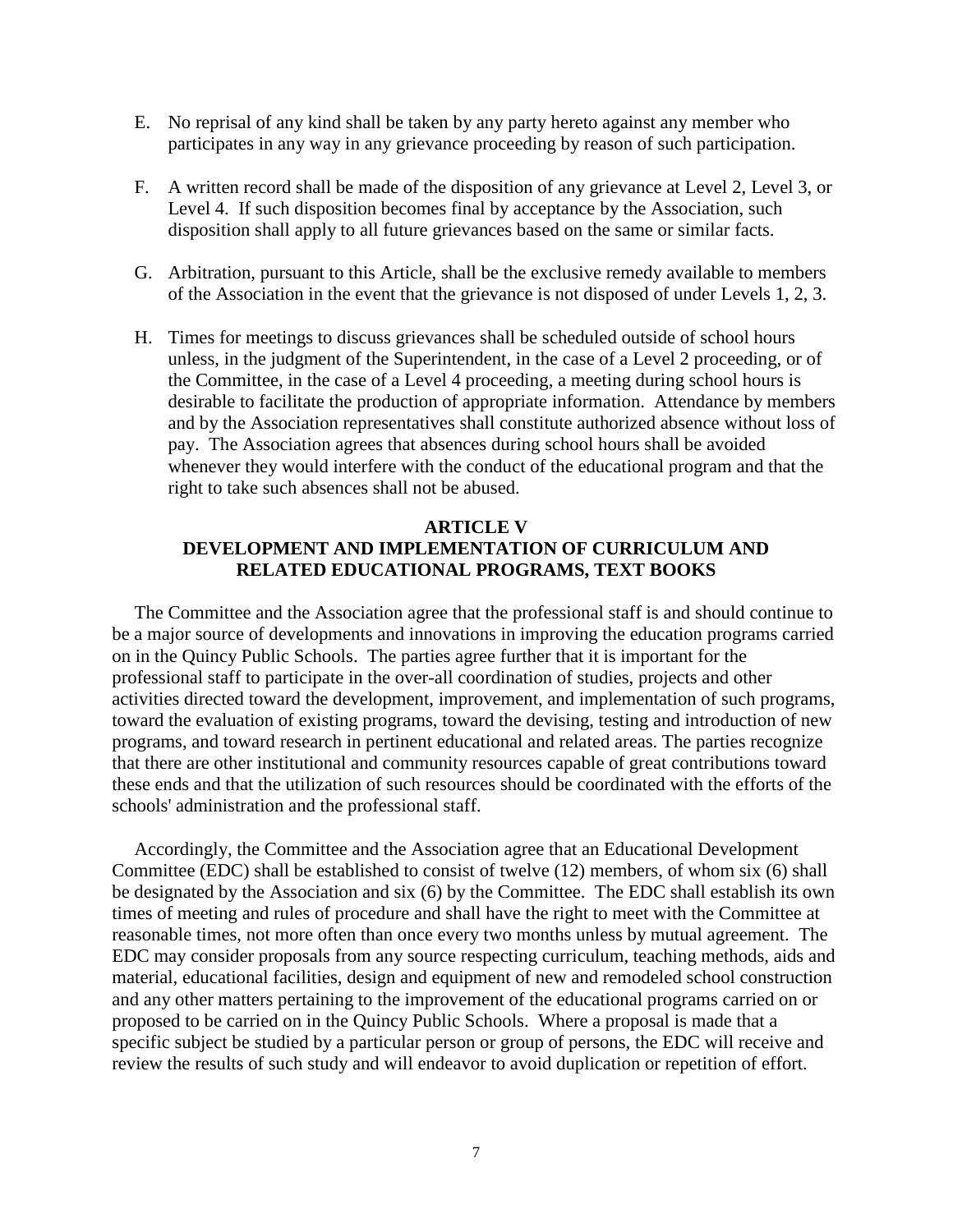E. No reprisal of any kind shall be taken by any party hereto against any member who participates in any way in any grievance proceeding by reason of such participation.

F. A written record shall be made of the disposition of any grievance at Level 2, Level 3, or Level 4. If such disposition becomes final by acceptance by the Association, such disposition shall apply to all future grievances based on the same or similar facts.

G. Arbitration, pursuant to this Article, shall be the exclusive remedy available to members of the Association in the event that the grievance is not disposed of under Levels 1, 2, 3.

H. Times for meetings to discuss grievances shall be scheduled outside of school hours unless, in the judgment of the Superintendent, in the case of a Level 2 proceeding, or of the Committee, in the case of a Level 4 proceeding, a meeting during school hours is desirable to facilitate the production of appropriate information. Attendance by members and by the Association representatives shall constitute authorized absence without loss of pay. The Association agrees that absences during school hours shall be avoided whenever they would interfere with the conduct of the educational program and that the right to take such absences shall not be abused.

## ARTICLE V
## DEVELOPMENT AND IMPLEMENTATION OF CURRICULUM AND RELATED EDUCATIONAL PROGRAMS, TEXT BOOKS

The Committee and the Association agree that the professional staff is and should continue to be a major source of developments and innovations in improving the education programs carried on in the Quincy Public Schools. The parties agree further that it is important for the professional staff to participate in the over-all coordination of studies, projects and other activities directed toward the development, improvement, and implementation of such programs, toward the evaluation of existing programs, toward the devising, testing and introduction of new programs, and toward research in pertinent educational and related areas. The parties recognize that there are other institutional and community resources capable of great contributions toward these ends and that the utilization of such resources should be coordinated with the efforts of the schools' administration and the professional staff.

Accordingly, the Committee and the Association agree that an Educational Development Committee (EDC) shall be established to consist of twelve (12) members, of whom six (6) shall be designated by the Association and six (6) by the Committee. The EDC shall establish its own times of meeting and rules of procedure and shall have the right to meet with the Committee at reasonable times, not more often than once every two months unless by mutual agreement. The EDC may consider proposals from any source respecting curriculum, teaching methods, aids and material, educational facilities, design and equipment of new and remodeled school construction and any other matters pertaining to the improvement of the educational programs carried on or proposed to be carried on in the Quincy Public Schools. Where a proposal is made that a specific subject be studied by a particular person or group of persons, the EDC will receive and review the results of such study and will endeavor to avoid duplication or repetition of effort.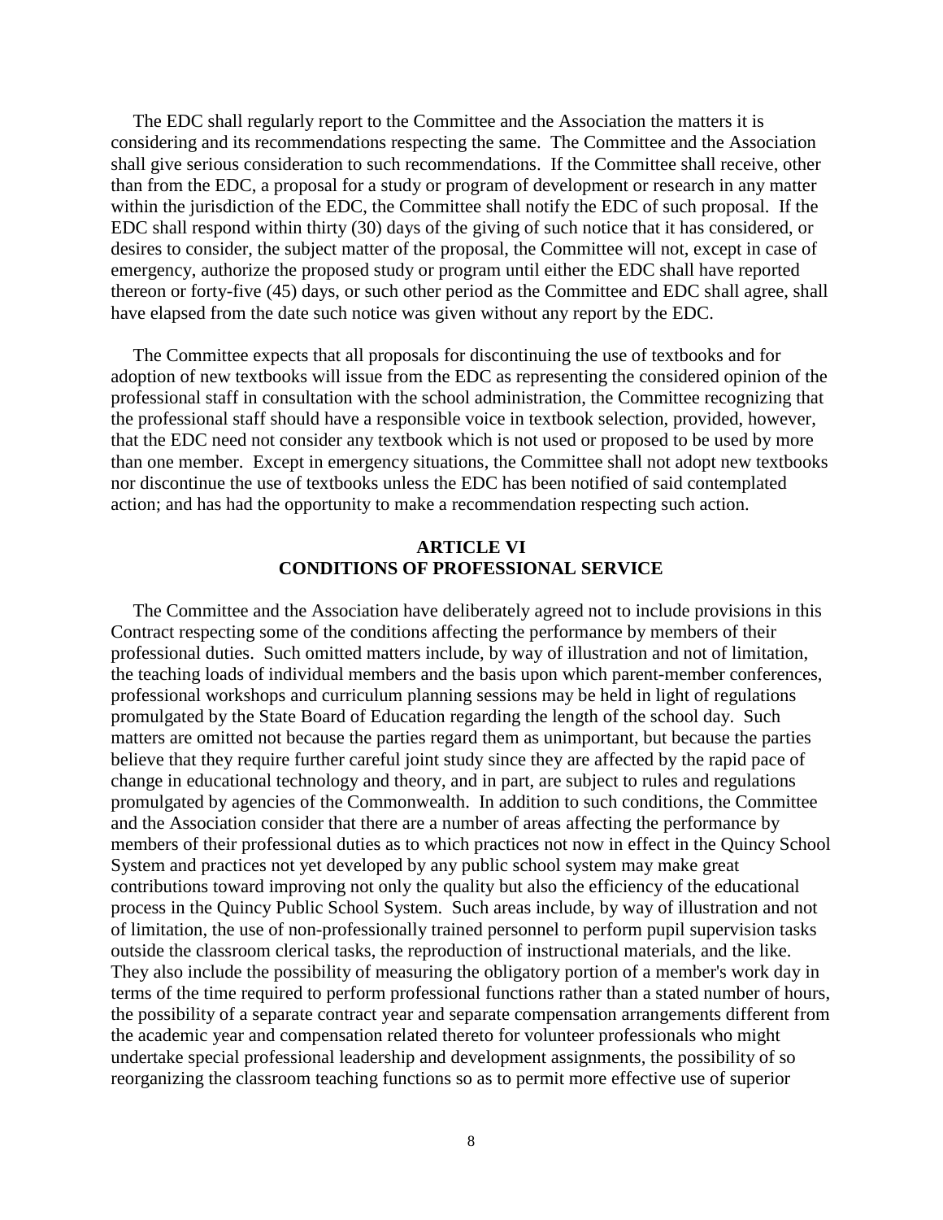The EDC shall regularly report to the Committee and the Association the matters it is considering and its recommendations respecting the same. The Committee and the Association shall give serious consideration to such recommendations. If the Committee shall receive, other than from the EDC, a proposal for a study or program of development or research in any matter within the jurisdiction of the EDC, the Committee shall notify the EDC of such proposal. If the EDC shall respond within thirty (30) days of the giving of such notice that it has considered, or desires to consider, the subject matter of the proposal, the Committee will not, except in case of emergency, authorize the proposed study or program until either the EDC shall have reported thereon or forty-five (45) days, or such other period as the Committee and EDC shall agree, shall have elapsed from the date such notice was given without any report by the EDC.

The Committee expects that all proposals for discontinuing the use of textbooks and for adoption of new textbooks will issue from the EDC as representing the considered opinion of the professional staff in consultation with the school administration, the Committee recognizing that the professional staff should have a responsible voice in textbook selection, provided, however, that the EDC need not consider any textbook which is not used or proposed to be used by more than one member. Except in emergency situations, the Committee shall not adopt new textbooks nor discontinue the use of textbooks unless the EDC has been notified of said contemplated action; and has had the opportunity to make a recommendation respecting such action.

## ARTICLE VI
## CONDITIONS OF PROFESSIONAL SERVICE

The Committee and the Association have deliberately agreed not to include provisions in this Contract respecting some of the conditions affecting the performance by members of their professional duties. Such omitted matters include, by way of illustration and not of limitation, the teaching loads of individual members and the basis upon which parent-member conferences, professional workshops and curriculum planning sessions may be held in light of regulations promulgated by the State Board of Education regarding the length of the school day. Such matters are omitted not because the parties regard them as unimportant, but because the parties believe that they require further careful joint study since they are affected by the rapid pace of change in educational technology and theory, and in part, are subject to rules and regulations promulgated by agencies of the Commonwealth. In addition to such conditions, the Committee and the Association consider that there are a number of areas affecting the performance by members of their professional duties as to which practices not now in effect in the Quincy School System and practices not yet developed by any public school system may make great contributions toward improving not only the quality but also the efficiency of the educational process in the Quincy Public School System. Such areas include, by way of illustration and not of limitation, the use of non-professionally trained personnel to perform pupil supervision tasks outside the classroom clerical tasks, the reproduction of instructional materials, and the like. They also include the possibility of measuring the obligatory portion of a member's work day in terms of the time required to perform professional functions rather than a stated number of hours, the possibility of a separate contract year and separate compensation arrangements different from the academic year and compensation related thereto for volunteer professionals who might undertake special professional leadership and development assignments, the possibility of so reorganizing the classroom teaching functions so as to permit more effective use of superior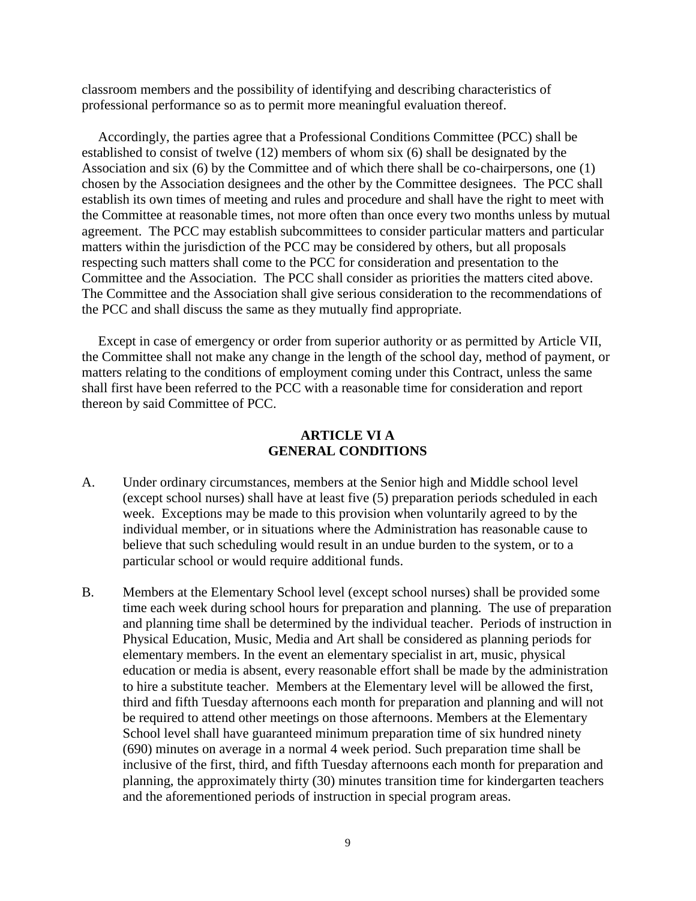classroom members and the possibility of identifying and describing characteristics of professional performance so as to permit more meaningful evaluation thereof.

Accordingly, the parties agree that a Professional Conditions Committee (PCC) shall be established to consist of twelve (12) members of whom six (6) shall be designated by the Association and six (6) by the Committee and of which there shall be co-chairpersons, one (1) chosen by the Association designees and the other by the Committee designees. The PCC shall establish its own times of meeting and rules and procedure and shall have the right to meet with the Committee at reasonable times, not more often than once every two months unless by mutual agreement. The PCC may establish subcommittees to consider particular matters and particular matters within the jurisdiction of the PCC may be considered by others, but all proposals respecting such matters shall come to the PCC for consideration and presentation to the Committee and the Association. The PCC shall consider as priorities the matters cited above. The Committee and the Association shall give serious consideration to the recommendations of the PCC and shall discuss the same as they mutually find appropriate.

Except in case of emergency or order from superior authority or as permitted by Article VII, the Committee shall not make any change in the length of the school day, method of payment, or matters relating to the conditions of employment coming under this Contract, unless the same shall first have been referred to the PCC with a reasonable time for consideration and report thereon by said Committee of PCC.

## ARTICLE VI A
## GENERAL CONDITIONS

A. Under ordinary circumstances, members at the Senior high and Middle school level (except school nurses) shall have at least five (5) preparation periods scheduled in each week. Exceptions may be made to this provision when voluntarily agreed to by the individual member, or in situations where the Administration has reasonable cause to believe that such scheduling would result in an undue burden to the system, or to a particular school or would require additional funds.

B. Members at the Elementary School level (except school nurses) shall be provided some time each week during school hours for preparation and planning. The use of preparation and planning time shall be determined by the individual teacher. Periods of instruction in Physical Education, Music, Media and Art shall be considered as planning periods for elementary members. In the event an elementary specialist in art, music, physical education or media is absent, every reasonable effort shall be made by the administration to hire a substitute teacher. Members at the Elementary level will be allowed the first, third and fifth Tuesday afternoons each month for preparation and planning and will not be required to attend other meetings on those afternoons. Members at the Elementary School level shall have guaranteed minimum preparation time of six hundred ninety (690) minutes on average in a normal 4 week period. Such preparation time shall be inclusive of the first, third, and fifth Tuesday afternoons each month for preparation and planning, the approximately thirty (30) minutes transition time for kindergarten teachers and the aforementioned periods of instruction in special program areas.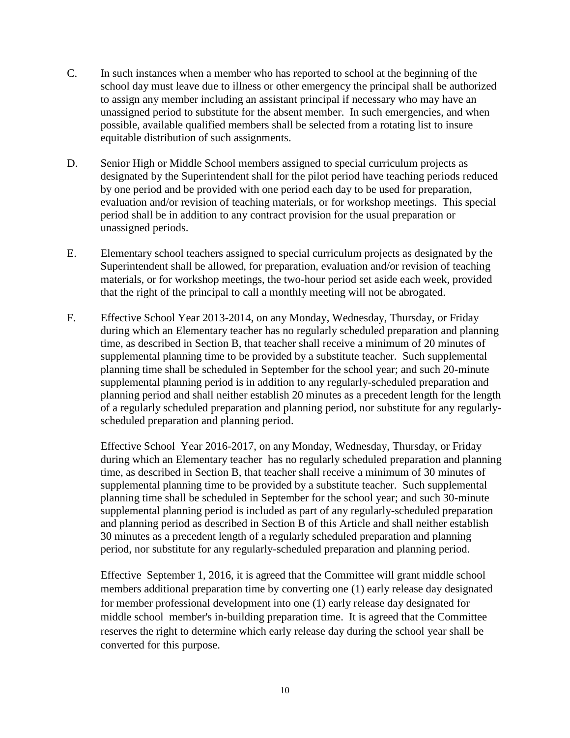C. In such instances when a member who has reported to school at the beginning of the school day must leave due to illness or other emergency the principal shall be authorized to assign any member including an assistant principal if necessary who may have an unassigned period to substitute for the absent member. In such emergencies, and when possible, available qualified members shall be selected from a rotating list to insure equitable distribution of such assignments.

D. Senior High or Middle School members assigned to special curriculum projects as designated by the Superintendent shall for the pilot period have teaching periods reduced by one period and be provided with one period each day to be used for preparation, evaluation and/or revision of teaching materials, or for workshop meetings. This special period shall be in addition to any contract provision for the usual preparation or unassigned periods.

E. Elementary school teachers assigned to special curriculum projects as designated by the Superintendent shall be allowed, for preparation, evaluation and/or revision of teaching materials, or for workshop meetings, the two-hour period set aside each week, provided that the right of the principal to call a monthly meeting will not be abrogated.

F. Effective School Year 2013-2014, on any Monday, Wednesday, Thursday, or Friday during which an Elementary teacher has no regularly scheduled preparation and planning time, as described in Section B, that teacher shall receive a minimum of 20 minutes of supplemental planning time to be provided by a substitute teacher. Such supplemental planning time shall be scheduled in September for the school year; and such 20-minute supplemental planning period is in addition to any regularly-scheduled preparation and planning period and shall neither establish 20 minutes as a precedent length for the length of a regularly scheduled preparation and planning period, nor substitute for any regularly-scheduled preparation and planning period.

Effective School Year 2016-2017, on any Monday, Wednesday, Thursday, or Friday during which an Elementary teacher has no regularly scheduled preparation and planning time, as described in Section B, that teacher shall receive a minimum of 30 minutes of supplemental planning time to be provided by a substitute teacher. Such supplemental planning time shall be scheduled in September for the school year; and such 30-minute supplemental planning period is included as part of any regularly-scheduled preparation and planning period as described in Section B of this Article and shall neither establish 30 minutes as a precedent length of a regularly scheduled preparation and planning period, nor substitute for any regularly-scheduled preparation and planning period.

Effective September 1, 2016, it is agreed that the Committee will grant middle school members additional preparation time by converting one (1) early release day designated for member professional development into one (1) early release day designated for middle school member's in-building preparation time. It is agreed that the Committee reserves the right to determine which early release day during the school year shall be converted for this purpose.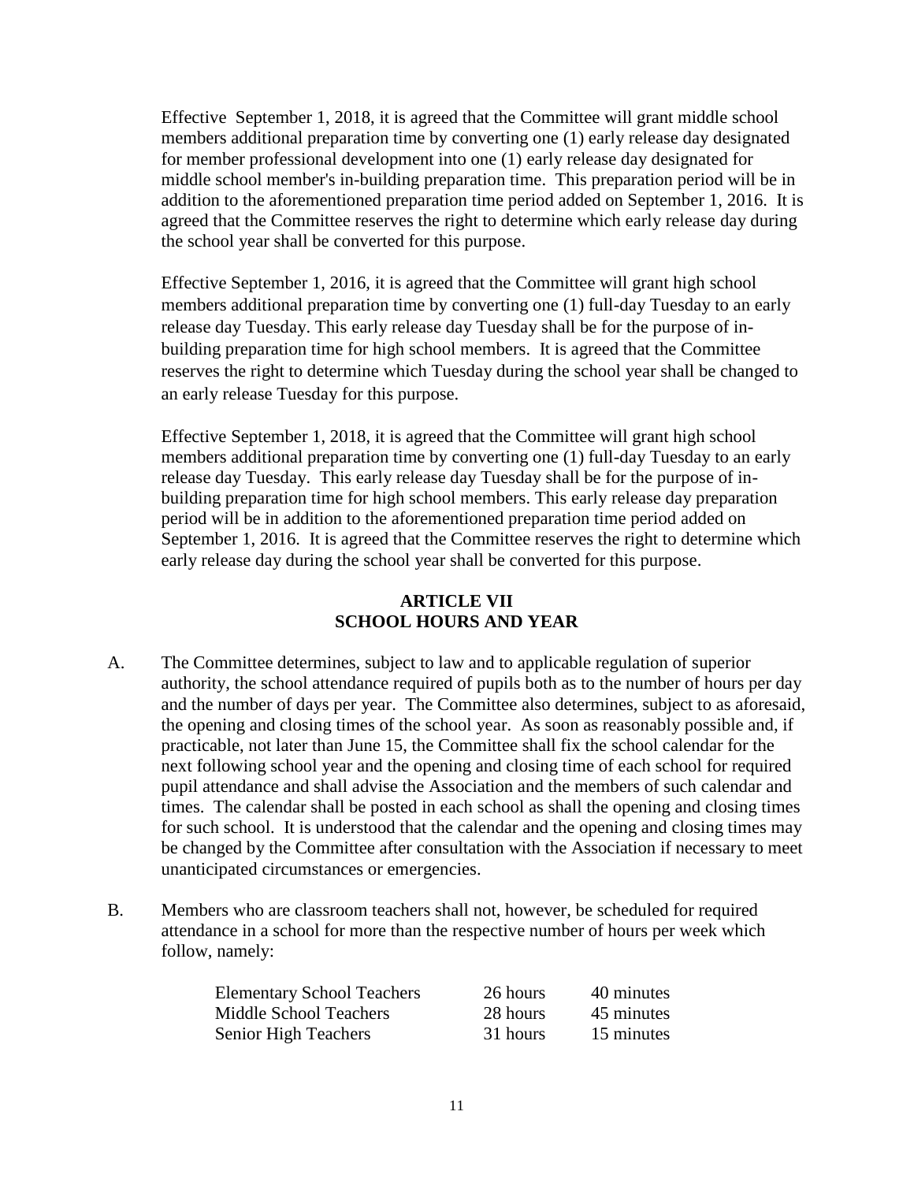Effective September 1, 2018, it is agreed that the Committee will grant middle school members additional preparation time by converting one (1) early release day designated for member professional development into one (1) early release day designated for middle school member's in-building preparation time. This preparation period will be in addition to the aforementioned preparation time period added on September 1, 2016. It is agreed that the Committee reserves the right to determine which early release day during the school year shall be converted for this purpose.

Effective September 1, 2016, it is agreed that the Committee will grant high school members additional preparation time by converting one (1) full-day Tuesday to an early release day Tuesday. This early release day Tuesday shall be for the purpose of in-building preparation time for high school members. It is agreed that the Committee reserves the right to determine which Tuesday during the school year shall be changed to an early release Tuesday for this purpose.

Effective September 1, 2018, it is agreed that the Committee will grant high school members additional preparation time by converting one (1) full-day Tuesday to an early release day Tuesday. This early release day Tuesday shall be for the purpose of in-building preparation time for high school members. This early release day preparation period will be in addition to the aforementioned preparation time period added on September 1, 2016. It is agreed that the Committee reserves the right to determine which early release day during the school year shall be converted for this purpose.

## ARTICLE VII
## SCHOOL HOURS AND YEAR

A. The Committee determines, subject to law and to applicable regulation of superior authority, the school attendance required of pupils both as to the number of hours per day and the number of days per year. The Committee also determines, subject to as aforesaid, the opening and closing times of the school year. As soon as reasonably possible and, if practicable, not later than June 15, the Committee shall fix the school calendar for the next following school year and the opening and closing time of each school for required pupil attendance and shall advise the Association and the members of such calendar and times. The calendar shall be posted in each school as shall the opening and closing times for such school. It is understood that the calendar and the opening and closing times may be changed by the Committee after consultation with the Association if necessary to meet unanticipated circumstances or emergencies.

B. Members who are classroom teachers shall not, however, be scheduled for required attendance in a school for more than the respective number of hours per week which follow, namely:

| | | |
|---|---|---|
| Elementary School Teachers | 26 hours | 40 minutes |
| Middle School Teachers | 28 hours | 45 minutes |
| Senior High Teachers | 31 hours | 15 minutes |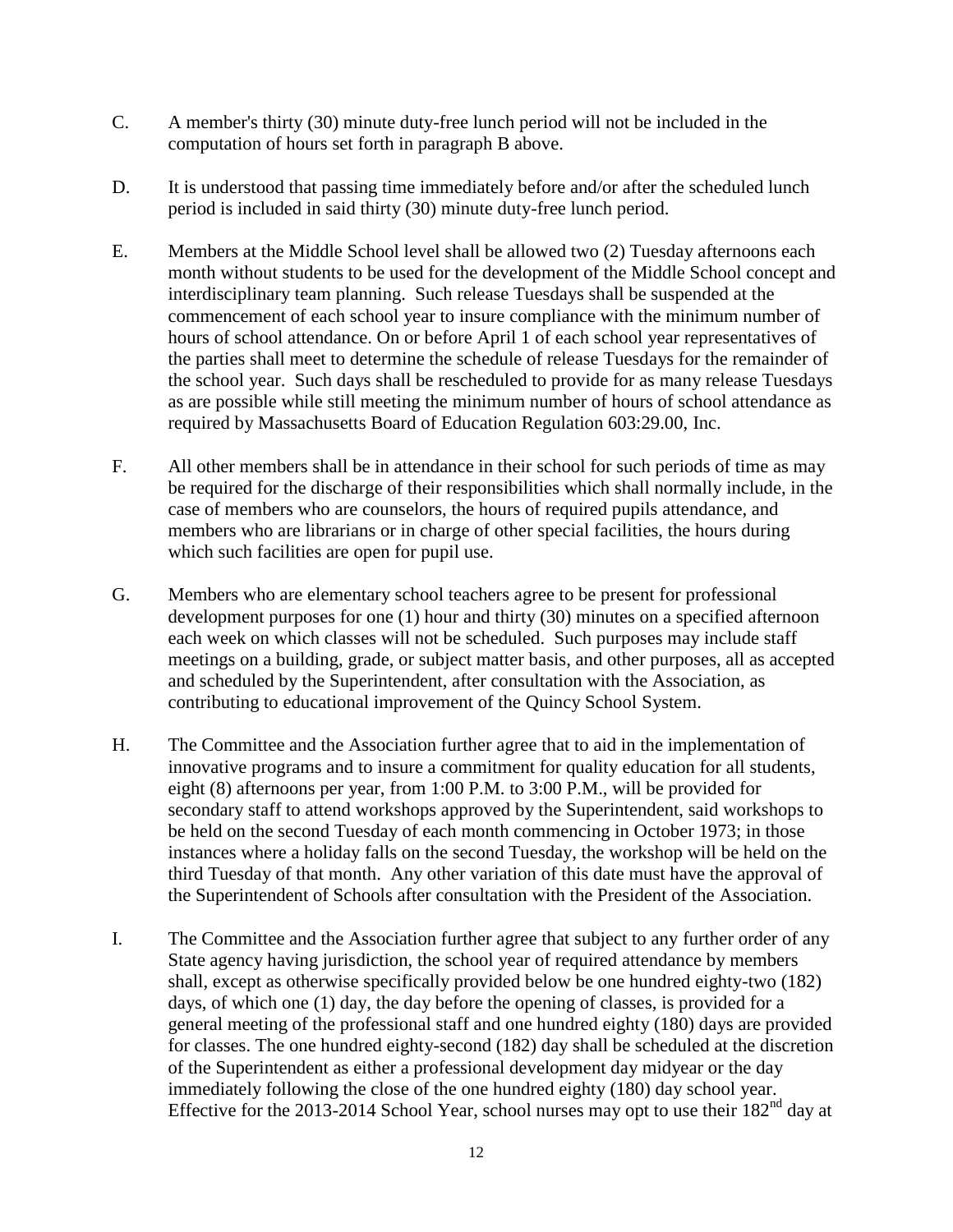C. A member's thirty (30) minute duty-free lunch period will not be included in the computation of hours set forth in paragraph B above.

D. It is understood that passing time immediately before and/or after the scheduled lunch period is included in said thirty (30) minute duty-free lunch period.

E. Members at the Middle School level shall be allowed two (2) Tuesday afternoons each month without students to be used for the development of the Middle School concept and interdisciplinary team planning. Such release Tuesdays shall be suspended at the commencement of each school year to insure compliance with the minimum number of hours of school attendance. On or before April 1 of each school year representatives of the parties shall meet to determine the schedule of release Tuesdays for the remainder of the school year. Such days shall be rescheduled to provide for as many release Tuesdays as are possible while still meeting the minimum number of hours of school attendance as required by Massachusetts Board of Education Regulation 603:29.00, Inc.

F. All other members shall be in attendance in their school for such periods of time as may be required for the discharge of their responsibilities which shall normally include, in the case of members who are counselors, the hours of required pupils attendance, and members who are librarians or in charge of other special facilities, the hours during which such facilities are open for pupil use.

G. Members who are elementary school teachers agree to be present for professional development purposes for one (1) hour and thirty (30) minutes on a specified afternoon each week on which classes will not be scheduled. Such purposes may include staff meetings on a building, grade, or subject matter basis, and other purposes, all as accepted and scheduled by the Superintendent, after consultation with the Association, as contributing to educational improvement of the Quincy School System.

H. The Committee and the Association further agree that to aid in the implementation of innovative programs and to insure a commitment for quality education for all students, eight (8) afternoons per year, from 1:00 P.M. to 3:00 P.M., will be provided for secondary staff to attend workshops approved by the Superintendent, said workshops to be held on the second Tuesday of each month commencing in October 1973; in those instances where a holiday falls on the second Tuesday, the workshop will be held on the third Tuesday of that month. Any other variation of this date must have the approval of the Superintendent of Schools after consultation with the President of the Association.

I. The Committee and the Association further agree that subject to any further order of any State agency having jurisdiction, the school year of required attendance by members shall, except as otherwise specifically provided below be one hundred eighty-two (182) days, of which one (1) day, the day before the opening of classes, is provided for a general meeting of the professional staff and one hundred eighty (180) days are provided for classes. The one hundred eighty-second (182) day shall be scheduled at the discretion of the Superintendent as either a professional development day midyear or the day immediately following the close of the one hundred eighty (180) day school year. Effective for the 2013-2014 School Year, school nurses may opt to use their 182nd day at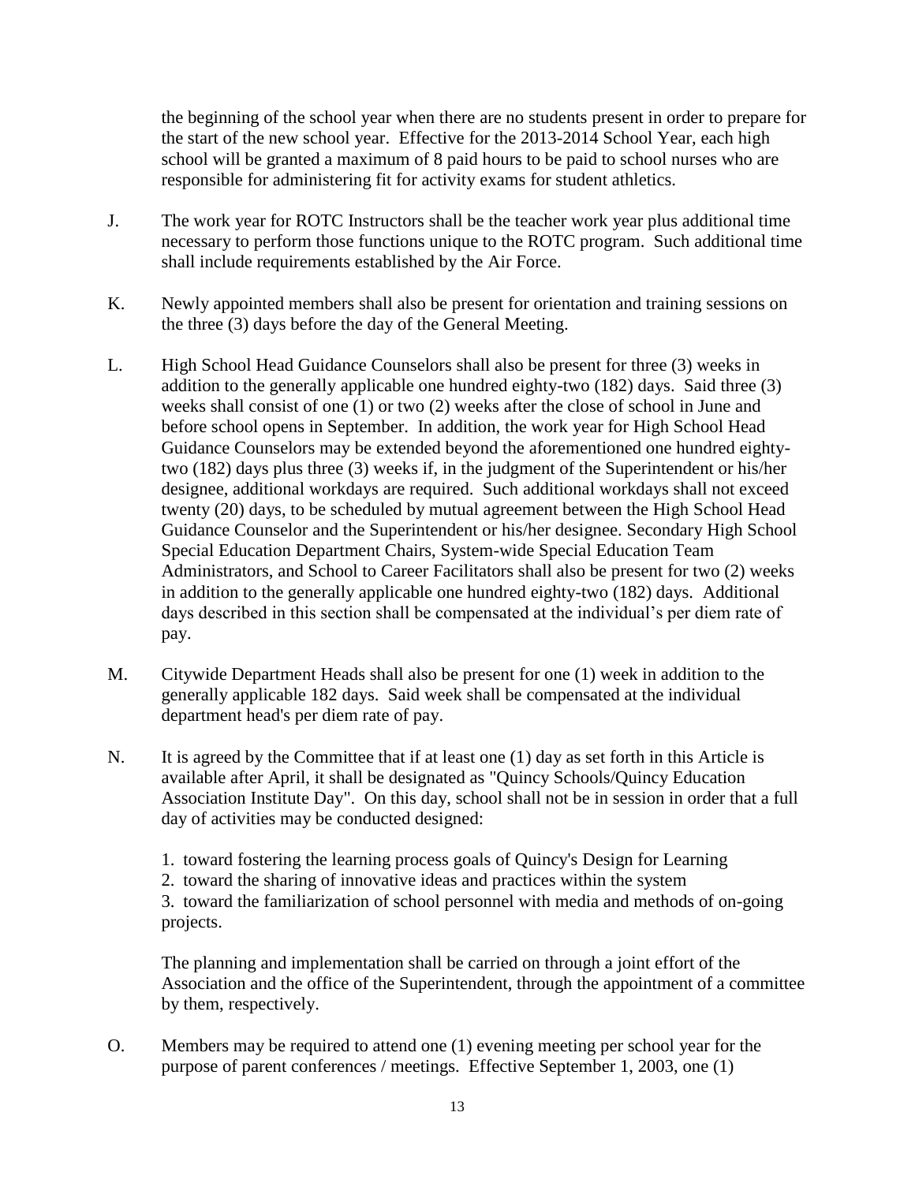the beginning of the school year when there are no students present in order to prepare for the start of the new school year. Effective for the 2013-2014 School Year, each high school will be granted a maximum of 8 paid hours to be paid to school nurses who are responsible for administering fit for activity exams for student athletics.

J. The work year for ROTC Instructors shall be the teacher work year plus additional time necessary to perform those functions unique to the ROTC program. Such additional time shall include requirements established by the Air Force.

K. Newly appointed members shall also be present for orientation and training sessions on the three (3) days before the day of the General Meeting.

L. High School Head Guidance Counselors shall also be present for three (3) weeks in addition to the generally applicable one hundred eighty-two (182) days. Said three (3) weeks shall consist of one (1) or two (2) weeks after the close of school in June and before school opens in September. In addition, the work year for High School Head Guidance Counselors may be extended beyond the aforementioned one hundred eighty-two (182) days plus three (3) weeks if, in the judgment of the Superintendent or his/her designee, additional workdays are required. Such additional workdays shall not exceed twenty (20) days, to be scheduled by mutual agreement between the High School Head Guidance Counselor and the Superintendent or his/her designee. Secondary High School Special Education Department Chairs, System-wide Special Education Team Administrators, and School to Career Facilitators shall also be present for two (2) weeks in addition to the generally applicable one hundred eighty-two (182) days. Additional days described in this section shall be compensated at the individual's per diem rate of pay.

M. Citywide Department Heads shall also be present for one (1) week in addition to the generally applicable 182 days. Said week shall be compensated at the individual department head's per diem rate of pay.

N. It is agreed by the Committee that if at least one (1) day as set forth in this Article is available after April, it shall be designated as "Quincy Schools/Quincy Education Association Institute Day". On this day, school shall not be in session in order that a full day of activities may be conducted designed:

1. toward fostering the learning process goals of Quincy's Design for Learning
2. toward the sharing of innovative ideas and practices within the system
3. toward the familiarization of school personnel with media and methods of on-going projects.

The planning and implementation shall be carried on through a joint effort of the Association and the office of the Superintendent, through the appointment of a committee by them, respectively.

O. Members may be required to attend one (1) evening meeting per school year for the purpose of parent conferences / meetings. Effective September 1, 2003, one (1)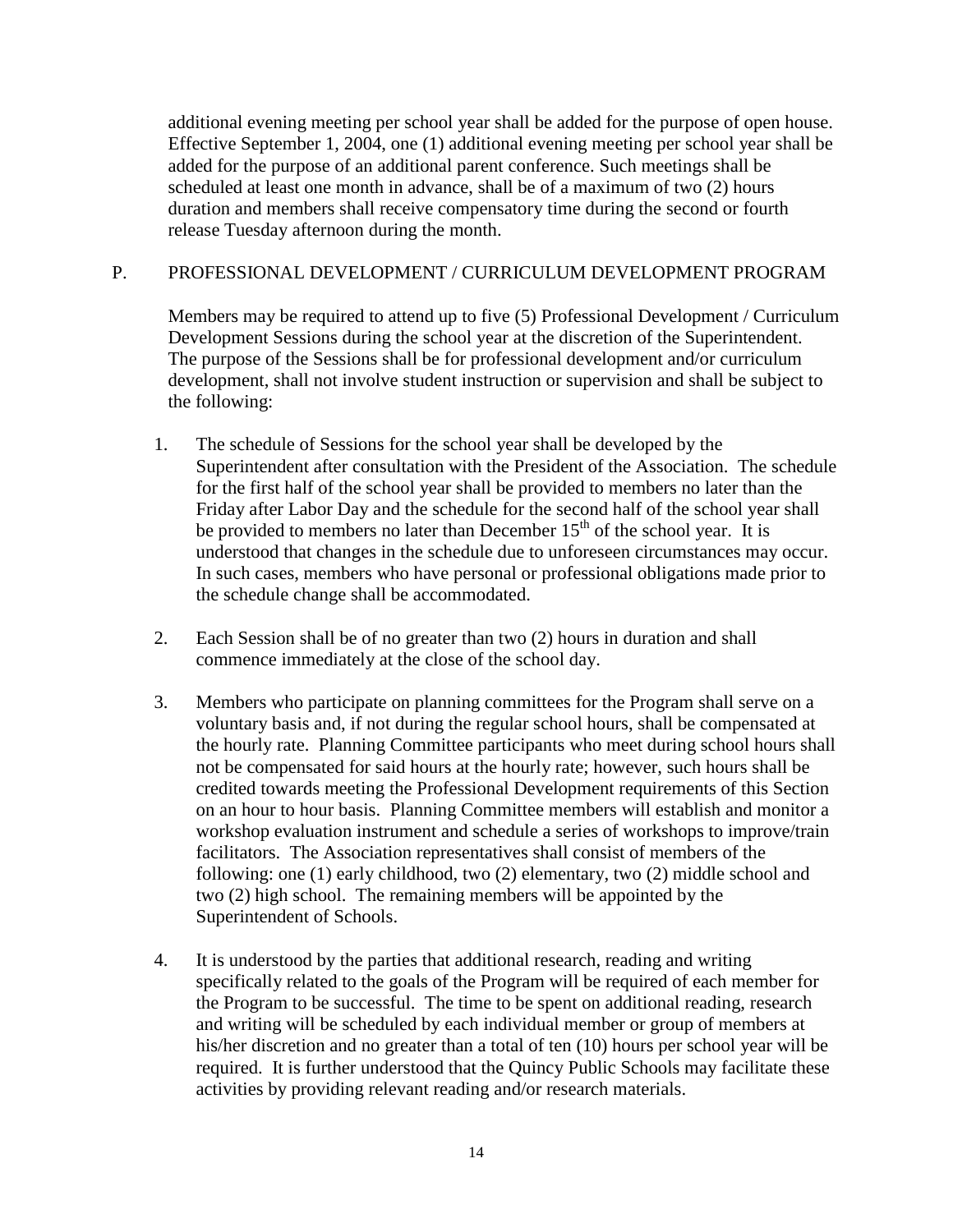additional evening meeting per school year shall be added for the purpose of open house. Effective September 1, 2004, one (1) additional evening meeting per school year shall be added for the purpose of an additional parent conference. Such meetings shall be scheduled at least one month in advance, shall be of a maximum of two (2) hours duration and members shall receive compensatory time during the second or fourth release Tuesday afternoon during the month.

P. PROFESSIONAL DEVELOPMENT / CURRICULUM DEVELOPMENT PROGRAM

Members may be required to attend up to five (5) Professional Development / Curriculum Development Sessions during the school year at the discretion of the Superintendent. The purpose of the Sessions shall be for professional development and/or curriculum development, shall not involve student instruction or supervision and shall be subject to the following:

1. The schedule of Sessions for the school year shall be developed by the Superintendent after consultation with the President of the Association. The schedule for the first half of the school year shall be provided to members no later than the Friday after Labor Day and the schedule for the second half of the school year shall be provided to members no later than December 15th of the school year. It is understood that changes in the schedule due to unforeseen circumstances may occur. In such cases, members who have personal or professional obligations made prior to the schedule change shall be accommodated.

2. Each Session shall be of no greater than two (2) hours in duration and shall commence immediately at the close of the school day.

3. Members who participate on planning committees for the Program shall serve on a voluntary basis and, if not during the regular school hours, shall be compensated at the hourly rate. Planning Committee participants who meet during school hours shall not be compensated for said hours at the hourly rate; however, such hours shall be credited towards meeting the Professional Development requirements of this Section on an hour to hour basis. Planning Committee members will establish and monitor a workshop evaluation instrument and schedule a series of workshops to improve/train facilitators. The Association representatives shall consist of members of the following: one (1) early childhood, two (2) elementary, two (2) middle school and two (2) high school. The remaining members will be appointed by the Superintendent of Schools.

4. It is understood by the parties that additional research, reading and writing specifically related to the goals of the Program will be required of each member for the Program to be successful. The time to be spent on additional reading, research and writing will be scheduled by each individual member or group of members at his/her discretion and no greater than a total of ten (10) hours per school year will be required. It is further understood that the Quincy Public Schools may facilitate these activities by providing relevant reading and/or research materials.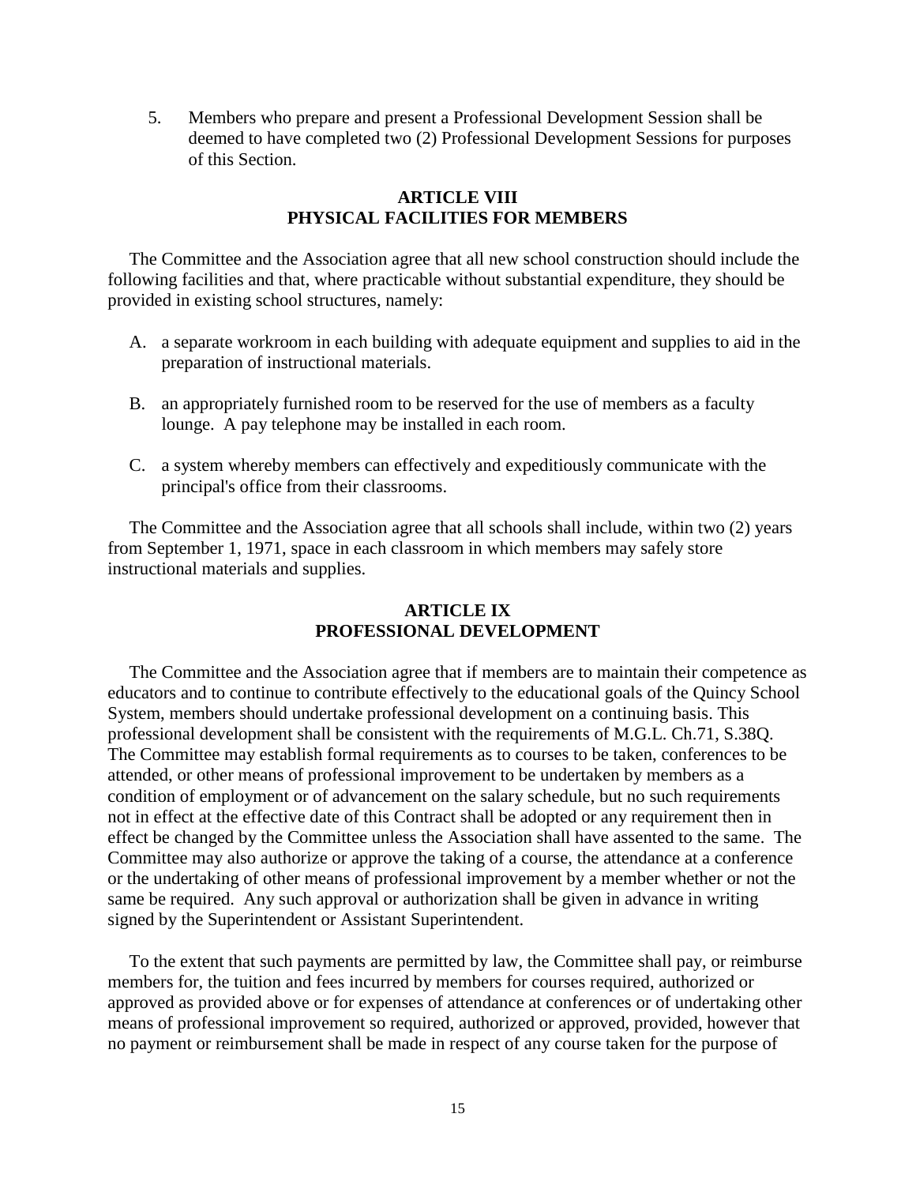5. Members who prepare and present a Professional Development Session shall be deemed to have completed two (2) Professional Development Sessions for purposes of this Section.

## ARTICLE VIII
## PHYSICAL FACILITIES FOR MEMBERS

The Committee and the Association agree that all new school construction should include the following facilities and that, where practicable without substantial expenditure, they should be provided in existing school structures, namely:

A. a separate workroom in each building with adequate equipment and supplies to aid in the preparation of instructional materials.

B. an appropriately furnished room to be reserved for the use of members as a faculty lounge. A pay telephone may be installed in each room.

C. a system whereby members can effectively and expeditiously communicate with the principal's office from their classrooms.

The Committee and the Association agree that all schools shall include, within two (2) years from September 1, 1971, space in each classroom in which members may safely store instructional materials and supplies.

## ARTICLE IX
## PROFESSIONAL DEVELOPMENT

The Committee and the Association agree that if members are to maintain their competence as educators and to continue to contribute effectively to the educational goals of the Quincy School System, members should undertake professional development on a continuing basis. This professional development shall be consistent with the requirements of M.G.L. Ch.71, S.38Q. The Committee may establish formal requirements as to courses to be taken, conferences to be attended, or other means of professional improvement to be undertaken by members as a condition of employment or of advancement on the salary schedule, but no such requirements not in effect at the effective date of this Contract shall be adopted or any requirement then in effect be changed by the Committee unless the Association shall have assented to the same. The Committee may also authorize or approve the taking of a course, the attendance at a conference or the undertaking of other means of professional improvement by a member whether or not the same be required. Any such approval or authorization shall be given in advance in writing signed by the Superintendent or Assistant Superintendent.

To the extent that such payments are permitted by law, the Committee shall pay, or reimburse members for, the tuition and fees incurred by members for courses required, authorized or approved as provided above or for expenses of attendance at conferences or of undertaking other means of professional improvement so required, authorized or approved, provided, however that no payment or reimbursement shall be made in respect of any course taken for the purpose of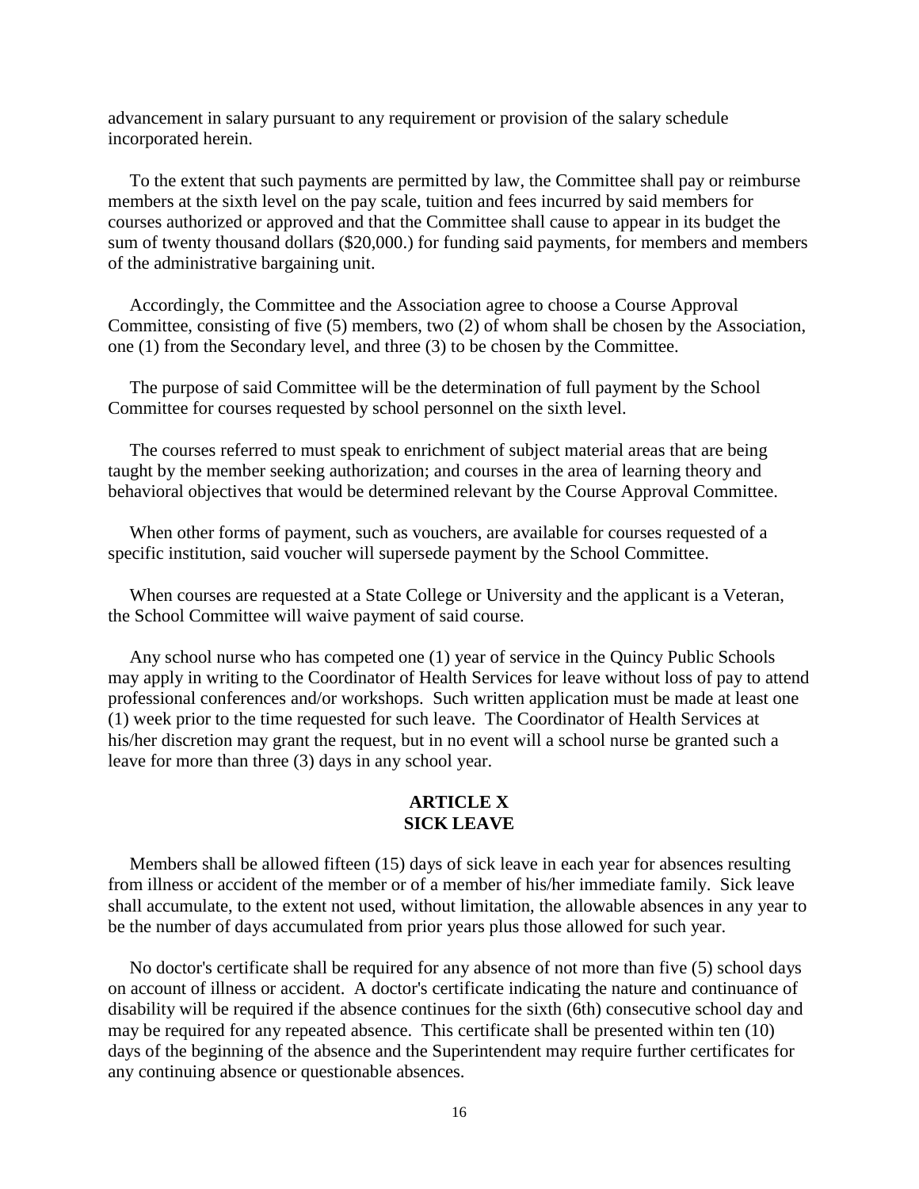advancement in salary pursuant to any requirement or provision of the salary schedule incorporated herein.

To the extent that such payments are permitted by law, the Committee shall pay or reimburse members at the sixth level on the pay scale, tuition and fees incurred by said members for courses authorized or approved and that the Committee shall cause to appear in its budget the sum of twenty thousand dollars ($20,000.) for funding said payments, for members and members of the administrative bargaining unit.

Accordingly, the Committee and the Association agree to choose a Course Approval Committee, consisting of five (5) members, two (2) of whom shall be chosen by the Association, one (1) from the Secondary level, and three (3) to be chosen by the Committee.

The purpose of said Committee will be the determination of full payment by the School Committee for courses requested by school personnel on the sixth level.

The courses referred to must speak to enrichment of subject material areas that are being taught by the member seeking authorization; and courses in the area of learning theory and behavioral objectives that would be determined relevant by the Course Approval Committee.

When other forms of payment, such as vouchers, are available for courses requested of a specific institution, said voucher will supersede payment by the School Committee.

When courses are requested at a State College or University and the applicant is a Veteran, the School Committee will waive payment of said course.

Any school nurse who has competed one (1) year of service in the Quincy Public Schools may apply in writing to the Coordinator of Health Services for leave without loss of pay to attend professional conferences and/or workshops. Such written application must be made at least one (1) week prior to the time requested for such leave. The Coordinator of Health Services at his/her discretion may grant the request, but in no event will a school nurse be granted such a leave for more than three (3) days in any school year.

## ARTICLE X
## SICK LEAVE

Members shall be allowed fifteen (15) days of sick leave in each year for absences resulting from illness or accident of the member or of a member of his/her immediate family. Sick leave shall accumulate, to the extent not used, without limitation, the allowable absences in any year to be the number of days accumulated from prior years plus those allowed for such year.

No doctor's certificate shall be required for any absence of not more than five (5) school days on account of illness or accident. A doctor's certificate indicating the nature and continuance of disability will be required if the absence continues for the sixth (6th) consecutive school day and may be required for any repeated absence. This certificate shall be presented within ten (10) days of the beginning of the absence and the Superintendent may require further certificates for any continuing absence or questionable absences.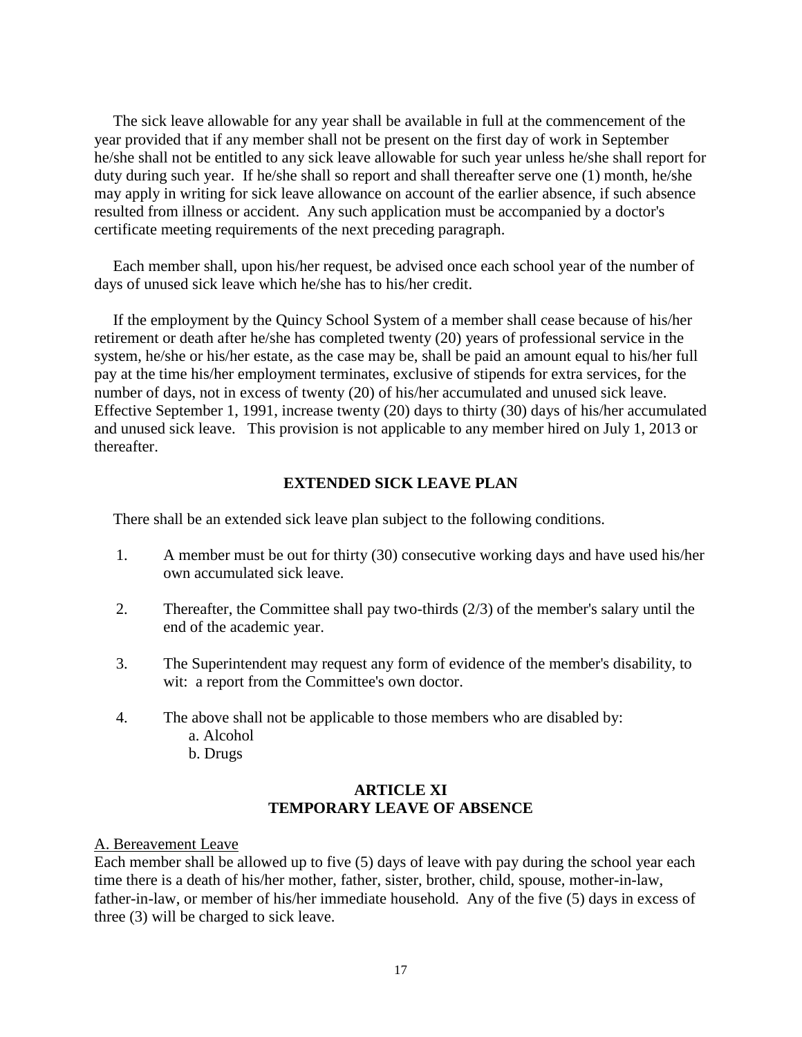The sick leave allowable for any year shall be available in full at the commencement of the year provided that if any member shall not be present on the first day of work in September he/she shall not be entitled to any sick leave allowable for such year unless he/she shall report for duty during such year. If he/she shall so report and shall thereafter serve one (1) month, he/she may apply in writing for sick leave allowance on account of the earlier absence, if such absence resulted from illness or accident. Any such application must be accompanied by a doctor's certificate meeting requirements of the next preceding paragraph.

Each member shall, upon his/her request, be advised once each school year of the number of days of unused sick leave which he/she has to his/her credit.

If the employment by the Quincy School System of a member shall cease because of his/her retirement or death after he/she has completed twenty (20) years of professional service in the system, he/she or his/her estate, as the case may be, shall be paid an amount equal to his/her full pay at the time his/her employment terminates, exclusive of stipends for extra services, for the number of days, not in excess of twenty (20) of his/her accumulated and unused sick leave. Effective September 1, 1991, increase twenty (20) days to thirty (30) days of his/her accumulated and unused sick leave. This provision is not applicable to any member hired on July 1, 2013 or thereafter.

**EXTENDED SICK LEAVE PLAN**

There shall be an extended sick leave plan subject to the following conditions.

1. A member must be out for thirty (30) consecutive working days and have used his/her own accumulated sick leave.
2. Thereafter, the Committee shall pay two-thirds (2/3) of the member's salary until the end of the academic year.
3. The Superintendent may request any form of evidence of the member's disability, to wit: a report from the Committee's own doctor.
4. The above shall not be applicable to those members who are disabled by:
   a. Alcohol
   b. Drugs

## ARTICLE XI
## TEMPORARY LEAVE OF ABSENCE

A. Bereavement Leave

Each member shall be allowed up to five (5) days of leave with pay during the school year each time there is a death of his/her mother, father, sister, brother, child, spouse, mother-in-law, father-in-law, or member of his/her immediate household. Any of the five (5) days in excess of three (3) will be charged to sick leave.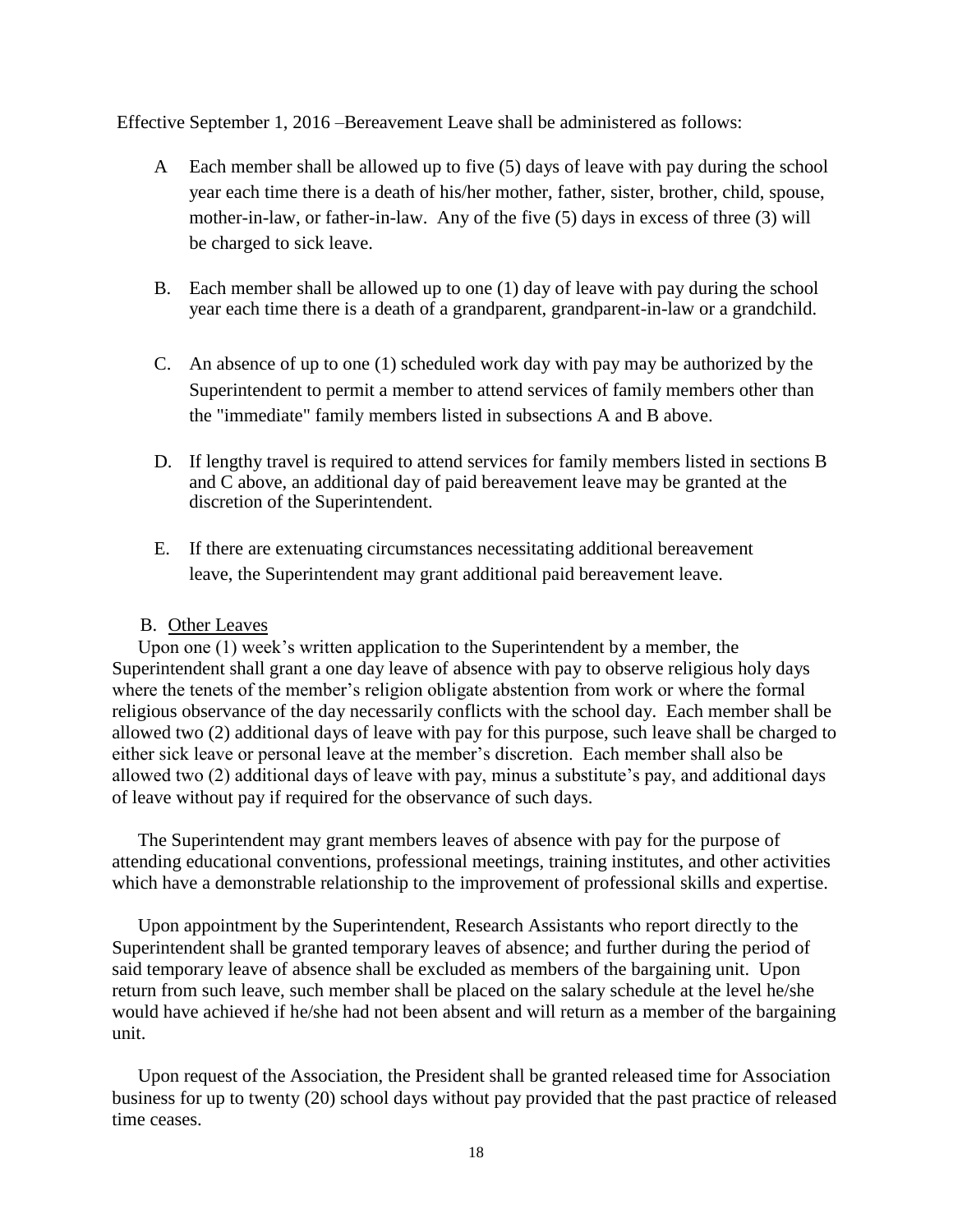Effective September 1, 2016 –Bereavement Leave shall be administered as follows:

A Each member shall be allowed up to five (5) days of leave with pay during the school year each time there is a death of his/her mother, father, sister, brother, child, spouse, mother-in-law, or father-in-law. Any of the five (5) days in excess of three (3) will be charged to sick leave.

B. Each member shall be allowed up to one (1) day of leave with pay during the school year each time there is a death of a grandparent, grandparent-in-law or a grandchild.

C. An absence of up to one (1) scheduled work day with pay may be authorized by the Superintendent to permit a member to attend services of family members other than the "immediate" family members listed in subsections A and B above.

D. If lengthy travel is required to attend services for family members listed in sections B and C above, an additional day of paid bereavement leave may be granted at the discretion of the Superintendent.

E. If there are extenuating circumstances necessitating additional bereavement leave, the Superintendent may grant additional paid bereavement leave.

B. Other Leaves

Upon one (1) week's written application to the Superintendent by a member, the Superintendent shall grant a one day leave of absence with pay to observe religious holy days where the tenets of the member's religion obligate abstention from work or where the formal religious observance of the day necessarily conflicts with the school day. Each member shall be allowed two (2) additional days of leave with pay for this purpose, such leave shall be charged to either sick leave or personal leave at the member's discretion. Each member shall also be allowed two (2) additional days of leave with pay, minus a substitute's pay, and additional days of leave without pay if required for the observance of such days.

The Superintendent may grant members leaves of absence with pay for the purpose of attending educational conventions, professional meetings, training institutes, and other activities which have a demonstrable relationship to the improvement of professional skills and expertise.

Upon appointment by the Superintendent, Research Assistants who report directly to the Superintendent shall be granted temporary leaves of absence; and further during the period of said temporary leave of absence shall be excluded as members of the bargaining unit. Upon return from such leave, such member shall be placed on the salary schedule at the level he/she would have achieved if he/she had not been absent and will return as a member of the bargaining unit.

Upon request of the Association, the President shall be granted released time for Association business for up to twenty (20) school days without pay provided that the past practice of released time ceases.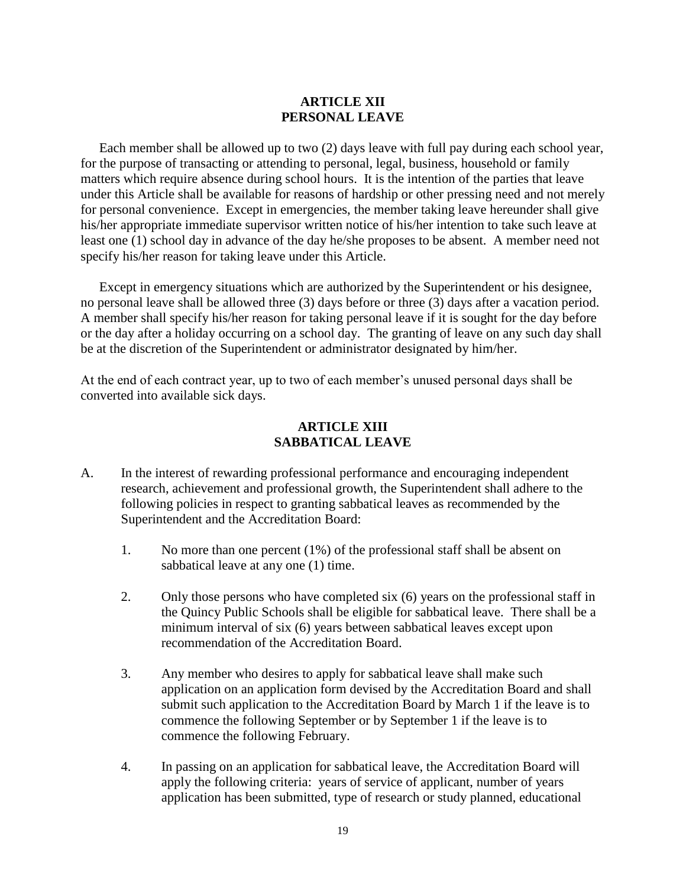## ARTICLE XII
## PERSONAL LEAVE

Each member shall be allowed up to two (2) days leave with full pay during each school year, for the purpose of transacting or attending to personal, legal, business, household or family matters which require absence during school hours. It is the intention of the parties that leave under this Article shall be available for reasons of hardship or other pressing need and not merely for personal convenience. Except in emergencies, the member taking leave hereunder shall give his/her appropriate immediate supervisor written notice of his/her intention to take such leave at least one (1) school day in advance of the day he/she proposes to be absent. A member need not specify his/her reason for taking leave under this Article.

Except in emergency situations which are authorized by the Superintendent or his designee, no personal leave shall be allowed three (3) days before or three (3) days after a vacation period. A member shall specify his/her reason for taking personal leave if it is sought for the day before or the day after a holiday occurring on a school day. The granting of leave on any such day shall be at the discretion of the Superintendent or administrator designated by him/her.

At the end of each contract year, up to two of each member's unused personal days shall be converted into available sick days.

## ARTICLE XIII
## SABBATICAL LEAVE

A. In the interest of rewarding professional performance and encouraging independent research, achievement and professional growth, the Superintendent shall adhere to the following policies in respect to granting sabbatical leaves as recommended by the Superintendent and the Accreditation Board:

1. No more than one percent (1%) of the professional staff shall be absent on sabbatical leave at any one (1) time.

2. Only those persons who have completed six (6) years on the professional staff in the Quincy Public Schools shall be eligible for sabbatical leave. There shall be a minimum interval of six (6) years between sabbatical leaves except upon recommendation of the Accreditation Board.

3. Any member who desires to apply for sabbatical leave shall make such application on an application form devised by the Accreditation Board and shall submit such application to the Accreditation Board by March 1 if the leave is to commence the following September or by September 1 if the leave is to commence the following February.

4. In passing on an application for sabbatical leave, the Accreditation Board will apply the following criteria: years of service of applicant, number of years application has been submitted, type of research or study planned, educational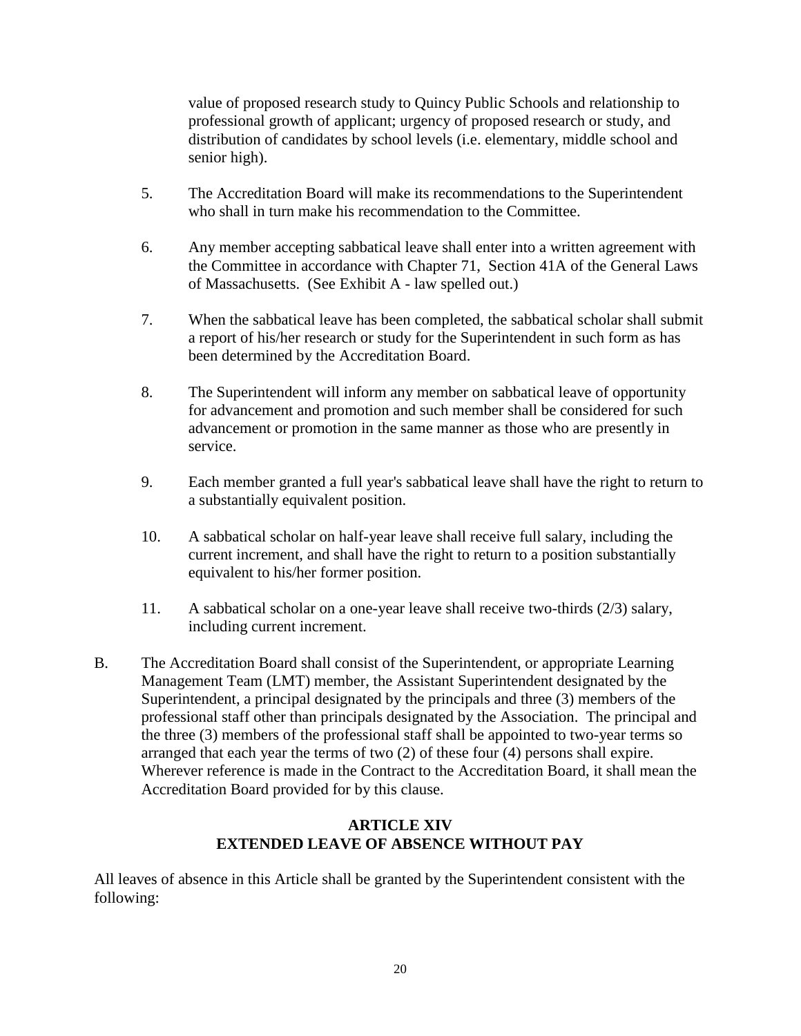value of proposed research study to Quincy Public Schools and relationship to professional growth of applicant; urgency of proposed research or study, and distribution of candidates by school levels (i.e. elementary, middle school and senior high).

5. The Accreditation Board will make its recommendations to the Superintendent who shall in turn make his recommendation to the Committee.

6. Any member accepting sabbatical leave shall enter into a written agreement with the Committee in accordance with Chapter 71, Section 41A of the General Laws of Massachusetts. (See Exhibit A - law spelled out.)

7. When the sabbatical leave has been completed, the sabbatical scholar shall submit a report of his/her research or study for the Superintendent in such form as has been determined by the Accreditation Board.

8. The Superintendent will inform any member on sabbatical leave of opportunity for advancement and promotion and such member shall be considered for such advancement or promotion in the same manner as those who are presently in service.

9. Each member granted a full year's sabbatical leave shall have the right to return to a substantially equivalent position.

10. A sabbatical scholar on half-year leave shall receive full salary, including the current increment, and shall have the right to return to a position substantially equivalent to his/her former position.

11. A sabbatical scholar on a one-year leave shall receive two-thirds (2/3) salary, including current increment.

B. The Accreditation Board shall consist of the Superintendent, or appropriate Learning Management Team (LMT) member, the Assistant Superintendent designated by the Superintendent, a principal designated by the principals and three (3) members of the professional staff other than principals designated by the Association. The principal and the three (3) members of the professional staff shall be appointed to two-year terms so arranged that each year the terms of two (2) of these four (4) persons shall expire. Wherever reference is made in the Contract to the Accreditation Board, it shall mean the Accreditation Board provided for by this clause.

## ARTICLE XIV
## EXTENDED LEAVE OF ABSENCE WITHOUT PAY

All leaves of absence in this Article shall be granted by the Superintendent consistent with the following: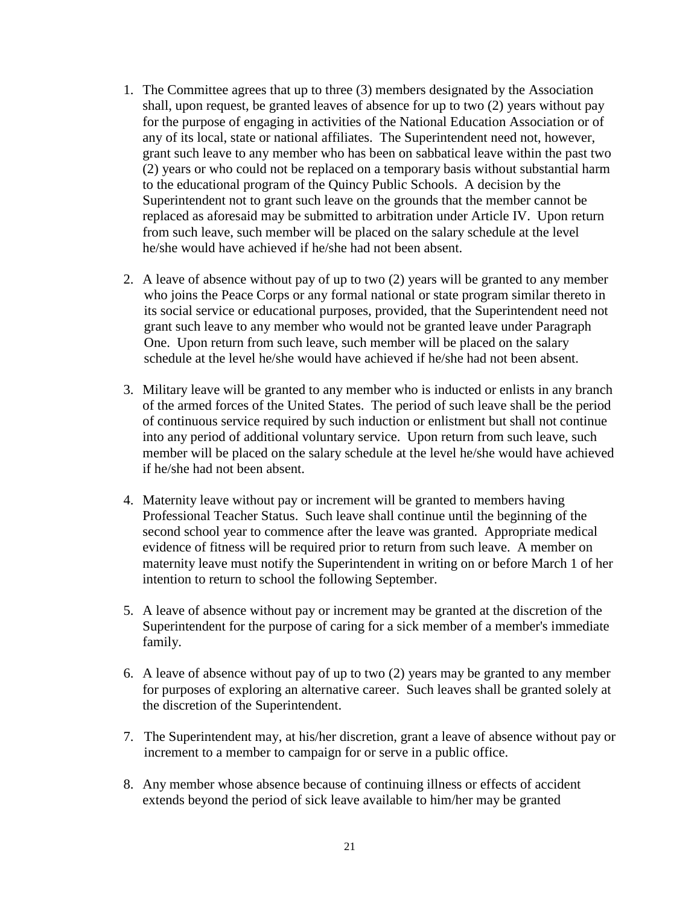1. The Committee agrees that up to three (3) members designated by the Association shall, upon request, be granted leaves of absence for up to two (2) years without pay for the purpose of engaging in activities of the National Education Association or of any of its local, state or national affiliates. The Superintendent need not, however, grant such leave to any member who has been on sabbatical leave within the past two (2) years or who could not be replaced on a temporary basis without substantial harm to the educational program of the Quincy Public Schools. A decision by the Superintendent not to grant such leave on the grounds that the member cannot be replaced as aforesaid may be submitted to arbitration under Article IV. Upon return from such leave, such member will be placed on the salary schedule at the level he/she would have achieved if he/she had not been absent.

2. A leave of absence without pay of up to two (2) years will be granted to any member who joins the Peace Corps or any formal national or state program similar thereto in its social service or educational purposes, provided, that the Superintendent need not grant such leave to any member who would not be granted leave under Paragraph One. Upon return from such leave, such member will be placed on the salary schedule at the level he/she would have achieved if he/she had not been absent.

3. Military leave will be granted to any member who is inducted or enlists in any branch of the armed forces of the United States. The period of such leave shall be the period of continuous service required by such induction or enlistment but shall not continue into any period of additional voluntary service. Upon return from such leave, such member will be placed on the salary schedule at the level he/she would have achieved if he/she had not been absent.

4. Maternity leave without pay or increment will be granted to members having Professional Teacher Status. Such leave shall continue until the beginning of the second school year to commence after the leave was granted. Appropriate medical evidence of fitness will be required prior to return from such leave. A member on maternity leave must notify the Superintendent in writing on or before March 1 of her intention to return to school the following September.

5. A leave of absence without pay or increment may be granted at the discretion of the Superintendent for the purpose of caring for a sick member of a member's immediate family.

6. A leave of absence without pay of up to two (2) years may be granted to any member for purposes of exploring an alternative career. Such leaves shall be granted solely at the discretion of the Superintendent.

7. The Superintendent may, at his/her discretion, grant a leave of absence without pay or increment to a member to campaign for or serve in a public office.

8. Any member whose absence because of continuing illness or effects of accident extends beyond the period of sick leave available to him/her may be granted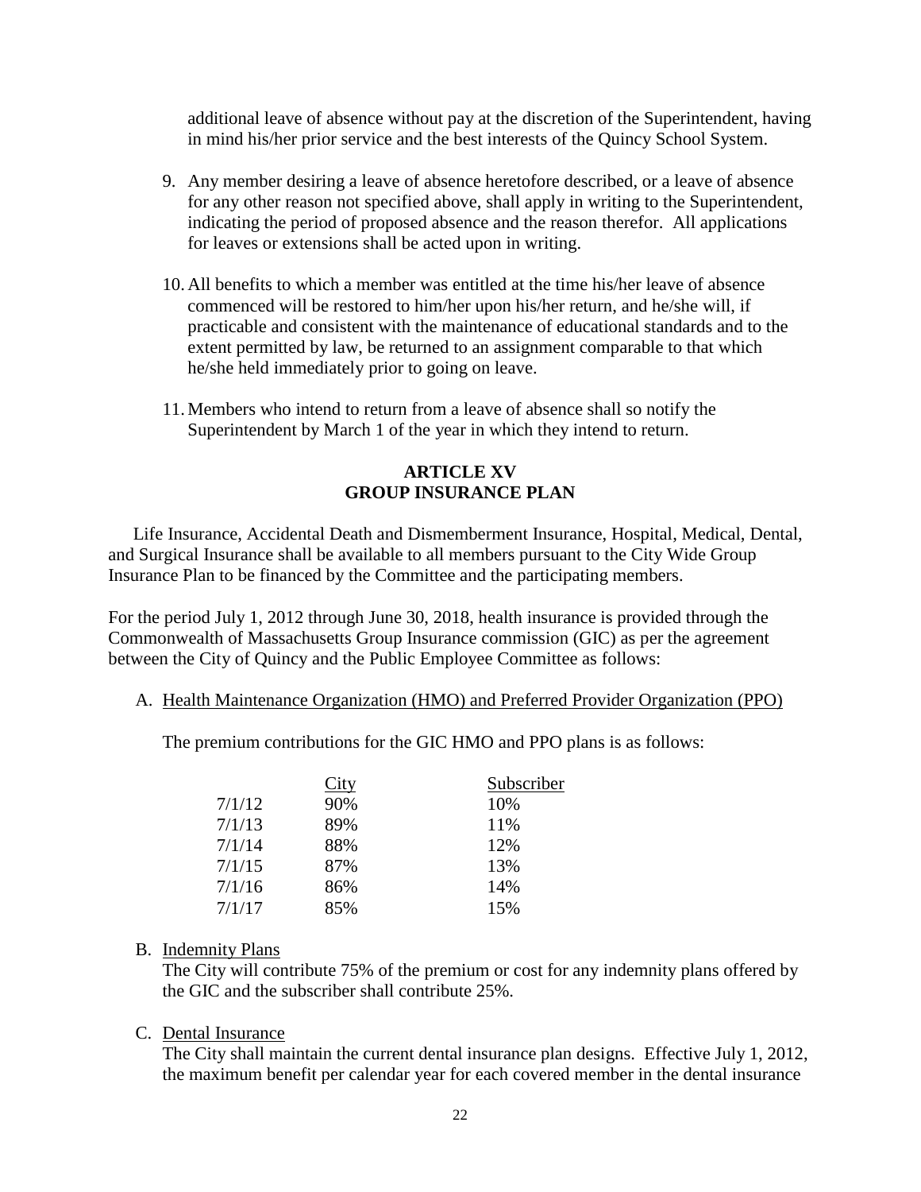additional leave of absence without pay at the discretion of the Superintendent, having in mind his/her prior service and the best interests of the Quincy School System.

9. Any member desiring a leave of absence heretofore described, or a leave of absence for any other reason not specified above, shall apply in writing to the Superintendent, indicating the period of proposed absence and the reason therefor. All applications for leaves or extensions shall be acted upon in writing.

10. All benefits to which a member was entitled at the time his/her leave of absence commenced will be restored to him/her upon his/her return, and he/she will, if practicable and consistent with the maintenance of educational standards and to the extent permitted by law, be returned to an assignment comparable to that which he/she held immediately prior to going on leave.

11. Members who intend to return from a leave of absence shall so notify the Superintendent by March 1 of the year in which they intend to return.

## ARTICLE XV
## GROUP INSURANCE PLAN

Life Insurance, Accidental Death and Dismemberment Insurance, Hospital, Medical, Dental, and Surgical Insurance shall be available to all members pursuant to the City Wide Group Insurance Plan to be financed by the Committee and the participating members.

For the period July 1, 2012 through June 30, 2018, health insurance is provided through the Commonwealth of Massachusetts Group Insurance commission (GIC) as per the agreement between the City of Quincy and the Public Employee Committee as follows:

A. Health Maintenance Organization (HMO) and Preferred Provider Organization (PPO)

The premium contributions for the GIC HMO and PPO plans is as follows:

| | City | Subscriber |
|---|---|---|
| 7/1/12 | 90% | 10% |
| 7/1/13 | 89% | 11% |
| 7/1/14 | 88% | 12% |
| 7/1/15 | 87% | 13% |
| 7/1/16 | 86% | 14% |
| 7/1/17 | 85% | 15% |

B. Indemnity Plans

The City will contribute 75% of the premium or cost for any indemnity plans offered by the GIC and the subscriber shall contribute 25%.

C. Dental Insurance

The City shall maintain the current dental insurance plan designs. Effective July 1, 2012, the maximum benefit per calendar year for each covered member in the dental insurance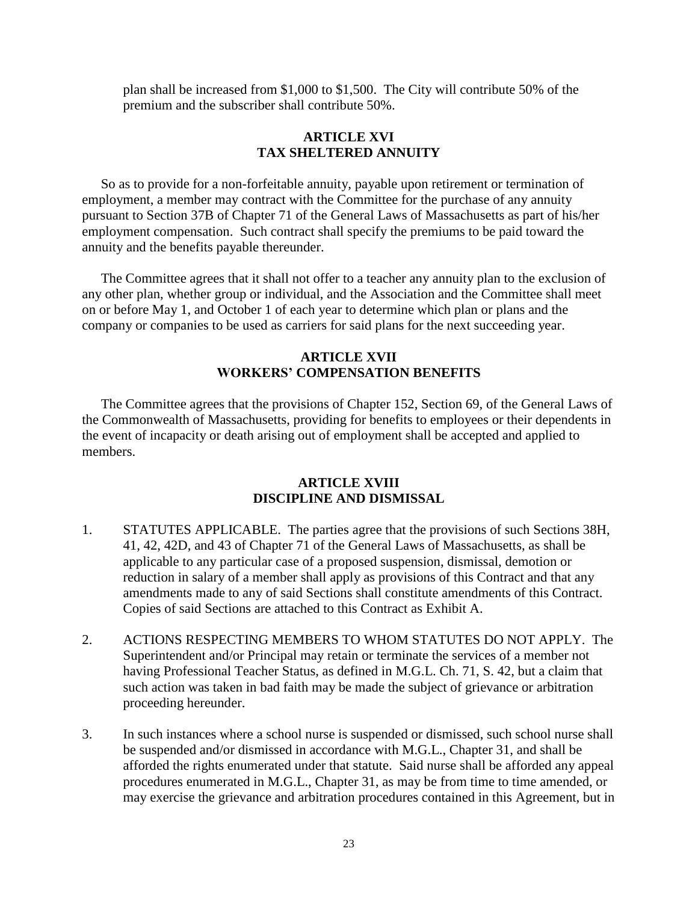plan shall be increased from $1,000 to $1,500. The City will contribute 50% of the premium and the subscriber shall contribute 50%.

## ARTICLE XVI
## TAX SHELTERED ANNUITY

So as to provide for a non-forfeitable annuity, payable upon retirement or termination of employment, a member may contract with the Committee for the purchase of any annuity pursuant to Section 37B of Chapter 71 of the General Laws of Massachusetts as part of his/her employment compensation. Such contract shall specify the premiums to be paid toward the annuity and the benefits payable thereunder.

The Committee agrees that it shall not offer to a teacher any annuity plan to the exclusion of any other plan, whether group or individual, and the Association and the Committee shall meet on or before May 1, and October 1 of each year to determine which plan or plans and the company or companies to be used as carriers for said plans for the next succeeding year.

## ARTICLE XVII
## WORKERS' COMPENSATION BENEFITS

The Committee agrees that the provisions of Chapter 152, Section 69, of the General Laws of the Commonwealth of Massachusetts, providing for benefits to employees or their dependents in the event of incapacity or death arising out of employment shall be accepted and applied to members.

## ARTICLE XVIII
## DISCIPLINE AND DISMISSAL

1. STATUTES APPLICABLE. The parties agree that the provisions of such Sections 38H, 41, 42, 42D, and 43 of Chapter 71 of the General Laws of Massachusetts, as shall be applicable to any particular case of a proposed suspension, dismissal, demotion or reduction in salary of a member shall apply as provisions of this Contract and that any amendments made to any of said Sections shall constitute amendments of this Contract. Copies of said Sections are attached to this Contract as Exhibit A.

2. ACTIONS RESPECTING MEMBERS TO WHOM STATUTES DO NOT APPLY. The Superintendent and/or Principal may retain or terminate the services of a member not having Professional Teacher Status, as defined in M.G.L. Ch. 71, S. 42, but a claim that such action was taken in bad faith may be made the subject of grievance or arbitration proceeding hereunder.

3. In such instances where a school nurse is suspended or dismissed, such school nurse shall be suspended and/or dismissed in accordance with M.G.L., Chapter 31, and shall be afforded the rights enumerated under that statute. Said nurse shall be afforded any appeal procedures enumerated in M.G.L., Chapter 31, as may be from time to time amended, or may exercise the grievance and arbitration procedures contained in this Agreement, but in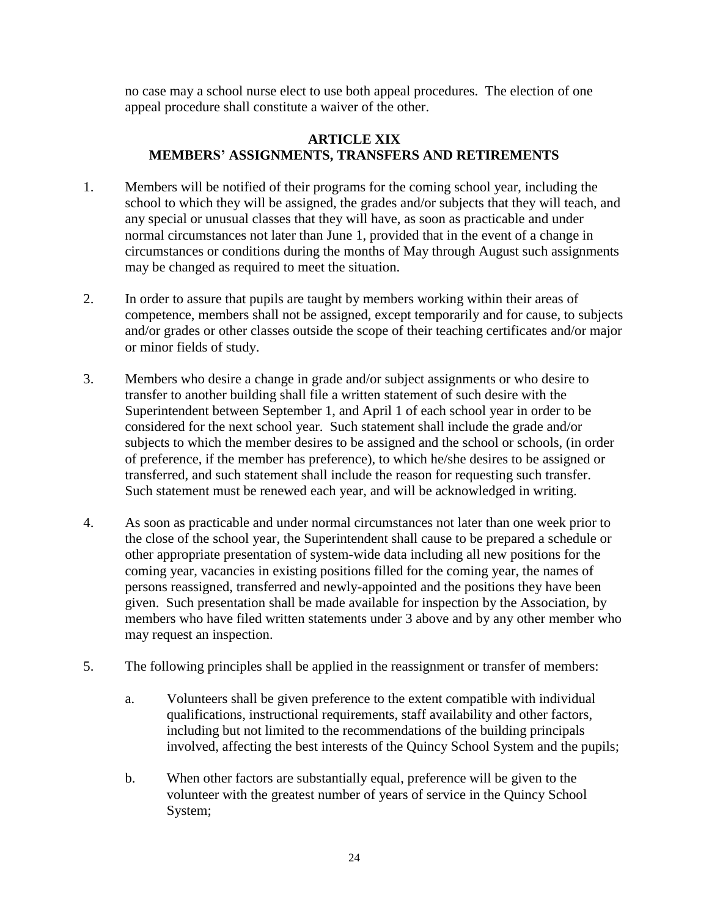no case may a school nurse elect to use both appeal procedures. The election of one appeal procedure shall constitute a waiver of the other.

## ARTICLE XIX
## MEMBERS' ASSIGNMENTS, TRANSFERS AND RETIREMENTS

1. Members will be notified of their programs for the coming school year, including the school to which they will be assigned, the grades and/or subjects that they will teach, and any special or unusual classes that they will have, as soon as practicable and under normal circumstances not later than June 1, provided that in the event of a change in circumstances or conditions during the months of May through August such assignments may be changed as required to meet the situation.

2. In order to assure that pupils are taught by members working within their areas of competence, members shall not be assigned, except temporarily and for cause, to subjects and/or grades or other classes outside the scope of their teaching certificates and/or major or minor fields of study.

3. Members who desire a change in grade and/or subject assignments or who desire to transfer to another building shall file a written statement of such desire with the Superintendent between September 1, and April 1 of each school year in order to be considered for the next school year. Such statement shall include the grade and/or subjects to which the member desires to be assigned and the school or schools, (in order of preference, if the member has preference), to which he/she desires to be assigned or transferred, and such statement shall include the reason for requesting such transfer. Such statement must be renewed each year, and will be acknowledged in writing.

4. As soon as practicable and under normal circumstances not later than one week prior to the close of the school year, the Superintendent shall cause to be prepared a schedule or other appropriate presentation of system-wide data including all new positions for the coming year, vacancies in existing positions filled for the coming year, the names of persons reassigned, transferred and newly-appointed and the positions they have been given. Such presentation shall be made available for inspection by the Association, by members who have filed written statements under 3 above and by any other member who may request an inspection.

5. The following principles shall be applied in the reassignment or transfer of members:

   a. Volunteers shall be given preference to the extent compatible with individual qualifications, instructional requirements, staff availability and other factors, including but not limited to the recommendations of the building principals involved, affecting the best interests of the Quincy School System and the pupils;

   b. When other factors are substantially equal, preference will be given to the volunteer with the greatest number of years of service in the Quincy School System;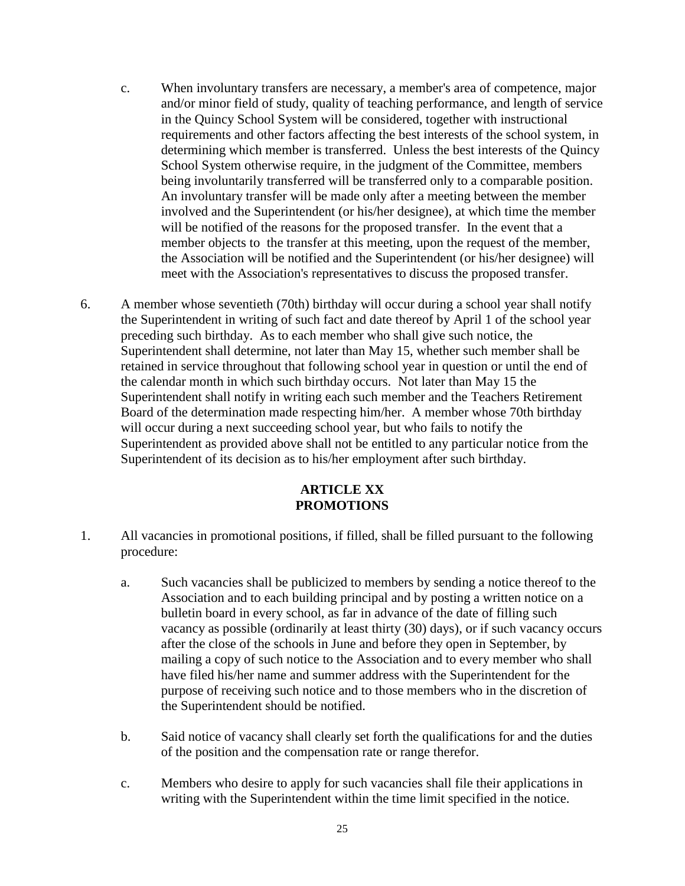c. When involuntary transfers are necessary, a member's area of competence, major and/or minor field of study, quality of teaching performance, and length of service in the Quincy School System will be considered, together with instructional requirements and other factors affecting the best interests of the school system, in determining which member is transferred. Unless the best interests of the Quincy School System otherwise require, in the judgment of the Committee, members being involuntarily transferred will be transferred only to a comparable position. An involuntary transfer will be made only after a meeting between the member involved and the Superintendent (or his/her designee), at which time the member will be notified of the reasons for the proposed transfer. In the event that a member objects to the transfer at this meeting, upon the request of the member, the Association will be notified and the Superintendent (or his/her designee) will meet with the Association's representatives to discuss the proposed transfer.

6. A member whose seventieth (70th) birthday will occur during a school year shall notify the Superintendent in writing of such fact and date thereof by April 1 of the school year preceding such birthday. As to each member who shall give such notice, the Superintendent shall determine, not later than May 15, whether such member shall be retained in service throughout that following school year in question or until the end of the calendar month in which such birthday occurs. Not later than May 15 the Superintendent shall notify in writing each such member and the Teachers Retirement Board of the determination made respecting him/her. A member whose 70th birthday will occur during a next succeeding school year, but who fails to notify the Superintendent as provided above shall not be entitled to any particular notice from the Superintendent of its decision as to his/her employment after such birthday.

## ARTICLE XX
## PROMOTIONS

1. All vacancies in promotional positions, if filled, shall be filled pursuant to the following procedure:

    a. Such vacancies shall be publicized to members by sending a notice thereof to the Association and to each building principal and by posting a written notice on a bulletin board in every school, as far in advance of the date of filling such vacancy as possible (ordinarily at least thirty (30) days), or if such vacancy occurs after the close of the schools in June and before they open in September, by mailing a copy of such notice to the Association and to every member who shall have filed his/her name and summer address with the Superintendent for the purpose of receiving such notice and to those members who in the discretion of the Superintendent should be notified.

    b. Said notice of vacancy shall clearly set forth the qualifications for and the duties of the position and the compensation rate or range therefor.

    c. Members who desire to apply for such vacancies shall file their applications in writing with the Superintendent within the time limit specified in the notice.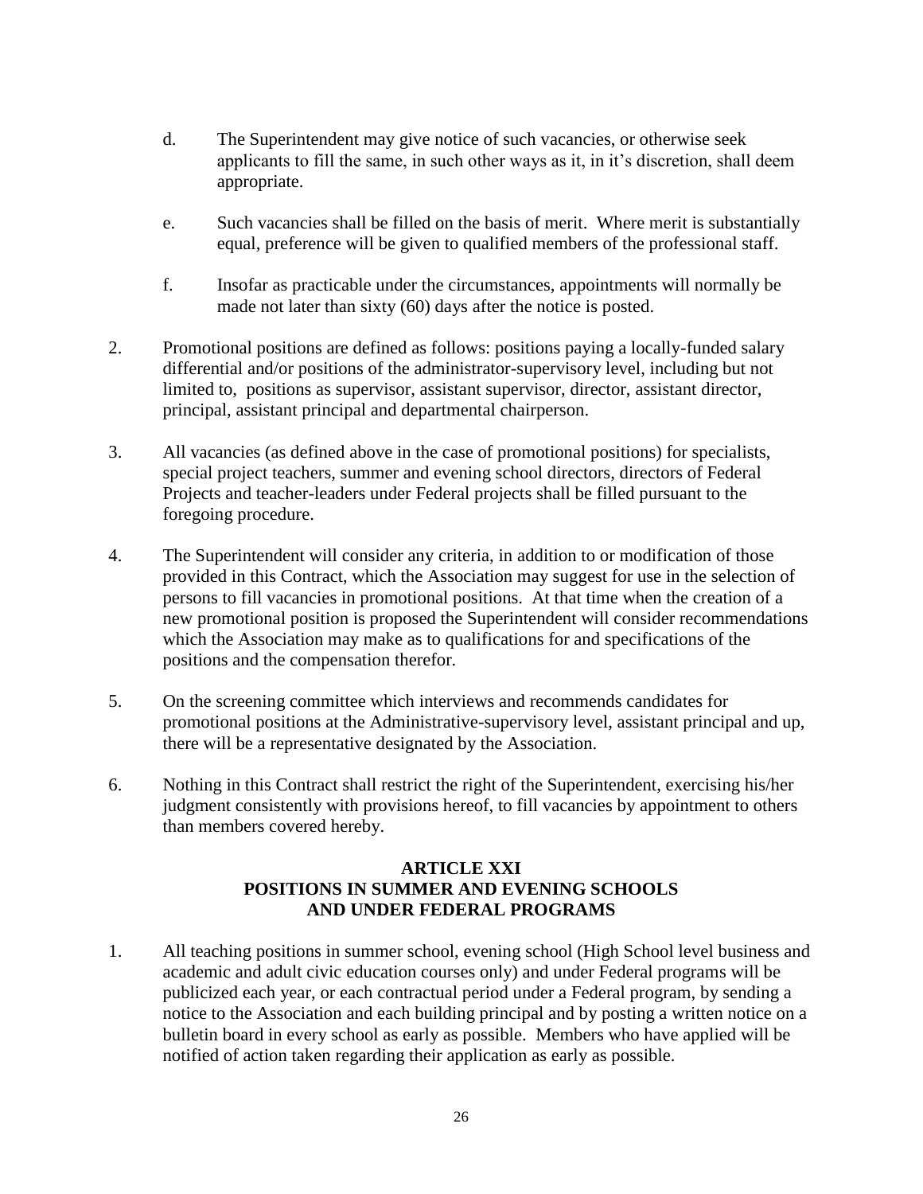d. The Superintendent may give notice of such vacancies, or otherwise seek applicants to fill the same, in such other ways as it, in it's discretion, shall deem appropriate.

e. Such vacancies shall be filled on the basis of merit. Where merit is substantially equal, preference will be given to qualified members of the professional staff.

f. Insofar as practicable under the circumstances, appointments will normally be made not later than sixty (60) days after the notice is posted.

2. Promotional positions are defined as follows: positions paying a locally-funded salary differential and/or positions of the administrator-supervisory level, including but not limited to, positions as supervisor, assistant supervisor, director, assistant director, principal, assistant principal and departmental chairperson.

3. All vacancies (as defined above in the case of promotional positions) for specialists, special project teachers, summer and evening school directors, directors of Federal Projects and teacher-leaders under Federal projects shall be filled pursuant to the foregoing procedure.

4. The Superintendent will consider any criteria, in addition to or modification of those provided in this Contract, which the Association may suggest for use in the selection of persons to fill vacancies in promotional positions. At that time when the creation of a new promotional position is proposed the Superintendent will consider recommendations which the Association may make as to qualifications for and specifications of the positions and the compensation therefor.

5. On the screening committee which interviews and recommends candidates for promotional positions at the Administrative-supervisory level, assistant principal and up, there will be a representative designated by the Association.

6. Nothing in this Contract shall restrict the right of the Superintendent, exercising his/her judgment consistently with provisions hereof, to fill vacancies by appointment to others than members covered hereby.

## ARTICLE XXI
## POSITIONS IN SUMMER AND EVENING SCHOOLS AND UNDER FEDERAL PROGRAMS

1. All teaching positions in summer school, evening school (High School level business and academic and adult civic education courses only) and under Federal programs will be publicized each year, or each contractual period under a Federal program, by sending a notice to the Association and each building principal and by posting a written notice on a bulletin board in every school as early as possible. Members who have applied will be notified of action taken regarding their application as early as possible.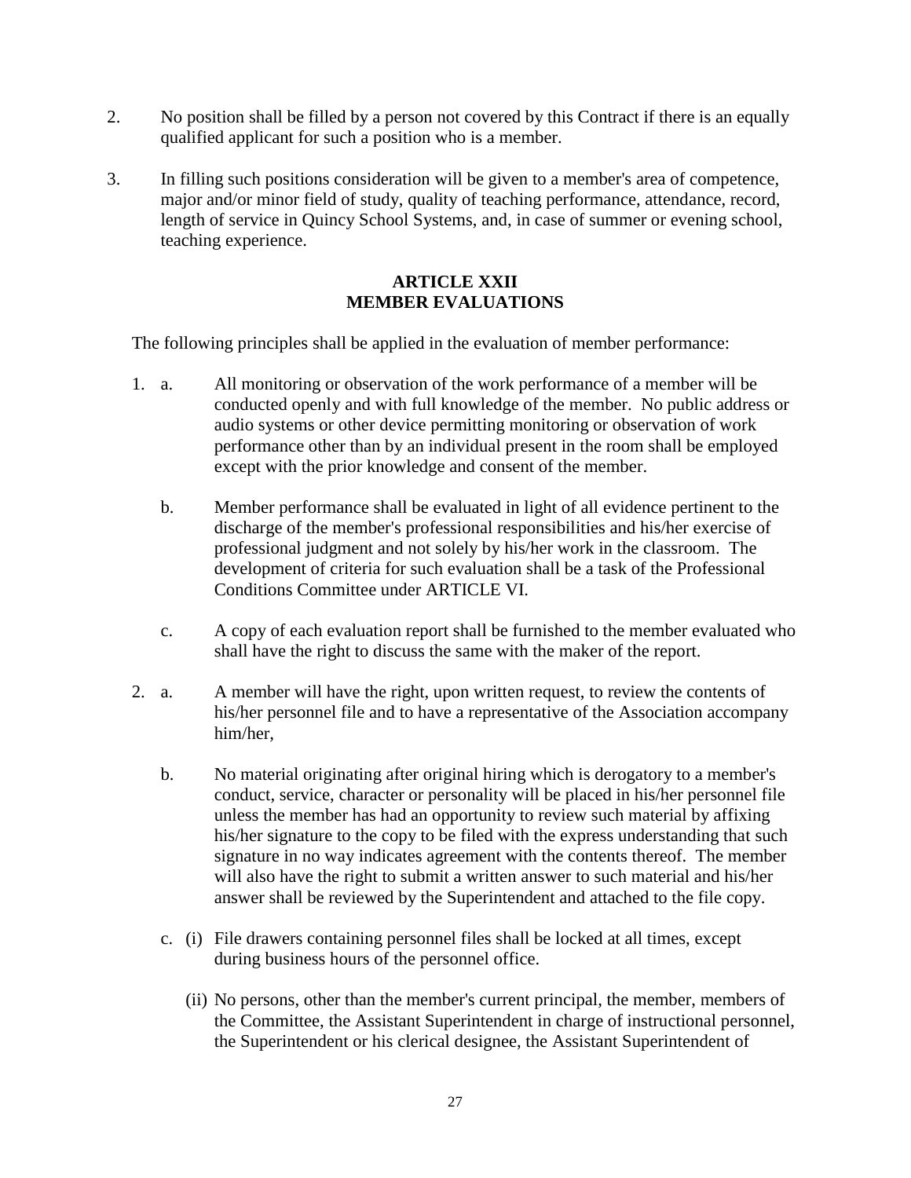2. No position shall be filled by a person not covered by this Contract if there is an equally qualified applicant for such a position who is a member.

3. In filling such positions consideration will be given to a member's area of competence, major and/or minor field of study, quality of teaching performance, attendance, record, length of service in Quincy School Systems, and, in case of summer or evening school, teaching experience.

## ARTICLE XXII
## MEMBER EVALUATIONS

The following principles shall be applied in the evaluation of member performance:

1. a. All monitoring or observation of the work performance of a member will be conducted openly and with full knowledge of the member. No public address or audio systems or other device permitting monitoring or observation of work performance other than by an individual present in the room shall be employed except with the prior knowledge and consent of the member.

   b. Member performance shall be evaluated in light of all evidence pertinent to the discharge of the member's professional responsibilities and his/her exercise of professional judgment and not solely by his/her work in the classroom. The development of criteria for such evaluation shall be a task of the Professional Conditions Committee under ARTICLE VI.

   c. A copy of each evaluation report shall be furnished to the member evaluated who shall have the right to discuss the same with the maker of the report.

2. a. A member will have the right, upon written request, to review the contents of his/her personnel file and to have a representative of the Association accompany him/her,

   b. No material originating after original hiring which is derogatory to a member's conduct, service, character or personality will be placed in his/her personnel file unless the member has had an opportunity to review such material by affixing his/her signature to the copy to be filed with the express understanding that such signature in no way indicates agreement with the contents thereof. The member will also have the right to submit a written answer to such material and his/her answer shall be reviewed by the Superintendent and attached to the file copy.

   c. (i) File drawers containing personnel files shall be locked at all times, except during business hours of the personnel office.

      (ii) No persons, other than the member's current principal, the member, members of the Committee, the Assistant Superintendent in charge of instructional personnel, the Superintendent or his clerical designee, the Assistant Superintendent of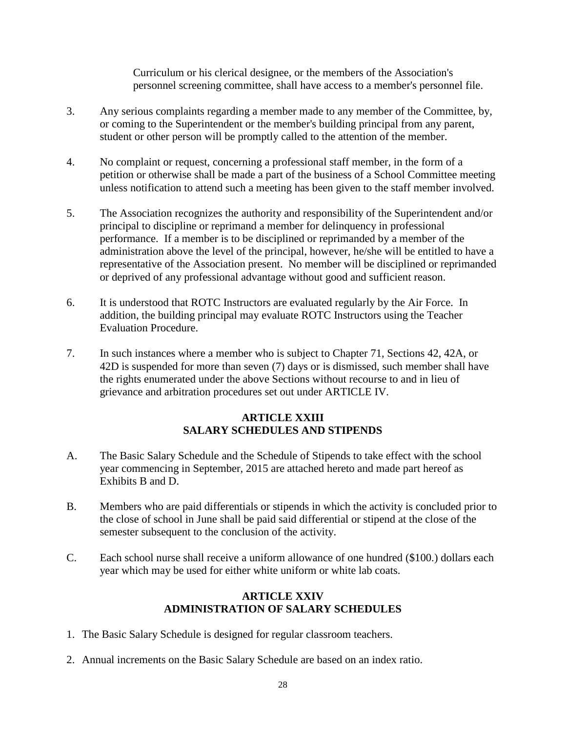Curriculum or his clerical designee, or the members of the Association's personnel screening committee, shall have access to a member's personnel file.

3. Any serious complaints regarding a member made to any member of the Committee, by, or coming to the Superintendent or the member's building principal from any parent, student or other person will be promptly called to the attention of the member.

4. No complaint or request, concerning a professional staff member, in the form of a petition or otherwise shall be made a part of the business of a School Committee meeting unless notification to attend such a meeting has been given to the staff member involved.

5. The Association recognizes the authority and responsibility of the Superintendent and/or principal to discipline or reprimand a member for delinquency in professional performance. If a member is to be disciplined or reprimanded by a member of the administration above the level of the principal, however, he/she will be entitled to have a representative of the Association present. No member will be disciplined or reprimanded or deprived of any professional advantage without good and sufficient reason.

6. It is understood that ROTC Instructors are evaluated regularly by the Air Force. In addition, the building principal may evaluate ROTC Instructors using the Teacher Evaluation Procedure.

7. In such instances where a member who is subject to Chapter 71, Sections 42, 42A, or 42D is suspended for more than seven (7) days or is dismissed, such member shall have the rights enumerated under the above Sections without recourse to and in lieu of grievance and arbitration procedures set out under ARTICLE IV.

## ARTICLE XXIII
## SALARY SCHEDULES AND STIPENDS

A. The Basic Salary Schedule and the Schedule of Stipends to take effect with the school year commencing in September, 2015 are attached hereto and made part hereof as Exhibits B and D.

B. Members who are paid differentials or stipends in which the activity is concluded prior to the close of school in June shall be paid said differential or stipend at the close of the semester subsequent to the conclusion of the activity.

C. Each school nurse shall receive a uniform allowance of one hundred ($100.) dollars each year which may be used for either white uniform or white lab coats.

## ARTICLE XXIV
## ADMINISTRATION OF SALARY SCHEDULES

1. The Basic Salary Schedule is designed for regular classroom teachers.

2. Annual increments on the Basic Salary Schedule are based on an index ratio.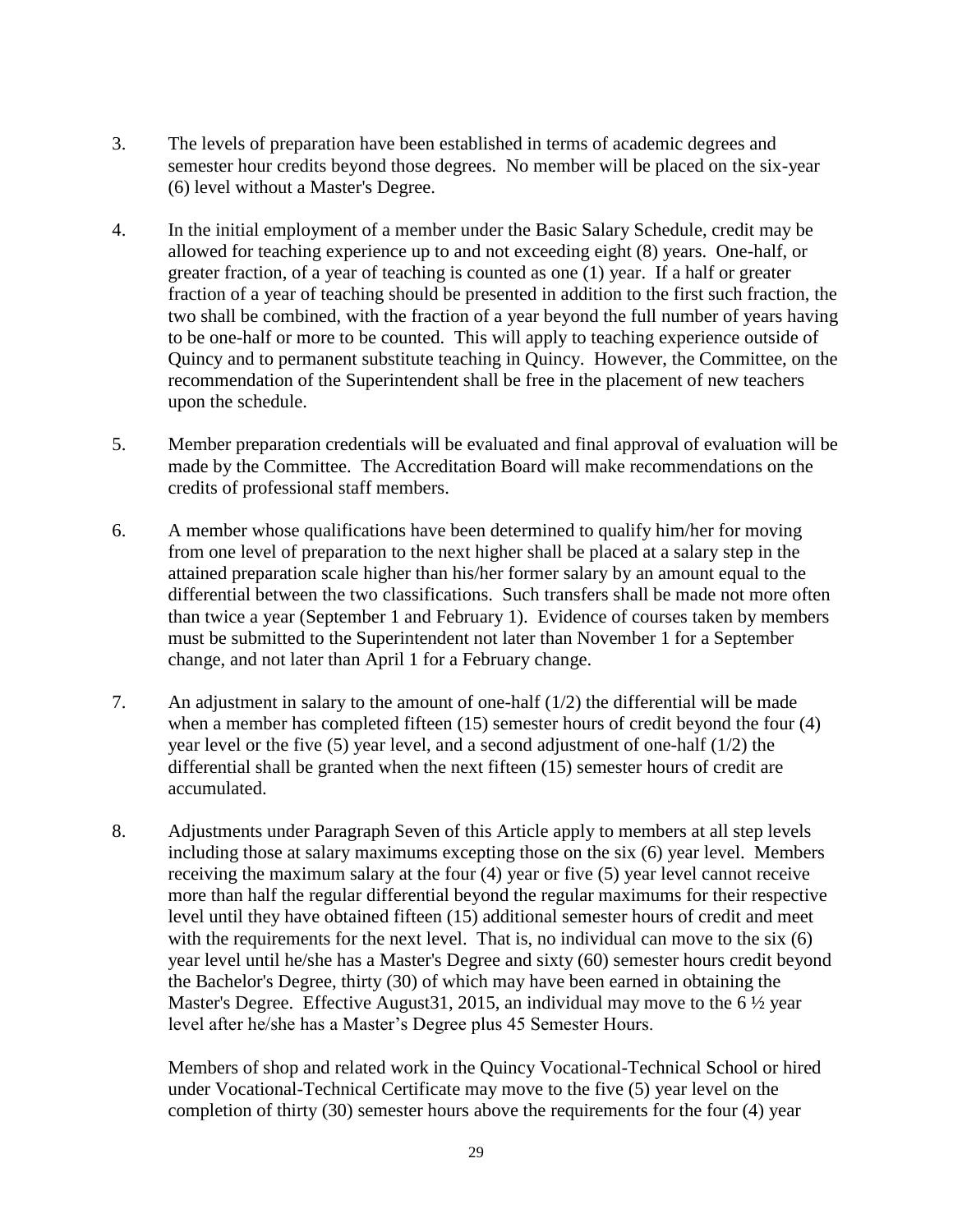3. The levels of preparation have been established in terms of academic degrees and semester hour credits beyond those degrees. No member will be placed on the six-year (6) level without a Master's Degree.

4. In the initial employment of a member under the Basic Salary Schedule, credit may be allowed for teaching experience up to and not exceeding eight (8) years. One-half, or greater fraction, of a year of teaching is counted as one (1) year. If a half or greater fraction of a year of teaching should be presented in addition to the first such fraction, the two shall be combined, with the fraction of a year beyond the full number of years having to be one-half or more to be counted. This will apply to teaching experience outside of Quincy and to permanent substitute teaching in Quincy. However, the Committee, on the recommendation of the Superintendent shall be free in the placement of new teachers upon the schedule.

5. Member preparation credentials will be evaluated and final approval of evaluation will be made by the Committee. The Accreditation Board will make recommendations on the credits of professional staff members.

6. A member whose qualifications have been determined to qualify him/her for moving from one level of preparation to the next higher shall be placed at a salary step in the attained preparation scale higher than his/her former salary by an amount equal to the differential between the two classifications. Such transfers shall be made not more often than twice a year (September 1 and February 1). Evidence of courses taken by members must be submitted to the Superintendent not later than November 1 for a September change, and not later than April 1 for a February change.

7. An adjustment in salary to the amount of one-half (1/2) the differential will be made when a member has completed fifteen (15) semester hours of credit beyond the four (4) year level or the five (5) year level, and a second adjustment of one-half (1/2) the differential shall be granted when the next fifteen (15) semester hours of credit are accumulated.

8. Adjustments under Paragraph Seven of this Article apply to members at all step levels including those at salary maximums excepting those on the six (6) year level. Members receiving the maximum salary at the four (4) year or five (5) year level cannot receive more than half the regular differential beyond the regular maximums for their respective level until they have obtained fifteen (15) additional semester hours of credit and meet with the requirements for the next level. That is, no individual can move to the six (6) year level until he/she has a Master's Degree and sixty (60) semester hours credit beyond the Bachelor's Degree, thirty (30) of which may have been earned in obtaining the Master's Degree. Effective August31, 2015, an individual may move to the 6 ½ year level after he/she has a Master's Degree plus 45 Semester Hours.

   Members of shop and related work in the Quincy Vocational-Technical School or hired under Vocational-Technical Certificate may move to the five (5) year level on the completion of thirty (30) semester hours above the requirements for the four (4) year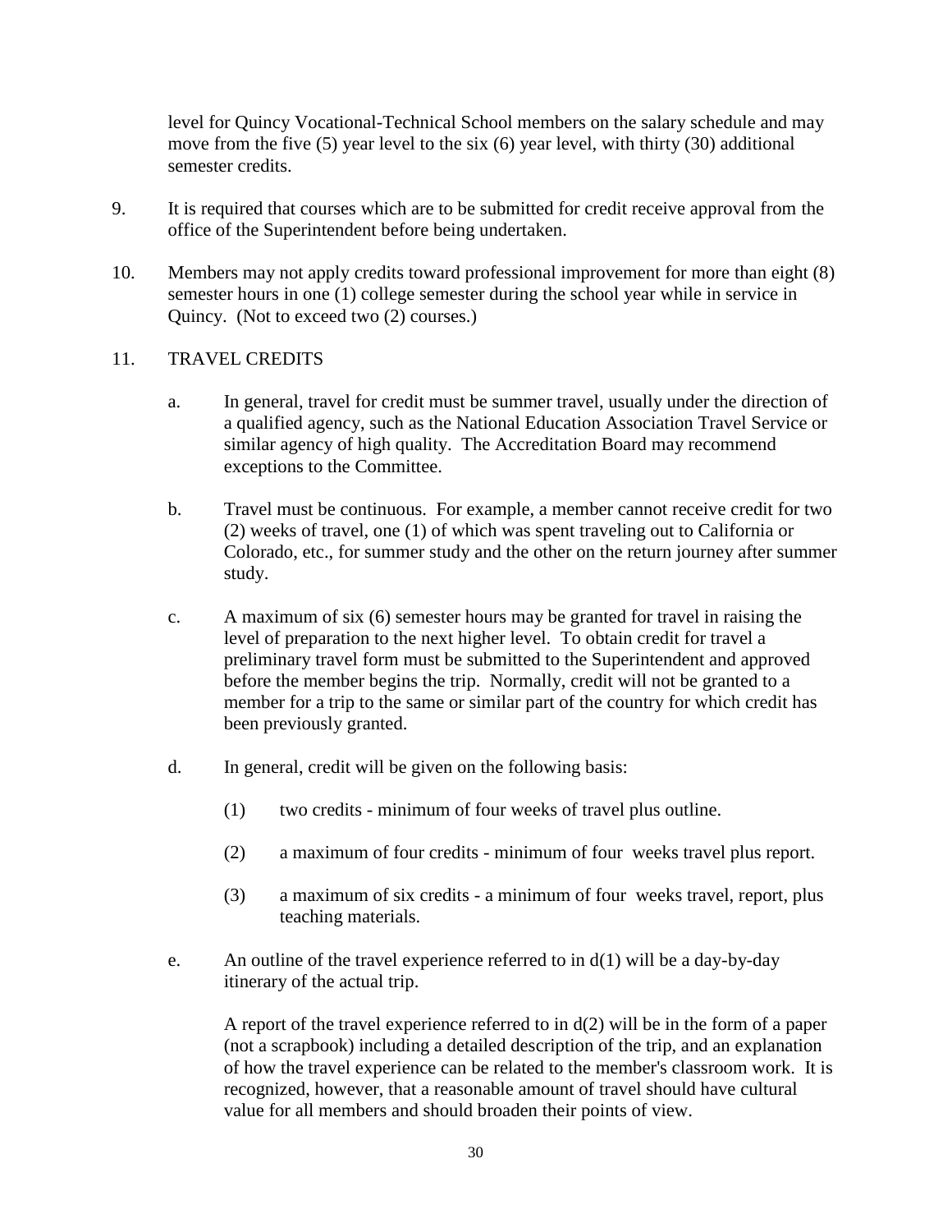level for Quincy Vocational-Technical School members on the salary schedule and may move from the five (5) year level to the six (6) year level, with thirty (30) additional semester credits.

9. It is required that courses which are to be submitted for credit receive approval from the office of the Superintendent before being undertaken.

10. Members may not apply credits toward professional improvement for more than eight (8) semester hours in one (1) college semester during the school year while in service in Quincy. (Not to exceed two (2) courses.)

11. TRAVEL CREDITS

    a. In general, travel for credit must be summer travel, usually under the direction of a qualified agency, such as the National Education Association Travel Service or similar agency of high quality. The Accreditation Board may recommend exceptions to the Committee.

    b. Travel must be continuous. For example, a member cannot receive credit for two (2) weeks of travel, one (1) of which was spent traveling out to California or Colorado, etc., for summer study and the other on the return journey after summer study.

    c. A maximum of six (6) semester hours may be granted for travel in raising the level of preparation to the next higher level. To obtain credit for travel a preliminary travel form must be submitted to the Superintendent and approved before the member begins the trip. Normally, credit will not be granted to a member for a trip to the same or similar part of the country for which credit has been previously granted.

    d. In general, credit will be given on the following basis:

        (1) two credits - minimum of four weeks of travel plus outline.

        (2) a maximum of four credits - minimum of four weeks travel plus report.

        (3) a maximum of six credits - a minimum of four weeks travel, report, plus teaching materials.

    e. An outline of the travel experience referred to in d(1) will be a day-by-day itinerary of the actual trip.

       A report of the travel experience referred to in d(2) will be in the form of a paper (not a scrapbook) including a detailed description of the trip, and an explanation of how the travel experience can be related to the member's classroom work. It is recognized, however, that a reasonable amount of travel should have cultural value for all members and should broaden their points of view.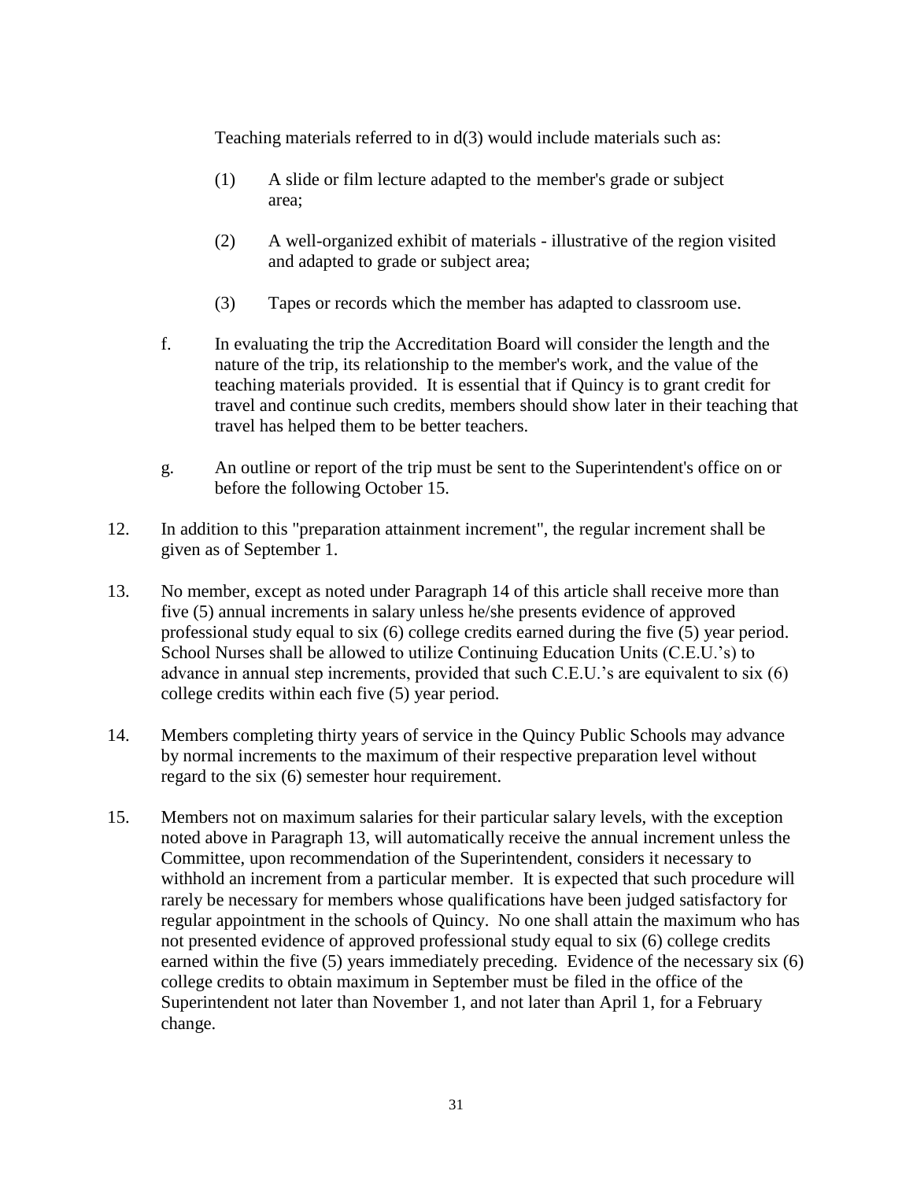Teaching materials referred to in d(3) would include materials such as:

(1) A slide or film lecture adapted to the member's grade or subject area;

(2) A well-organized exhibit of materials - illustrative of the region visited and adapted to grade or subject area;

(3) Tapes or records which the member has adapted to classroom use.

f. In evaluating the trip the Accreditation Board will consider the length and the nature of the trip, its relationship to the member's work, and the value of the teaching materials provided. It is essential that if Quincy is to grant credit for travel and continue such credits, members should show later in their teaching that travel has helped them to be better teachers.

g. An outline or report of the trip must be sent to the Superintendent's office on or before the following October 15.

12. In addition to this "preparation attainment increment", the regular increment shall be given as of September 1.

13. No member, except as noted under Paragraph 14 of this article shall receive more than five (5) annual increments in salary unless he/she presents evidence of approved professional study equal to six (6) college credits earned during the five (5) year period. School Nurses shall be allowed to utilize Continuing Education Units (C.E.U.'s) to advance in annual step increments, provided that such C.E.U.'s are equivalent to six (6) college credits within each five (5) year period.

14. Members completing thirty years of service in the Quincy Public Schools may advance by normal increments to the maximum of their respective preparation level without regard to the six (6) semester hour requirement.

15. Members not on maximum salaries for their particular salary levels, with the exception noted above in Paragraph 13, will automatically receive the annual increment unless the Committee, upon recommendation of the Superintendent, considers it necessary to withhold an increment from a particular member. It is expected that such procedure will rarely be necessary for members whose qualifications have been judged satisfactory for regular appointment in the schools of Quincy. No one shall attain the maximum who has not presented evidence of approved professional study equal to six (6) college credits earned within the five (5) years immediately preceding. Evidence of the necessary six (6) college credits to obtain maximum in September must be filed in the office of the Superintendent not later than November 1, and not later than April 1, for a February change.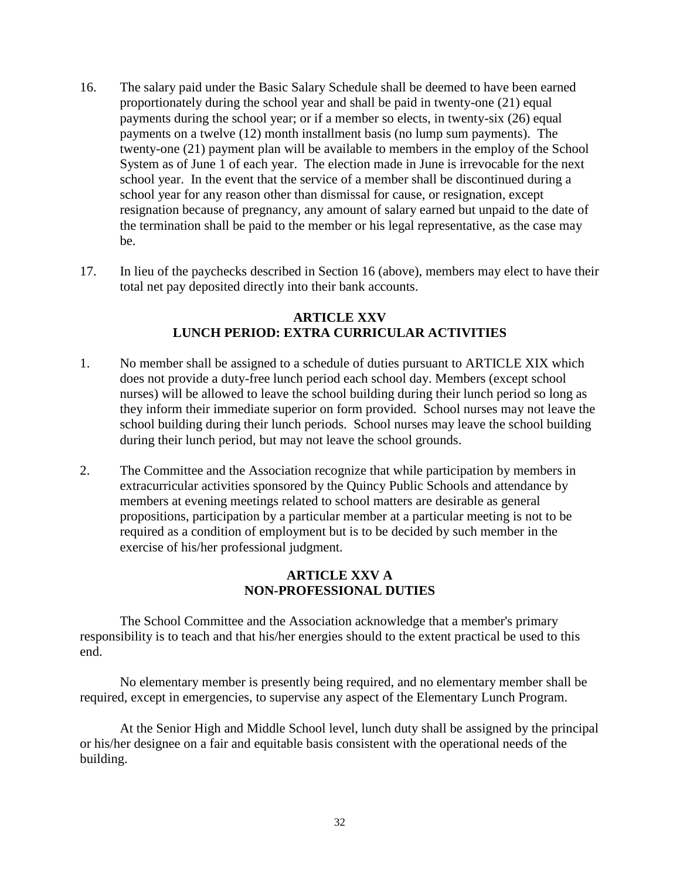16. The salary paid under the Basic Salary Schedule shall be deemed to have been earned proportionately during the school year and shall be paid in twenty-one (21) equal payments during the school year; or if a member so elects, in twenty-six (26) equal payments on a twelve (12) month installment basis (no lump sum payments). The twenty-one (21) payment plan will be available to members in the employ of the School System as of June 1 of each year. The election made in June is irrevocable for the next school year. In the event that the service of a member shall be discontinued during a school year for any reason other than dismissal for cause, or resignation, except resignation because of pregnancy, any amount of salary earned but unpaid to the date of the termination shall be paid to the member or his legal representative, as the case may be.

17. In lieu of the paychecks described in Section 16 (above), members may elect to have their total net pay deposited directly into their bank accounts.

## ARTICLE XXV
## LUNCH PERIOD: EXTRA CURRICULAR ACTIVITIES

1. No member shall be assigned to a schedule of duties pursuant to ARTICLE XIX which does not provide a duty-free lunch period each school day. Members (except school nurses) will be allowed to leave the school building during their lunch period so long as they inform their immediate superior on form provided. School nurses may not leave the school building during their lunch periods. School nurses may leave the school building during their lunch period, but may not leave the school grounds.

2. The Committee and the Association recognize that while participation by members in extracurricular activities sponsored by the Quincy Public Schools and attendance by members at evening meetings related to school matters are desirable as general propositions, participation by a particular member at a particular meeting is not to be required as a condition of employment but is to be decided by such member in the exercise of his/her professional judgment.

## ARTICLE XXV A
## NON-PROFESSIONAL DUTIES

The School Committee and the Association acknowledge that a member's primary responsibility is to teach and that his/her energies should to the extent practical be used to this end.

No elementary member is presently being required, and no elementary member shall be required, except in emergencies, to supervise any aspect of the Elementary Lunch Program.

At the Senior High and Middle School level, lunch duty shall be assigned by the principal or his/her designee on a fair and equitable basis consistent with the operational needs of the building.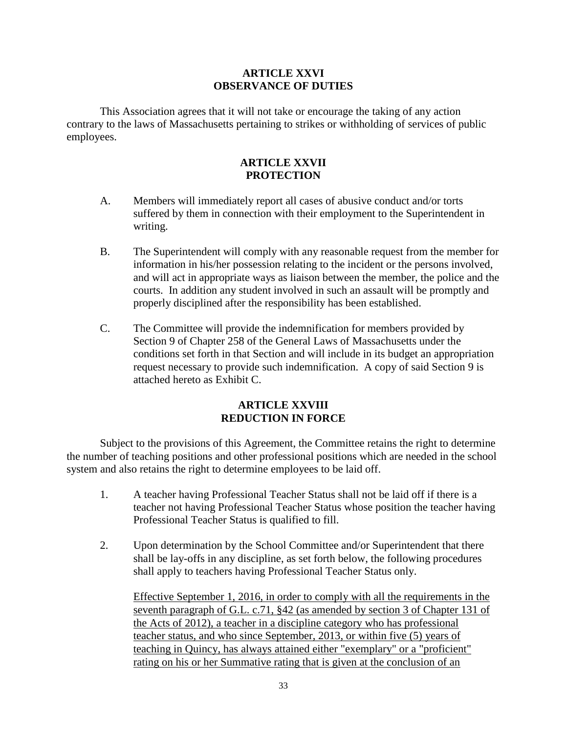## ARTICLE XXVI
## OBSERVANCE OF DUTIES

This Association agrees that it will not take or encourage the taking of any action contrary to the laws of Massachusetts pertaining to strikes or withholding of services of public employees.

## ARTICLE XXVII
## PROTECTION

A. Members will immediately report all cases of abusive conduct and/or torts suffered by them in connection with their employment to the Superintendent in writing.

B. The Superintendent will comply with any reasonable request from the member for information in his/her possession relating to the incident or the persons involved, and will act in appropriate ways as liaison between the member, the police and the courts. In addition any student involved in such an assault will be promptly and properly disciplined after the responsibility has been established.

C. The Committee will provide the indemnification for members provided by Section 9 of Chapter 258 of the General Laws of Massachusetts under the conditions set forth in that Section and will include in its budget an appropriation request necessary to provide such indemnification. A copy of said Section 9 is attached hereto as Exhibit C.

## ARTICLE XXVIII
## REDUCTION IN FORCE

Subject to the provisions of this Agreement, the Committee retains the right to determine the number of teaching positions and other professional positions which are needed in the school system and also retains the right to determine employees to be laid off.

1. A teacher having Professional Teacher Status shall not be laid off if there is a teacher not having Professional Teacher Status whose position the teacher having Professional Teacher Status is qualified to fill.

2. Upon determination by the School Committee and/or Superintendent that there shall be lay-offs in any discipline, as set forth below, the following procedures shall apply to teachers having Professional Teacher Status only.

   <u>Effective September 1, 2016, in order to comply with all the requirements in the seventh paragraph of G.L. c.71, §42 (as amended by section 3 of Chapter 131 of the Acts of 2012), a teacher in a discipline category who has professional teacher status, and who since September, 2013, or within five (5) years of teaching in Quincy, has always attained either "exemplary" or a "proficient" rating on his or her Summative rating that is given at the conclusion of an</u>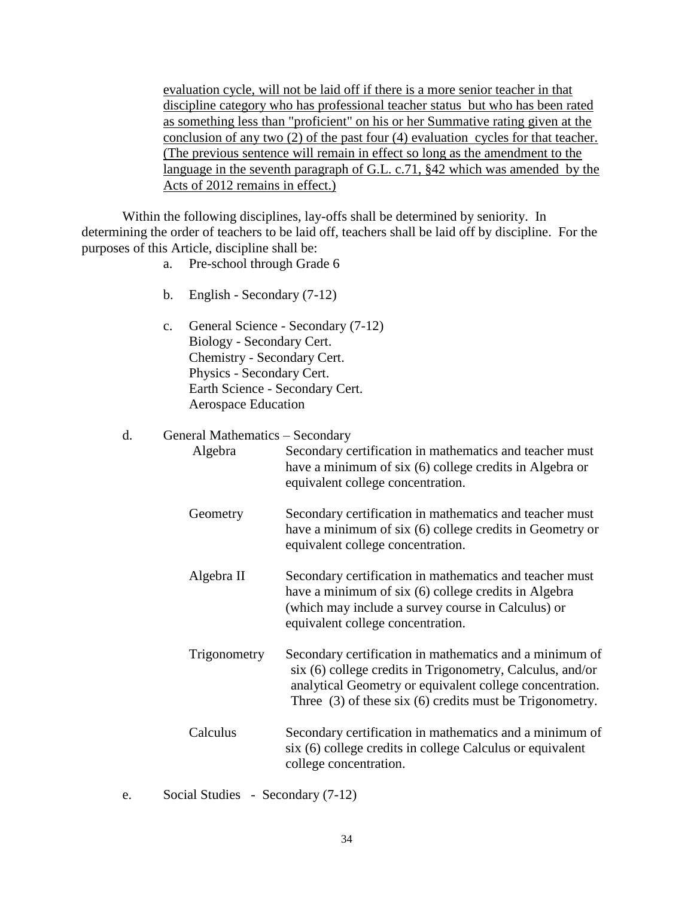<u>evaluation cycle, will not be laid off if there is a more senior teacher in that discipline category who has professional teacher status but who has been rated as something less than "proficient" on his or her Summative rating given at the conclusion of any two (2) of the past four (4) evaluation cycles for that teacher. (The previous sentence will remain in effect so long as the amendment to the language in the seventh paragraph of G.L. c.71, §42 which was amended by the Acts of 2012 remains in effect.)</u>

Within the following disciplines, lay-offs shall be determined by seniority. In determining the order of teachers to be laid off, teachers shall be laid off by discipline. For the purposes of this Article, discipline shall be:

a. Pre-school through Grade 6

b. English - Secondary (7-12)

c. General Science - Secondary (7-12)
   Biology - Secondary Cert.
   Chemistry - Secondary Cert.
   Physics - Secondary Cert.
   Earth Science - Secondary Cert.
   Aerospace Education

d. General Mathematics – Secondary

| | |
|---|---|
| Algebra | Secondary certification in mathematics and teacher must have a minimum of six (6) college credits in Algebra or equivalent college concentration. |
| Geometry | Secondary certification in mathematics and teacher must have a minimum of six (6) college credits in Geometry or equivalent college concentration. |
| Algebra II | Secondary certification in mathematics and teacher must have a minimum of six (6) college credits in Algebra (which may include a survey course in Calculus) or equivalent college concentration. |
| Trigonometry | Secondary certification in mathematics and a minimum of six (6) college credits in Trigonometry, Calculus, and/or analytical Geometry or equivalent college concentration. Three (3) of these six (6) credits must be Trigonometry. |
| Calculus | Secondary certification in mathematics and a minimum of six (6) college credits in college Calculus or equivalent college concentration. |

e. Social Studies - Secondary (7-12)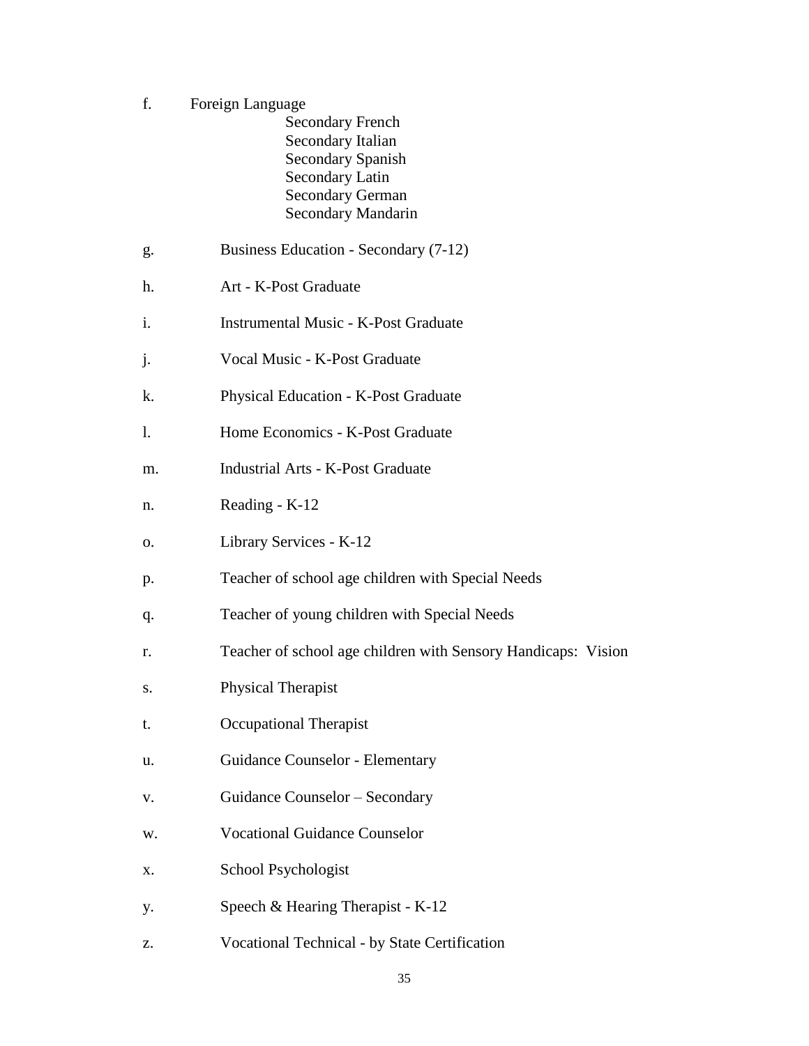f. Foreign Language
   - Secondary French
   - Secondary Italian
   - Secondary Spanish
   - Secondary Latin
   - Secondary German
   - Secondary Mandarin

g. Business Education - Secondary (7-12)

h. Art - K-Post Graduate

i. Instrumental Music - K-Post Graduate

j. Vocal Music - K-Post Graduate

k. Physical Education - K-Post Graduate

l. Home Economics - K-Post Graduate

m. Industrial Arts - K-Post Graduate

n. Reading - K-12

o. Library Services - K-12

p. Teacher of school age children with Special Needs

q. Teacher of young children with Special Needs

r. Teacher of school age children with Sensory Handicaps: Vision

s. Physical Therapist

t. Occupational Therapist

u. Guidance Counselor - Elementary

v. Guidance Counselor – Secondary

w. Vocational Guidance Counselor

x. School Psychologist

y. Speech & Hearing Therapist - K-12

z. Vocational Technical - by State Certification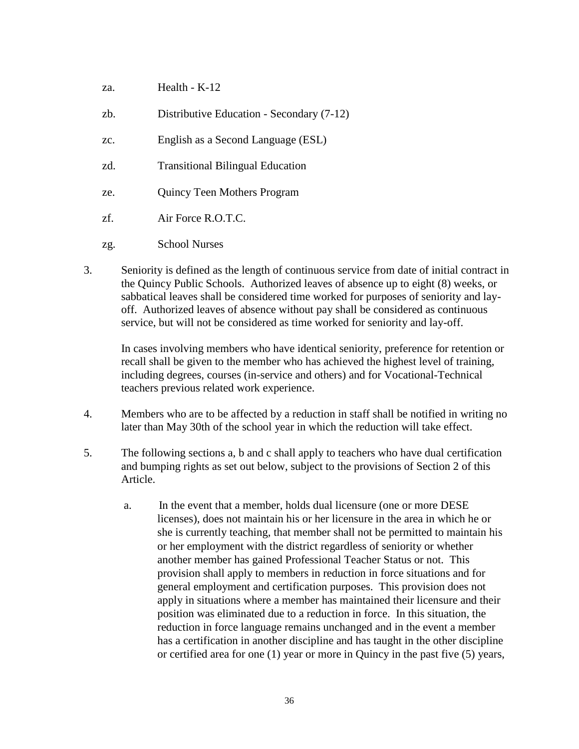za. Health - K-12

zb. Distributive Education - Secondary (7-12)

zc. English as a Second Language (ESL)

zd. Transitional Bilingual Education

ze. Quincy Teen Mothers Program

zf. Air Force R.O.T.C.

zg. School Nurses

3. Seniority is defined as the length of continuous service from date of initial contract in the Quincy Public Schools. Authorized leaves of absence up to eight (8) weeks, or sabbatical leaves shall be considered time worked for purposes of seniority and lay-off. Authorized leaves of absence without pay shall be considered as continuous service, but will not be considered as time worked for seniority and lay-off.

   In cases involving members who have identical seniority, preference for retention or recall shall be given to the member who has achieved the highest level of training, including degrees, courses (in-service and others) and for Vocational-Technical teachers previous related work experience.

4. Members who are to be affected by a reduction in staff shall be notified in writing no later than May 30th of the school year in which the reduction will take effect.

5. The following sections a, b and c shall apply to teachers who have dual certification and bumping rights as set out below, subject to the provisions of Section 2 of this Article.

   a. In the event that a member, holds dual licensure (one or more DESE licenses), does not maintain his or her licensure in the area in which he or she is currently teaching, that member shall not be permitted to maintain his or her employment with the district regardless of seniority or whether another member has gained Professional Teacher Status or not. This provision shall apply to members in reduction in force situations and for general employment and certification purposes. This provision does not apply in situations where a member has maintained their licensure and their position was eliminated due to a reduction in force. In this situation, the reduction in force language remains unchanged and in the event a member has a certification in another discipline and has taught in the other discipline or certified area for one (1) year or more in Quincy in the past five (5) years,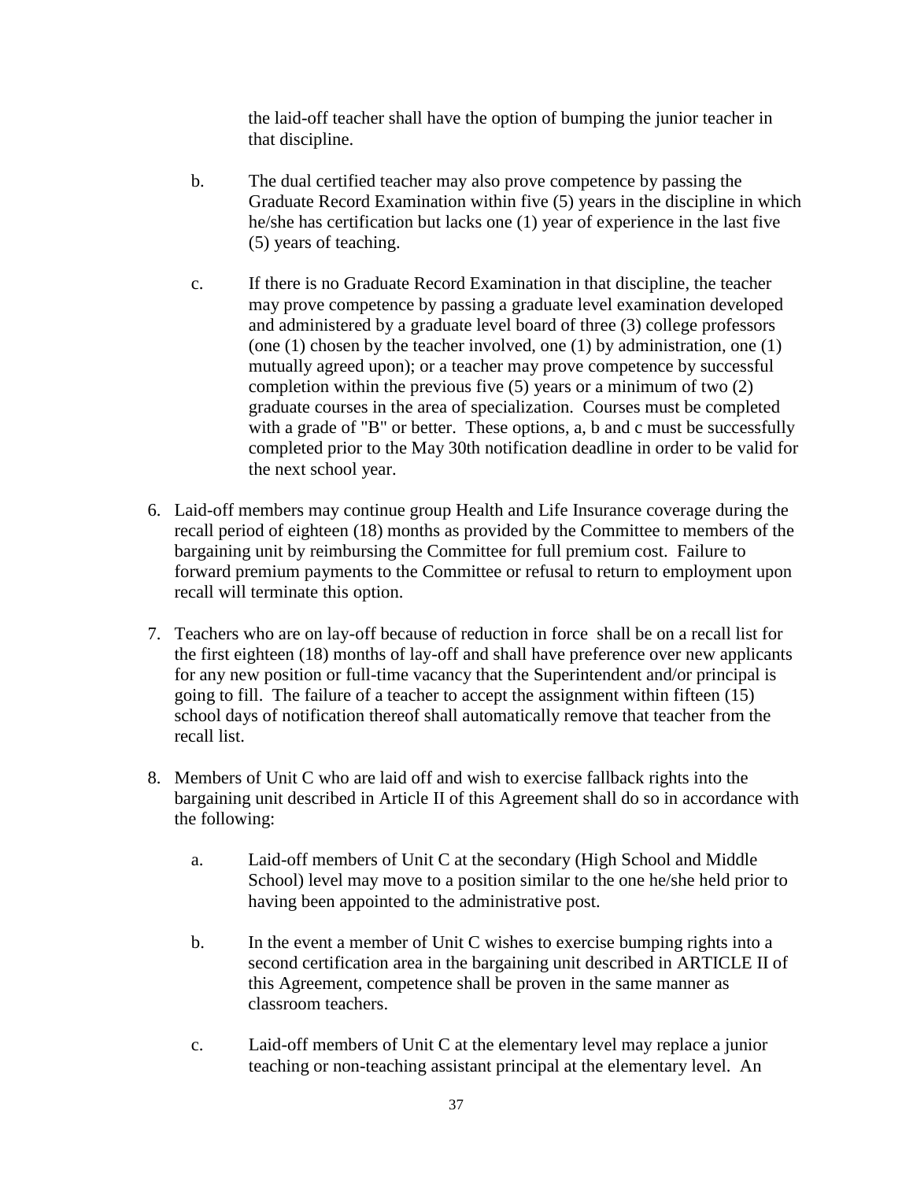the laid-off teacher shall have the option of bumping the junior teacher in that discipline.

b. The dual certified teacher may also prove competence by passing the Graduate Record Examination within five (5) years in the discipline in which he/she has certification but lacks one (1) year of experience in the last five (5) years of teaching.

c. If there is no Graduate Record Examination in that discipline, the teacher may prove competence by passing a graduate level examination developed and administered by a graduate level board of three (3) college professors (one (1) chosen by the teacher involved, one (1) by administration, one (1) mutually agreed upon); or a teacher may prove competence by successful completion within the previous five (5) years or a minimum of two (2) graduate courses in the area of specialization. Courses must be completed with a grade of "B" or better. These options, a, b and c must be successfully completed prior to the May 30th notification deadline in order to be valid for the next school year.

6. Laid-off members may continue group Health and Life Insurance coverage during the recall period of eighteen (18) months as provided by the Committee to members of the bargaining unit by reimbursing the Committee for full premium cost. Failure to forward premium payments to the Committee or refusal to return to employment upon recall will terminate this option.

7. Teachers who are on lay-off because of reduction in force shall be on a recall list for the first eighteen (18) months of lay-off and shall have preference over new applicants for any new position or full-time vacancy that the Superintendent and/or principal is going to fill. The failure of a teacher to accept the assignment within fifteen (15) school days of notification thereof shall automatically remove that teacher from the recall list.

8. Members of Unit C who are laid off and wish to exercise fallback rights into the bargaining unit described in Article II of this Agreement shall do so in accordance with the following:

   a. Laid-off members of Unit C at the secondary (High School and Middle School) level may move to a position similar to the one he/she held prior to having been appointed to the administrative post.

   b. In the event a member of Unit C wishes to exercise bumping rights into a second certification area in the bargaining unit described in ARTICLE II of this Agreement, competence shall be proven in the same manner as classroom teachers.

   c. Laid-off members of Unit C at the elementary level may replace a junior teaching or non-teaching assistant principal at the elementary level. An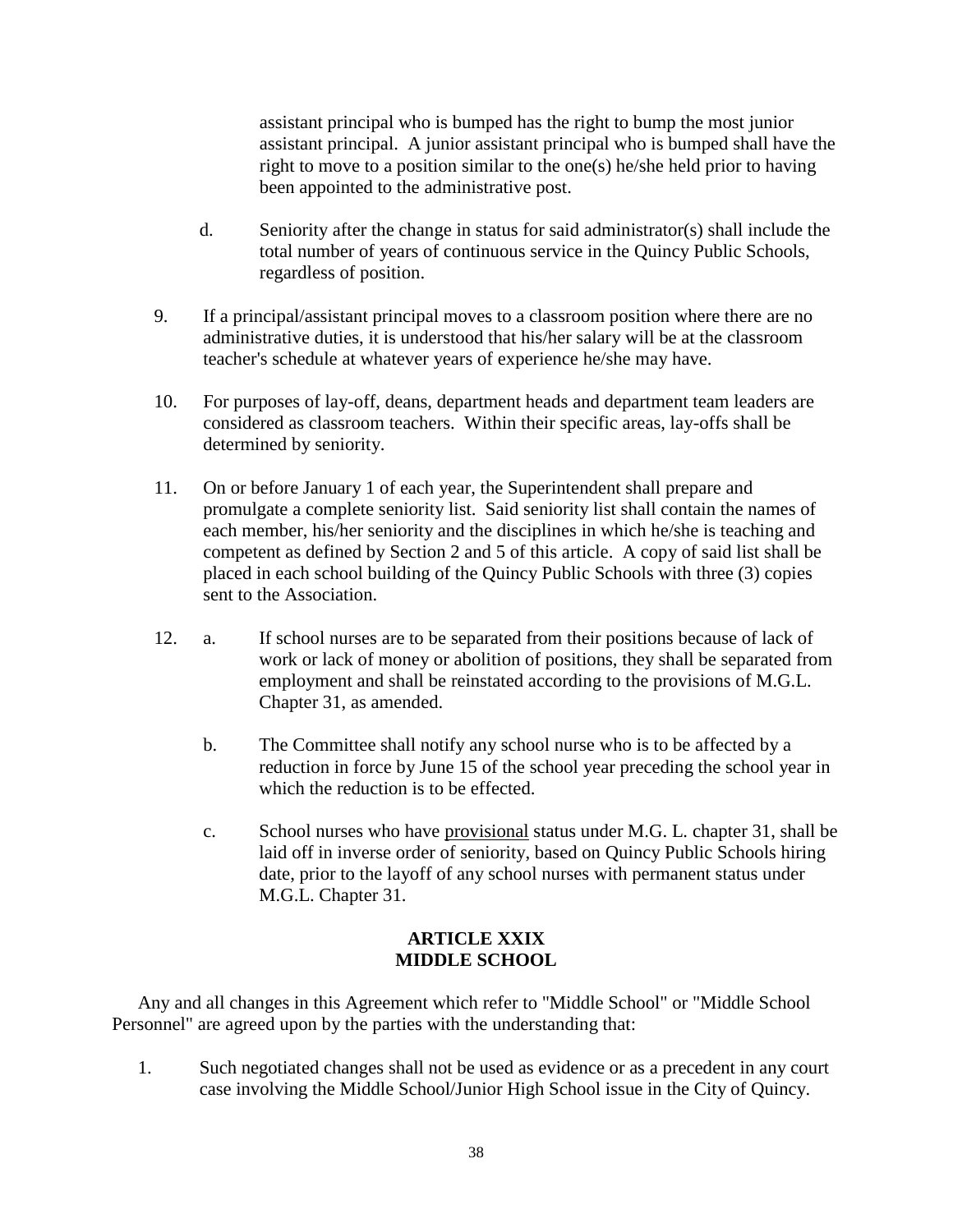assistant principal who is bumped has the right to bump the most junior assistant principal. A junior assistant principal who is bumped shall have the right to move to a position similar to the one(s) he/she held prior to having been appointed to the administrative post.

d. Seniority after the change in status for said administrator(s) shall include the total number of years of continuous service in the Quincy Public Schools, regardless of position.

9. If a principal/assistant principal moves to a classroom position where there are no administrative duties, it is understood that his/her salary will be at the classroom teacher's schedule at whatever years of experience he/she may have.

10. For purposes of lay-off, deans, department heads and department team leaders are considered as classroom teachers. Within their specific areas, lay-offs shall be determined by seniority.

11. On or before January 1 of each year, the Superintendent shall prepare and promulgate a complete seniority list. Said seniority list shall contain the names of each member, his/her seniority and the disciplines in which he/she is teaching and competent as defined by Section 2 and 5 of this article. A copy of said list shall be placed in each school building of the Quincy Public Schools with three (3) copies sent to the Association.

12. a. If school nurses are to be separated from their positions because of lack of work or lack of money or abolition of positions, they shall be separated from employment and shall be reinstated according to the provisions of M.G.L. Chapter 31, as amended.

    b. The Committee shall notify any school nurse who is to be affected by a reduction in force by June 15 of the school year preceding the school year in which the reduction is to be effected.

    c. School nurses who have provisional status under M.G. L. chapter 31, shall be laid off in inverse order of seniority, based on Quincy Public Schools hiring date, prior to the layoff of any school nurses with permanent status under M.G.L. Chapter 31.

## ARTICLE XXIX
## MIDDLE SCHOOL

Any and all changes in this Agreement which refer to "Middle School" or "Middle School Personnel" are agreed upon by the parties with the understanding that:

1. Such negotiated changes shall not be used as evidence or as a precedent in any court case involving the Middle School/Junior High School issue in the City of Quincy.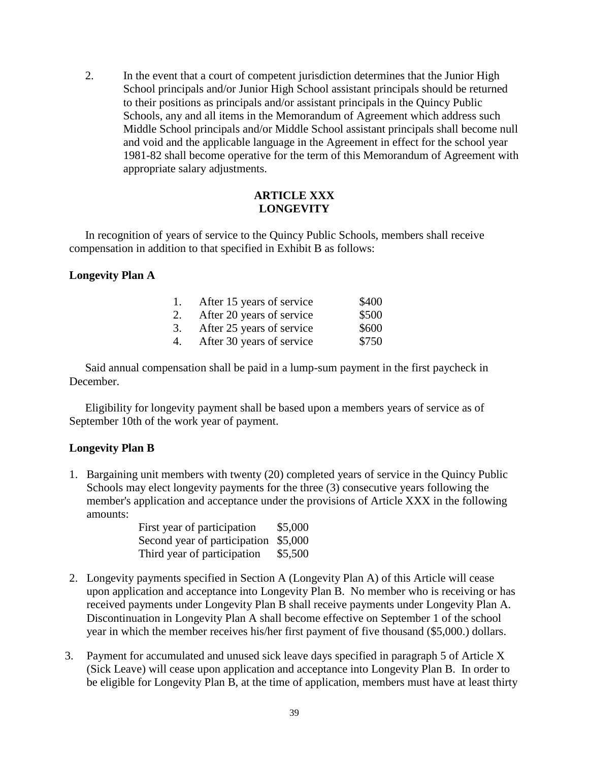2. In the event that a court of competent jurisdiction determines that the Junior High School principals and/or Junior High School assistant principals should be returned to their positions as principals and/or assistant principals in the Quincy Public Schools, any and all items in the Memorandum of Agreement which address such Middle School principals and/or Middle School assistant principals shall become null and void and the applicable language in the Agreement in effect for the school year 1981-82 shall become operative for the term of this Memorandum of Agreement with appropriate salary adjustments.

## ARTICLE XXX
## LONGEVITY

In recognition of years of service to the Quincy Public Schools, members shall receive compensation in addition to that specified in Exhibit B as follows:

**Longevity Plan A**

| | | |
|---|---|---|
| 1. | After 15 years of service | \$400 |
| 2. | After 20 years of service | \$500 |
| 3. | After 25 years of service | \$600 |
| 4. | After 30 years of service | \$750 |

Said annual compensation shall be paid in a lump-sum payment in the first paycheck in December.

Eligibility for longevity payment shall be based upon a members years of service as of September 10th of the work year of payment.

**Longevity Plan B**

1. Bargaining unit members with twenty (20) completed years of service in the Quincy Public Schools may elect longevity payments for the three (3) consecutive years following the member's application and acceptance under the provisions of Article XXX in the following amounts:

| | |
|---|---|
| First year of participation | \$5,000 |
| Second year of participation | \$5,000 |
| Third year of participation | \$5,500 |

2. Longevity payments specified in Section A (Longevity Plan A) of this Article will cease upon application and acceptance into Longevity Plan B. No member who is receiving or has received payments under Longevity Plan B shall receive payments under Longevity Plan A. Discontinuation in Longevity Plan A shall become effective on September 1 of the school year in which the member receives his/her first payment of five thousand (\$5,000.) dollars.

3. Payment for accumulated and unused sick leave days specified in paragraph 5 of Article X (Sick Leave) will cease upon application and acceptance into Longevity Plan B. In order to be eligible for Longevity Plan B, at the time of application, members must have at least thirty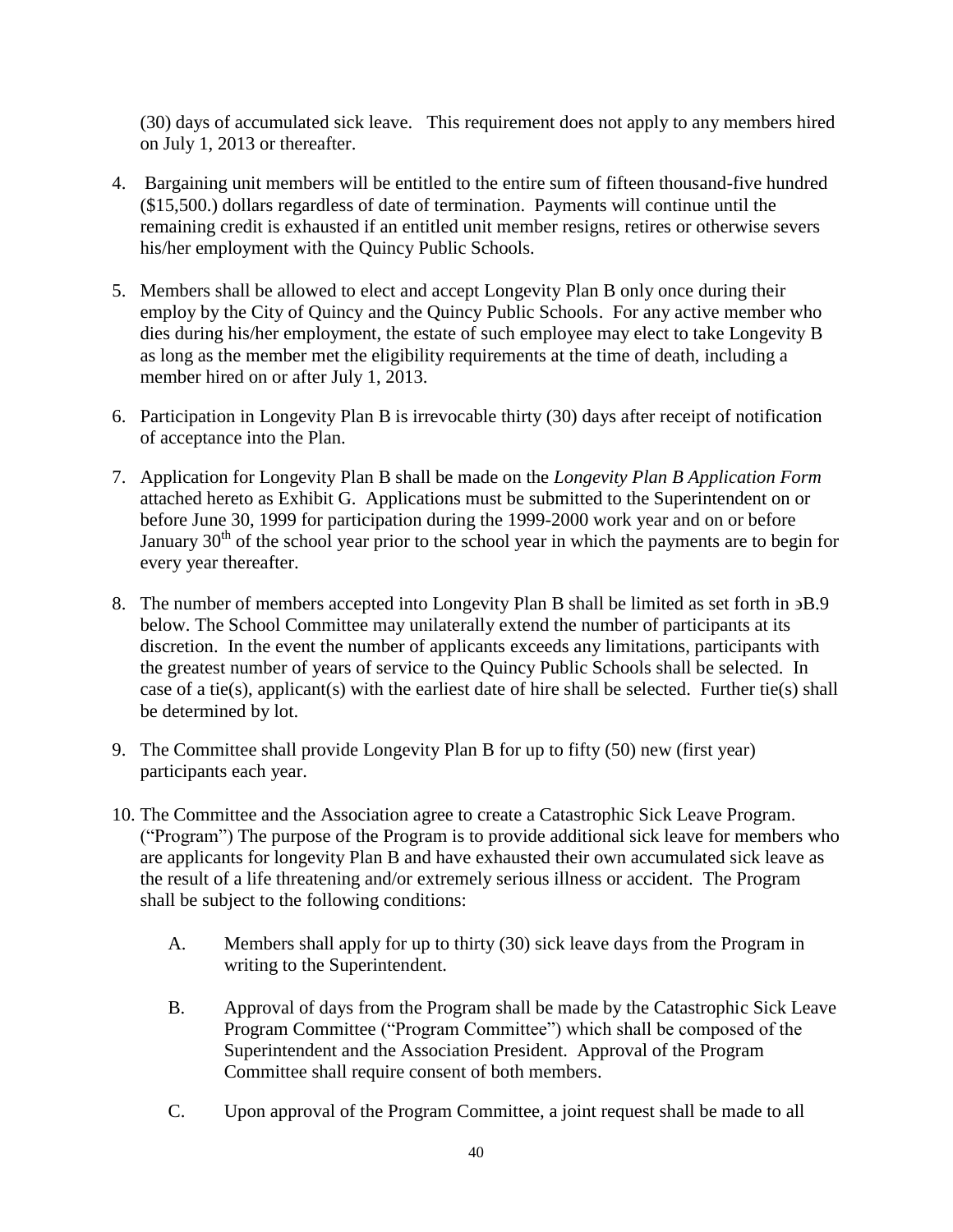(30) days of accumulated sick leave. This requirement does not apply to any members hired on July 1, 2013 or thereafter.

4. Bargaining unit members will be entitled to the entire sum of fifteen thousand-five hundred ($15,500.) dollars regardless of date of termination. Payments will continue until the remaining credit is exhausted if an entitled unit member resigns, retires or otherwise severs his/her employment with the Quincy Public Schools.

5. Members shall be allowed to elect and accept Longevity Plan B only once during their employ by the City of Quincy and the Quincy Public Schools. For any active member who dies during his/her employment, the estate of such employee may elect to take Longevity B as long as the member met the eligibility requirements at the time of death, including a member hired on or after July 1, 2013.

6. Participation in Longevity Plan B is irrevocable thirty (30) days after receipt of notification of acceptance into the Plan.

7. Application for Longevity Plan B shall be made on the *Longevity Plan B Application Form* attached hereto as Exhibit G. Applications must be submitted to the Superintendent on or before June 30, 1999 for participation during the 1999-2000 work year and on or before January 30th of the school year prior to the school year in which the payments are to begin for every year thereafter.

8. The number of members accepted into Longevity Plan B shall be limited as set forth in ∍B.9 below. The School Committee may unilaterally extend the number of participants at its discretion. In the event the number of applicants exceeds any limitations, participants with the greatest number of years of service to the Quincy Public Schools shall be selected. In case of a tie(s), applicant(s) with the earliest date of hire shall be selected. Further tie(s) shall be determined by lot.

9. The Committee shall provide Longevity Plan B for up to fifty (50) new (first year) participants each year.

10. The Committee and the Association agree to create a Catastrophic Sick Leave Program. ("Program") The purpose of the Program is to provide additional sick leave for members who are applicants for longevity Plan B and have exhausted their own accumulated sick leave as the result of a life threatening and/or extremely serious illness or accident. The Program shall be subject to the following conditions:

    A. Members shall apply for up to thirty (30) sick leave days from the Program in writing to the Superintendent.

    B. Approval of days from the Program shall be made by the Catastrophic Sick Leave Program Committee ("Program Committee") which shall be composed of the Superintendent and the Association President. Approval of the Program Committee shall require consent of both members.

    C. Upon approval of the Program Committee, a joint request shall be made to all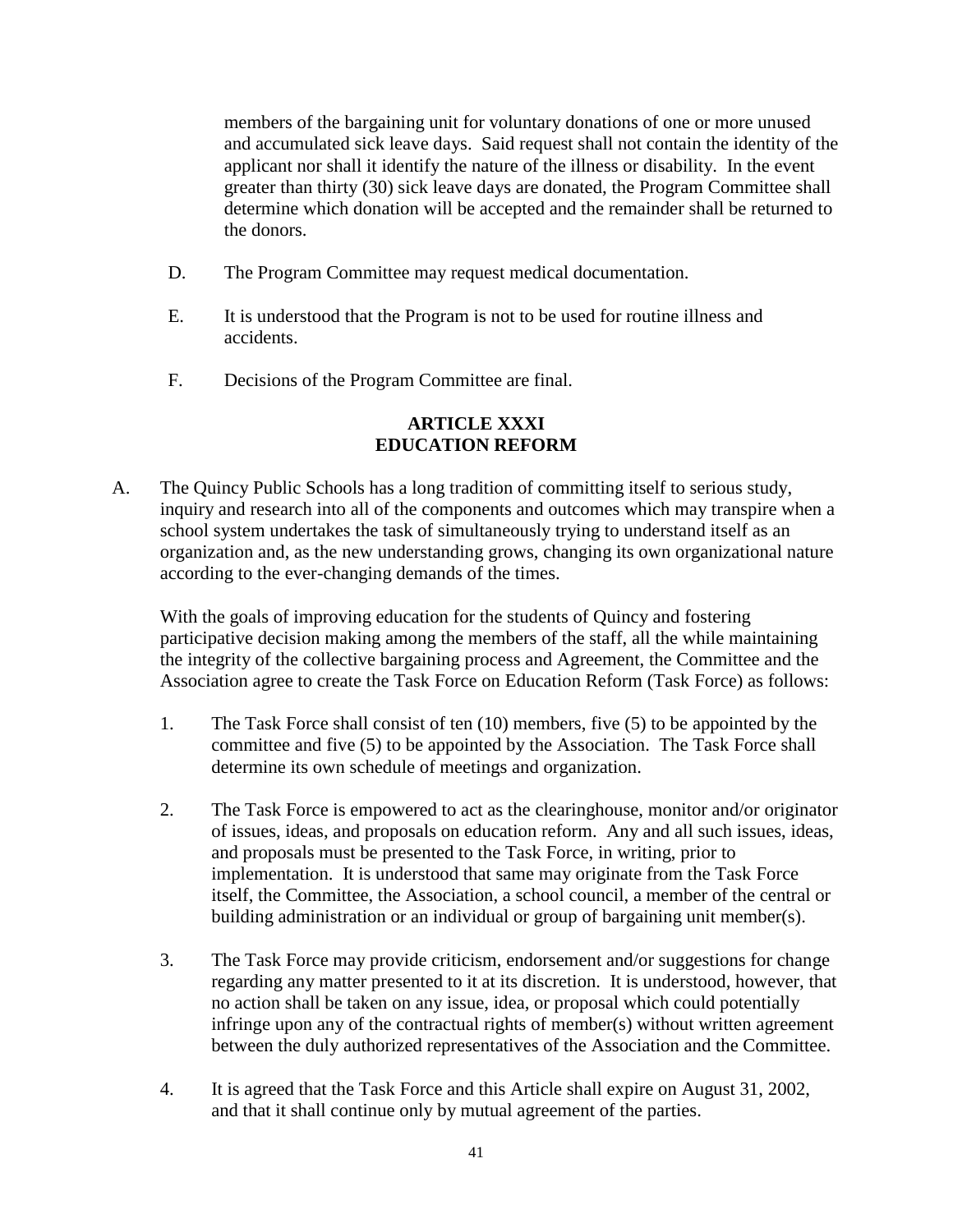members of the bargaining unit for voluntary donations of one or more unused and accumulated sick leave days. Said request shall not contain the identity of the applicant nor shall it identify the nature of the illness or disability. In the event greater than thirty (30) sick leave days are donated, the Program Committee shall determine which donation will be accepted and the remainder shall be returned to the donors.

D. The Program Committee may request medical documentation.

E. It is understood that the Program is not to be used for routine illness and accidents.

F. Decisions of the Program Committee are final.

## ARTICLE XXXI
## EDUCATION REFORM

A. The Quincy Public Schools has a long tradition of committing itself to serious study, inquiry and research into all of the components and outcomes which may transpire when a school system undertakes the task of simultaneously trying to understand itself as an organization and, as the new understanding grows, changing its own organizational nature according to the ever-changing demands of the times.

With the goals of improving education for the students of Quincy and fostering participative decision making among the members of the staff, all the while maintaining the integrity of the collective bargaining process and Agreement, the Committee and the Association agree to create the Task Force on Education Reform (Task Force) as follows:

1. The Task Force shall consist of ten (10) members, five (5) to be appointed by the committee and five (5) to be appointed by the Association. The Task Force shall determine its own schedule of meetings and organization.

2. The Task Force is empowered to act as the clearinghouse, monitor and/or originator of issues, ideas, and proposals on education reform. Any and all such issues, ideas, and proposals must be presented to the Task Force, in writing, prior to implementation. It is understood that same may originate from the Task Force itself, the Committee, the Association, a school council, a member of the central or building administration or an individual or group of bargaining unit member(s).

3. The Task Force may provide criticism, endorsement and/or suggestions for change regarding any matter presented to it at its discretion. It is understood, however, that no action shall be taken on any issue, idea, or proposal which could potentially infringe upon any of the contractual rights of member(s) without written agreement between the duly authorized representatives of the Association and the Committee.

4. It is agreed that the Task Force and this Article shall expire on August 31, 2002, and that it shall continue only by mutual agreement of the parties.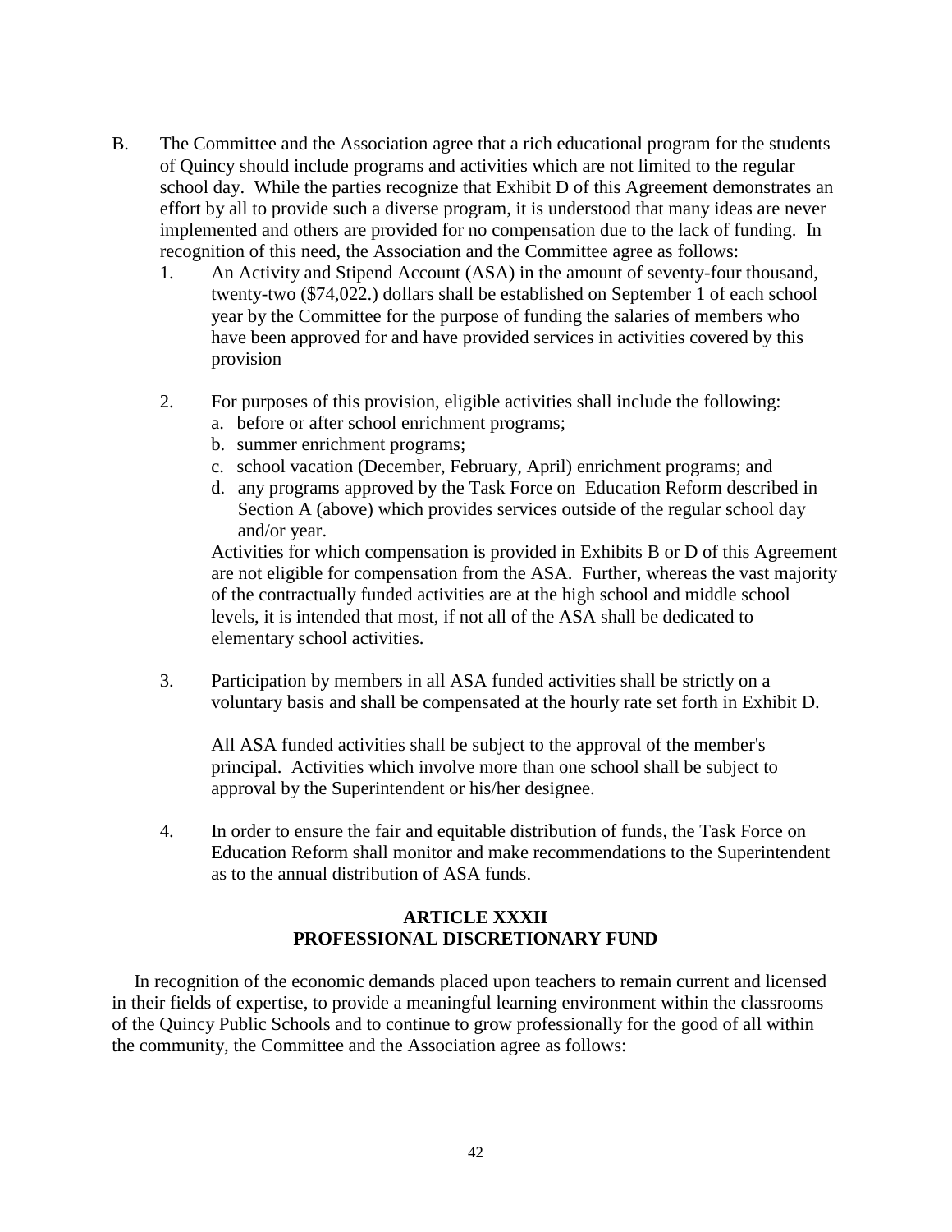B. The Committee and the Association agree that a rich educational program for the students of Quincy should include programs and activities which are not limited to the regular school day. While the parties recognize that Exhibit D of this Agreement demonstrates an effort by all to provide such a diverse program, it is understood that many ideas are never implemented and others are provided for no compensation due to the lack of funding. In recognition of this need, the Association and the Committee agree as follows:

1. An Activity and Stipend Account (ASA) in the amount of seventy-four thousand, twenty-two ($74,022.) dollars shall be established on September 1 of each school year by the Committee for the purpose of funding the salaries of members who have been approved for and have provided services in activities covered by this provision

2. For purposes of this provision, eligible activities shall include the following:
   a. before or after school enrichment programs;
   b. summer enrichment programs;
   c. school vacation (December, February, April) enrichment programs; and
   d. any programs approved by the Task Force on Education Reform described in Section A (above) which provides services outside of the regular school day and/or year.

   Activities for which compensation is provided in Exhibits B or D of this Agreement are not eligible for compensation from the ASA. Further, whereas the vast majority of the contractually funded activities are at the high school and middle school levels, it is intended that most, if not all of the ASA shall be dedicated to elementary school activities.

3. Participation by members in all ASA funded activities shall be strictly on a voluntary basis and shall be compensated at the hourly rate set forth in Exhibit D.

   All ASA funded activities shall be subject to the approval of the member's principal. Activities which involve more than one school shall be subject to approval by the Superintendent or his/her designee.

4. In order to ensure the fair and equitable distribution of funds, the Task Force on Education Reform shall monitor and make recommendations to the Superintendent as to the annual distribution of ASA funds.

## ARTICLE XXXII
## PROFESSIONAL DISCRETIONARY FUND

In recognition of the economic demands placed upon teachers to remain current and licensed in their fields of expertise, to provide a meaningful learning environment within the classrooms of the Quincy Public Schools and to continue to grow professionally for the good of all within the community, the Committee and the Association agree as follows: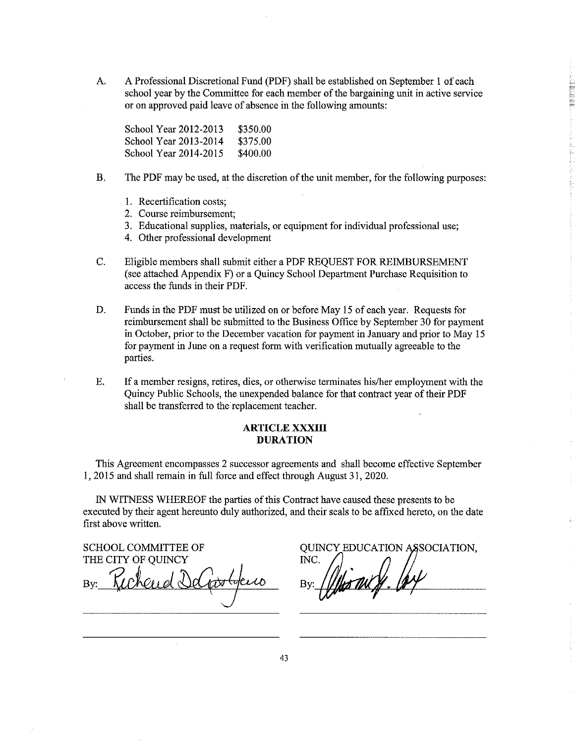A. A Professional Discretional Fund (PDF) shall be established on September 1 of each school year by the Committee for each member of the bargaining unit in active service or on approved paid leave of absence in the following amounts:

| | |
|---|---|
| School Year 2012-2013 | $350.00 |
| School Year 2013-2014 | $375.00 |
| School Year 2014-2015 | $400.00 |

B. The PDF may be used, at the discretion of the unit member, for the following purposes:

1. Recertification costs;
2. Course reimbursement;
3. Educational supplies, materials, or equipment for individual professional use;
4. Other professional development

C. Eligible members shall submit either a PDF REQUEST FOR REIMBURSEMENT (see attached Appendix F) or a Quincy School Department Purchase Requisition to access the funds in their PDF.

D. Funds in the PDF must be utilized on or before May 15 of each year. Requests for reimbursement shall be submitted to the Business Office by September 30 for payment in October, prior to the December vacation for payment in January and prior to May 15 for payment in June on a request form with verification mutually agreeable to the parties.

E. If a member resigns, retires, dies, or otherwise terminates his/her employment with the Quincy Public Schools, the unexpended balance for that contract year of their PDF shall be transferred to the replacement teacher.

## ARTICLE XXXIII
## DURATION

This Agreement encompasses 2 successor agreements and shall become effective September 1, 2015 and shall remain in full force and effect through August 31, 2020.

IN WITNESS WHEREOF the parties of this Contract have caused these presents to be executed by their agent hereunto duly authorized, and their seals to be affixed hereto, on the date first above written.

SCHOOL COMMITTEE OF THE CITY OF QUINCY

By: Richard DeCristofaro

QUINCY EDUCATION ASSOCIATION, INC.

By: Allison G. Cox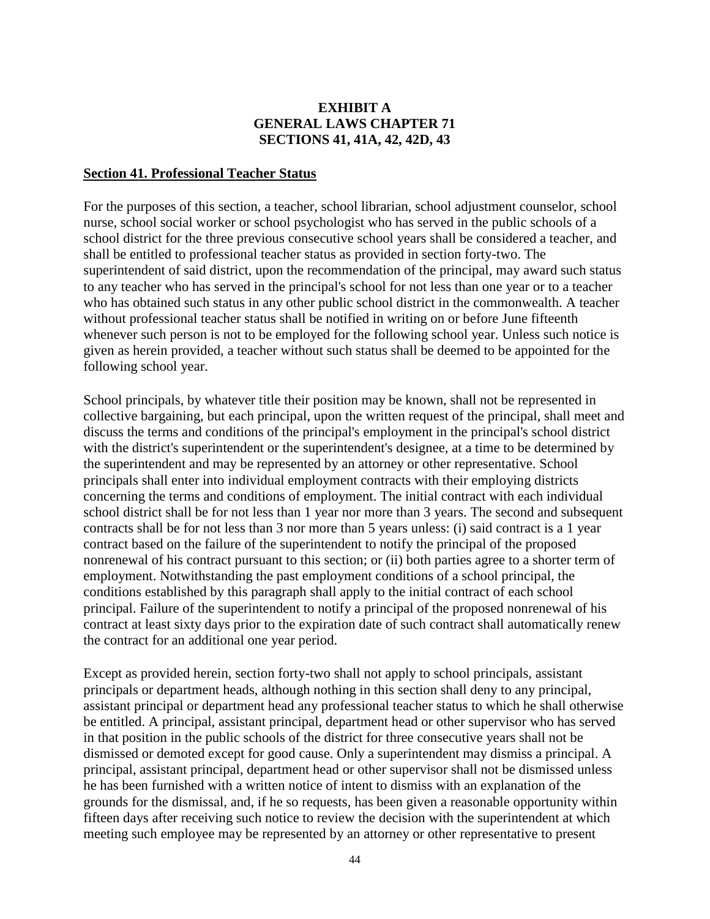**EXHIBIT A**
**GENERAL LAWS CHAPTER 71**
**SECTIONS 41, 41A, 42, 42D, 43**

## Section 41. Professional Teacher Status

For the purposes of this section, a teacher, school librarian, school adjustment counselor, school nurse, school social worker or school psychologist who has served in the public schools of a school district for the three previous consecutive school years shall be considered a teacher, and shall be entitled to professional teacher status as provided in section forty-two. The superintendent of said district, upon the recommendation of the principal, may award such status to any teacher who has served in the principal's school for not less than one year or to a teacher who has obtained such status in any other public school district in the commonwealth. A teacher without professional teacher status shall be notified in writing on or before June fifteenth whenever such person is not to be employed for the following school year. Unless such notice is given as herein provided, a teacher without such status shall be deemed to be appointed for the following school year.

School principals, by whatever title their position may be known, shall not be represented in collective bargaining, but each principal, upon the written request of the principal, shall meet and discuss the terms and conditions of the principal's employment in the principal's school district with the district's superintendent or the superintendent's designee, at a time to be determined by the superintendent and may be represented by an attorney or other representative. School principals shall enter into individual employment contracts with their employing districts concerning the terms and conditions of employment. The initial contract with each individual school district shall be for not less than 1 year nor more than 3 years. The second and subsequent contracts shall be for not less than 3 nor more than 5 years unless: (i) said contract is a 1 year contract based on the failure of the superintendent to notify the principal of the proposed nonrenewal of his contract pursuant to this section; or (ii) both parties agree to a shorter term of employment. Notwithstanding the past employment conditions of a school principal, the conditions established by this paragraph shall apply to the initial contract of each school principal. Failure of the superintendent to notify a principal of the proposed nonrenewal of his contract at least sixty days prior to the expiration date of such contract shall automatically renew the contract for an additional one year period.

Except as provided herein, section forty-two shall not apply to school principals, assistant principals or department heads, although nothing in this section shall deny to any principal, assistant principal or department head any professional teacher status to which he shall otherwise be entitled. A principal, assistant principal, department head or other supervisor who has served in that position in the public schools of the district for three consecutive years shall not be dismissed or demoted except for good cause. Only a superintendent may dismiss a principal. A principal, assistant principal, department head or other supervisor shall not be dismissed unless he has been furnished with a written notice of intent to dismiss with an explanation of the grounds for the dismissal, and, if he so requests, has been given a reasonable opportunity within fifteen days after receiving such notice to review the decision with the superintendent at which meeting such employee may be represented by an attorney or other representative to present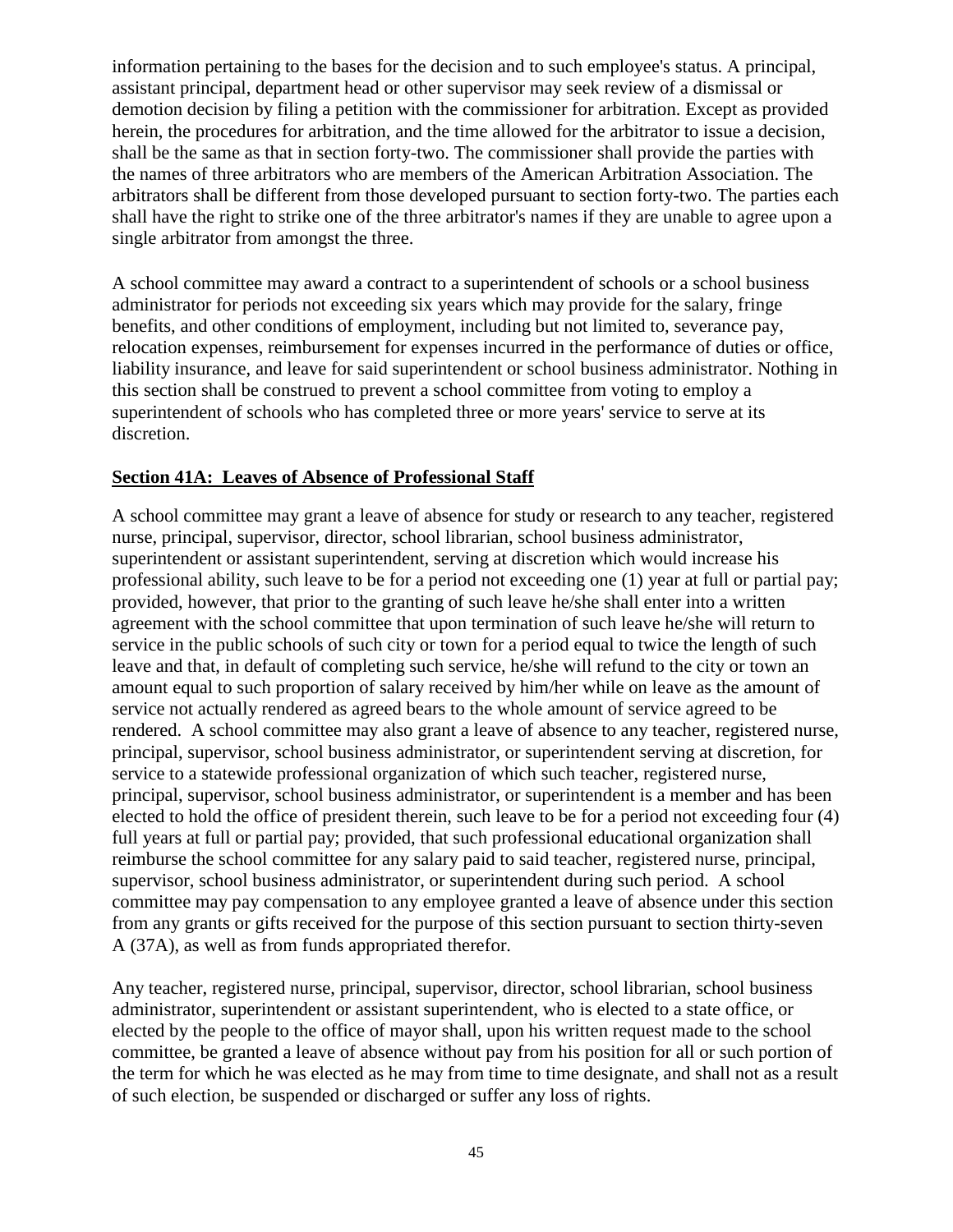information pertaining to the bases for the decision and to such employee's status. A principal, assistant principal, department head or other supervisor may seek review of a dismissal or demotion decision by filing a petition with the commissioner for arbitration. Except as provided herein, the procedures for arbitration, and the time allowed for the arbitrator to issue a decision, shall be the same as that in section forty-two. The commissioner shall provide the parties with the names of three arbitrators who are members of the American Arbitration Association. The arbitrators shall be different from those developed pursuant to section forty-two. The parties each shall have the right to strike one of the three arbitrator's names if they are unable to agree upon a single arbitrator from amongst the three.

A school committee may award a contract to a superintendent of schools or a school business administrator for periods not exceeding six years which may provide for the salary, fringe benefits, and other conditions of employment, including but not limited to, severance pay, relocation expenses, reimbursement for expenses incurred in the performance of duties or office, liability insurance, and leave for said superintendent or school business administrator. Nothing in this section shall be construed to prevent a school committee from voting to employ a superintendent of schools who has completed three or more years' service to serve at its discretion.

## Section 41A: Leaves of Absence of Professional Staff

A school committee may grant a leave of absence for study or research to any teacher, registered nurse, principal, supervisor, director, school librarian, school business administrator, superintendent or assistant superintendent, serving at discretion which would increase his professional ability, such leave to be for a period not exceeding one (1) year at full or partial pay; provided, however, that prior to the granting of such leave he/she shall enter into a written agreement with the school committee that upon termination of such leave he/she will return to service in the public schools of such city or town for a period equal to twice the length of such leave and that, in default of completing such service, he/she will refund to the city or town an amount equal to such proportion of salary received by him/her while on leave as the amount of service not actually rendered as agreed bears to the whole amount of service agreed to be rendered. A school committee may also grant a leave of absence to any teacher, registered nurse, principal, supervisor, school business administrator, or superintendent serving at discretion, for service to a statewide professional organization of which such teacher, registered nurse, principal, supervisor, school business administrator, or superintendent is a member and has been elected to hold the office of president therein, such leave to be for a period not exceeding four (4) full years at full or partial pay; provided, that such professional educational organization shall reimburse the school committee for any salary paid to said teacher, registered nurse, principal, supervisor, school business administrator, or superintendent during such period. A school committee may pay compensation to any employee granted a leave of absence under this section from any grants or gifts received for the purpose of this section pursuant to section thirty-seven A (37A), as well as from funds appropriated therefor.

Any teacher, registered nurse, principal, supervisor, director, school librarian, school business administrator, superintendent or assistant superintendent, who is elected to a state office, or elected by the people to the office of mayor shall, upon his written request made to the school committee, be granted a leave of absence without pay from his position for all or such portion of the term for which he was elected as he may from time to time designate, and shall not as a result of such election, be suspended or discharged or suffer any loss of rights.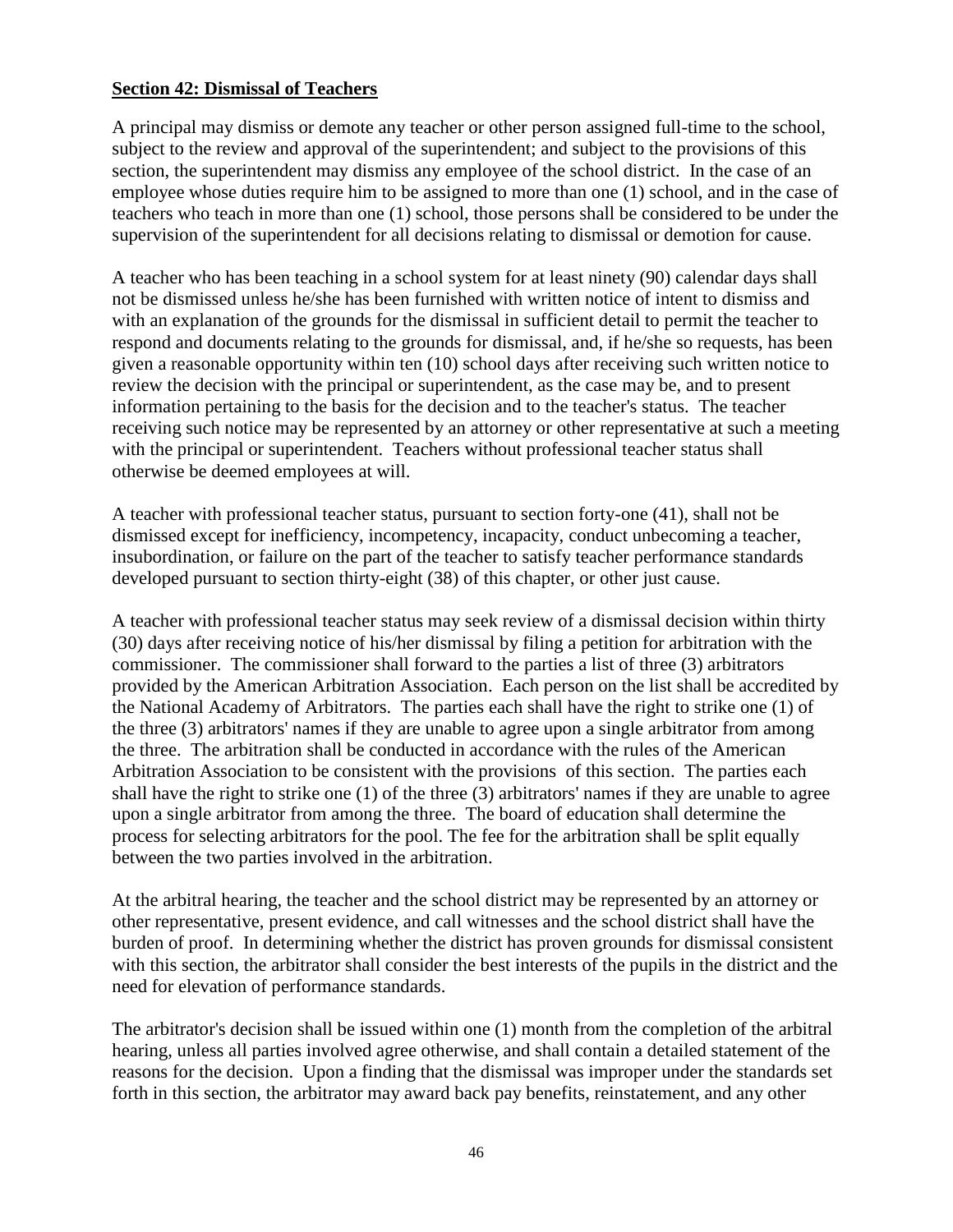**Section 42: Dismissal of Teachers**

A principal may dismiss or demote any teacher or other person assigned full-time to the school, subject to the review and approval of the superintendent; and subject to the provisions of this section, the superintendent may dismiss any employee of the school district. In the case of an employee whose duties require him to be assigned to more than one (1) school, and in the case of teachers who teach in more than one (1) school, those persons shall be considered to be under the supervision of the superintendent for all decisions relating to dismissal or demotion for cause.

A teacher who has been teaching in a school system for at least ninety (90) calendar days shall not be dismissed unless he/she has been furnished with written notice of intent to dismiss and with an explanation of the grounds for the dismissal in sufficient detail to permit the teacher to respond and documents relating to the grounds for dismissal, and, if he/she so requests, has been given a reasonable opportunity within ten (10) school days after receiving such written notice to review the decision with the principal or superintendent, as the case may be, and to present information pertaining to the basis for the decision and to the teacher's status. The teacher receiving such notice may be represented by an attorney or other representative at such a meeting with the principal or superintendent. Teachers without professional teacher status shall otherwise be deemed employees at will.

A teacher with professional teacher status, pursuant to section forty-one (41), shall not be dismissed except for inefficiency, incompetency, incapacity, conduct unbecoming a teacher, insubordination, or failure on the part of the teacher to satisfy teacher performance standards developed pursuant to section thirty-eight (38) of this chapter, or other just cause.

A teacher with professional teacher status may seek review of a dismissal decision within thirty (30) days after receiving notice of his/her dismissal by filing a petition for arbitration with the commissioner. The commissioner shall forward to the parties a list of three (3) arbitrators provided by the American Arbitration Association. Each person on the list shall be accredited by the National Academy of Arbitrators. The parties each shall have the right to strike one (1) of the three (3) arbitrators' names if they are unable to agree upon a single arbitrator from among the three. The arbitration shall be conducted in accordance with the rules of the American Arbitration Association to be consistent with the provisions of this section. The parties each shall have the right to strike one (1) of the three (3) arbitrators' names if they are unable to agree upon a single arbitrator from among the three. The board of education shall determine the process for selecting arbitrators for the pool. The fee for the arbitration shall be split equally between the two parties involved in the arbitration.

At the arbitral hearing, the teacher and the school district may be represented by an attorney or other representative, present evidence, and call witnesses and the school district shall have the burden of proof. In determining whether the district has proven grounds for dismissal consistent with this section, the arbitrator shall consider the best interests of the pupils in the district and the need for elevation of performance standards.

The arbitrator's decision shall be issued within one (1) month from the completion of the arbitral hearing, unless all parties involved agree otherwise, and shall contain a detailed statement of the reasons for the decision. Upon a finding that the dismissal was improper under the standards set forth in this section, the arbitrator may award back pay benefits, reinstatement, and any other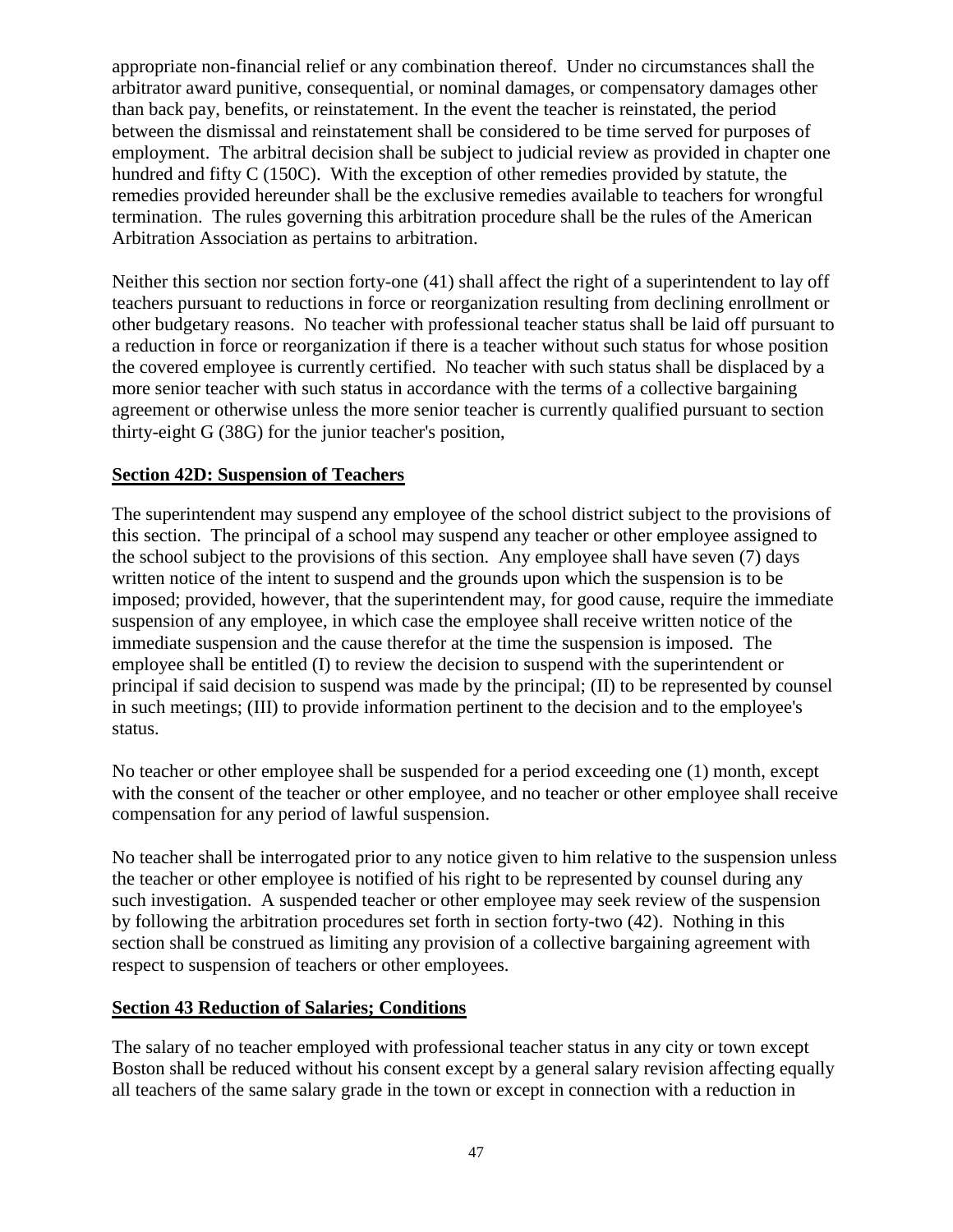appropriate non-financial relief or any combination thereof. Under no circumstances shall the arbitrator award punitive, consequential, or nominal damages, or compensatory damages other than back pay, benefits, or reinstatement. In the event the teacher is reinstated, the period between the dismissal and reinstatement shall be considered to be time served for purposes of employment. The arbitral decision shall be subject to judicial review as provided in chapter one hundred and fifty C (150C). With the exception of other remedies provided by statute, the remedies provided hereunder shall be the exclusive remedies available to teachers for wrongful termination. The rules governing this arbitration procedure shall be the rules of the American Arbitration Association as pertains to arbitration.

Neither this section nor section forty-one (41) shall affect the right of a superintendent to lay off teachers pursuant to reductions in force or reorganization resulting from declining enrollment or other budgetary reasons. No teacher with professional teacher status shall be laid off pursuant to a reduction in force or reorganization if there is a teacher without such status for whose position the covered employee is currently certified. No teacher with such status shall be displaced by a more senior teacher with such status in accordance with the terms of a collective bargaining agreement or otherwise unless the more senior teacher is currently qualified pursuant to section thirty-eight G (38G) for the junior teacher's position,

**Section 42D: Suspension of Teachers**

The superintendent may suspend any employee of the school district subject to the provisions of this section. The principal of a school may suspend any teacher or other employee assigned to the school subject to the provisions of this section. Any employee shall have seven (7) days written notice of the intent to suspend and the grounds upon which the suspension is to be imposed; provided, however, that the superintendent may, for good cause, require the immediate suspension of any employee, in which case the employee shall receive written notice of the immediate suspension and the cause therefor at the time the suspension is imposed. The employee shall be entitled (I) to review the decision to suspend with the superintendent or principal if said decision to suspend was made by the principal; (II) to be represented by counsel in such meetings; (III) to provide information pertinent to the decision and to the employee's status.

No teacher or other employee shall be suspended for a period exceeding one (1) month, except with the consent of the teacher or other employee, and no teacher or other employee shall receive compensation for any period of lawful suspension.

No teacher shall be interrogated prior to any notice given to him relative to the suspension unless the teacher or other employee is notified of his right to be represented by counsel during any such investigation. A suspended teacher or other employee may seek review of the suspension by following the arbitration procedures set forth in section forty-two (42). Nothing in this section shall be construed as limiting any provision of a collective bargaining agreement with respect to suspension of teachers or other employees.

**Section 43 Reduction of Salaries; Conditions**

The salary of no teacher employed with professional teacher status in any city or town except Boston shall be reduced without his consent except by a general salary revision affecting equally all teachers of the same salary grade in the town or except in connection with a reduction in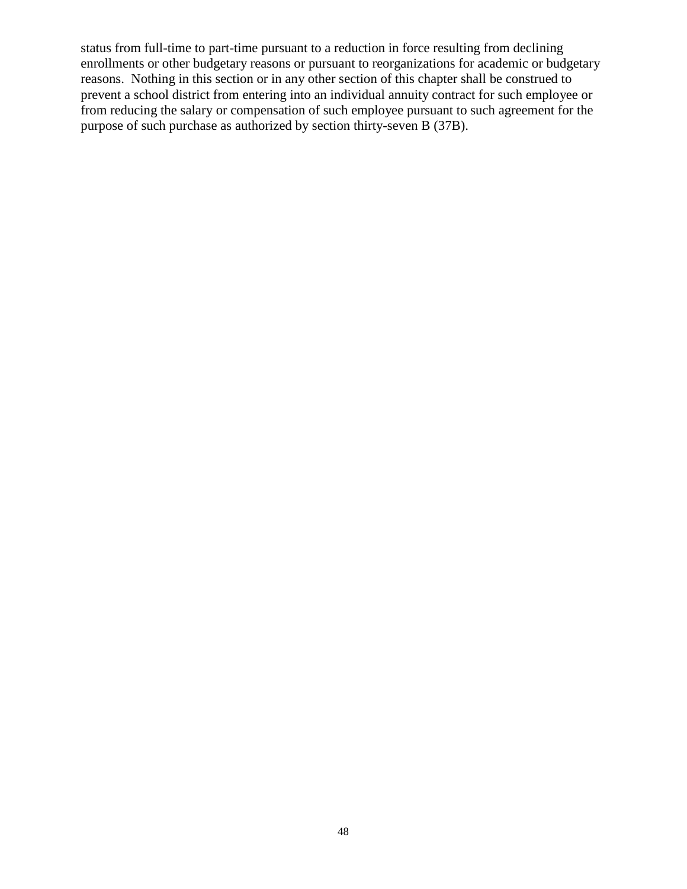status from full-time to part-time pursuant to a reduction in force resulting from declining enrollments or other budgetary reasons or pursuant to reorganizations for academic or budgetary reasons. Nothing in this section or in any other section of this chapter shall be construed to prevent a school district from entering into an individual annuity contract for such employee or from reducing the salary or compensation of such employee pursuant to such agreement for the purpose of such purchase as authorized by section thirty-seven B (37B).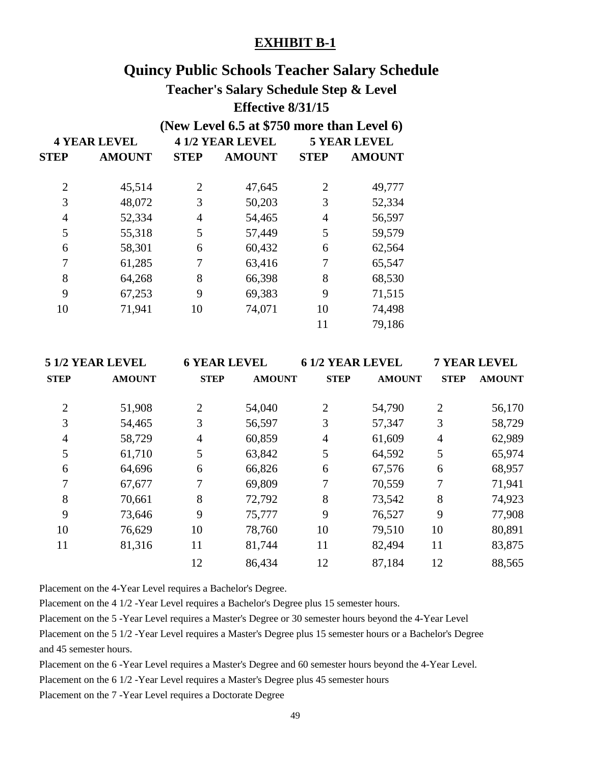**EXHIBIT B-1**

# Quincy Public Schools Teacher Salary Schedule

## Teacher's Salary Schedule Step & Level

## Effective 8/31/15

## (New Level 6.5 at $750 more than Level 6)

| 4 YEAR LEVEL | | 4 1/2 YEAR LEVEL | | 5 YEAR LEVEL | |
|---|---|---|---|---|---|
| STEP | AMOUNT | STEP | AMOUNT | STEP | AMOUNT |
| 2 | 45,514 | 2 | 47,645 | 2 | 49,777 |
| 3 | 48,072 | 3 | 50,203 | 3 | 52,334 |
| 4 | 52,334 | 4 | 54,465 | 4 | 56,597 |
| 5 | 55,318 | 5 | 57,449 | 5 | 59,579 |
| 6 | 58,301 | 6 | 60,432 | 6 | 62,564 |
| 7 | 61,285 | 7 | 63,416 | 7 | 65,547 |
| 8 | 64,268 | 8 | 66,398 | 8 | 68,530 |
| 9 | 67,253 | 9 | 69,383 | 9 | 71,515 |
| 10 | 71,941 | 10 | 74,071 | 10 | 74,498 |
| | | | | 11 | 79,186 |

| 5 1/2 YEAR LEVEL | | 6 YEAR LEVEL | | 6 1/2 YEAR LEVEL | | 7 YEAR LEVEL | |
|---|---|---|---|---|---|---|---|
| STEP | AMOUNT | STEP | AMOUNT | STEP | AMOUNT | STEP | AMOUNT |
| 2 | 51,908 | 2 | 54,040 | 2 | 54,790 | 2 | 56,170 |
| 3 | 54,465 | 3 | 56,597 | 3 | 57,347 | 3 | 58,729 |
| 4 | 58,729 | 4 | 60,859 | 4 | 61,609 | 4 | 62,989 |
| 5 | 61,710 | 5 | 63,842 | 5 | 64,592 | 5 | 65,974 |
| 6 | 64,696 | 6 | 66,826 | 6 | 67,576 | 6 | 68,957 |
| 7 | 67,677 | 7 | 69,809 | 7 | 70,559 | 7 | 71,941 |
| 8 | 70,661 | 8 | 72,792 | 8 | 73,542 | 8 | 74,923 |
| 9 | 73,646 | 9 | 75,777 | 9 | 76,527 | 9 | 77,908 |
| 10 | 76,629 | 10 | 78,760 | 10 | 79,510 | 10 | 80,891 |
| 11 | 81,316 | 11 | 81,744 | 11 | 82,494 | 11 | 83,875 |
| | | 12 | 86,434 | 12 | 87,184 | 12 | 88,565 |

Placement on the 4-Year Level requires a Bachelor's Degree.

Placement on the 4 1/2 -Year Level requires a Bachelor's Degree plus 15 semester hours.

Placement on the 5 -Year Level requires a Master's Degree or 30 semester hours beyond the 4-Year Level

Placement on the 5 1/2 -Year Level requires a Master's Degree plus 15 semester hours or a Bachelor's Degree and 45 semester hours.

Placement on the 6 -Year Level requires a Master's Degree and 60 semester hours beyond the 4-Year Level.

Placement on the 6 1/2 -Year Level requires a Master's Degree plus 45 semester hours

Placement on the 7 -Year Level requires a Doctorate Degree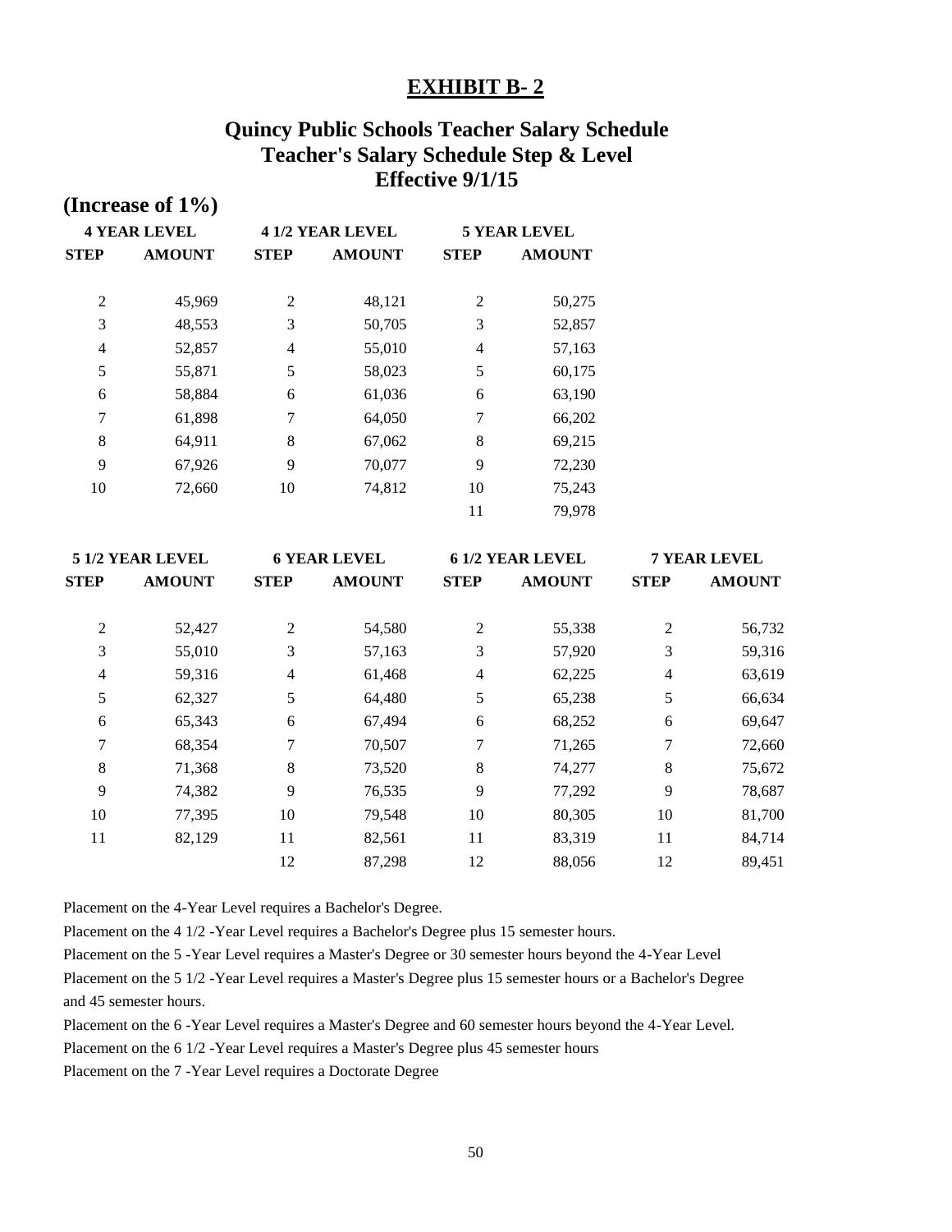# EXHIBIT B- 2

## Quincy Public Schools Teacher Salary Schedule
## Teacher's Salary Schedule Step & Level
## Effective 9/1/15

**(Increase of 1%)**

| 4 YEAR LEVEL | | 4 1/2 YEAR LEVEL | | 5 YEAR LEVEL | |
|---|---|---|---|---|---|
| **STEP** | **AMOUNT** | **STEP** | **AMOUNT** | **STEP** | **AMOUNT** |
| 2 | 45,969 | 2 | 48,121 | 2 | 50,275 |
| 3 | 48,553 | 3 | 50,705 | 3 | 52,857 |
| 4 | 52,857 | 4 | 55,010 | 4 | 57,163 |
| 5 | 55,871 | 5 | 58,023 | 5 | 60,175 |
| 6 | 58,884 | 6 | 61,036 | 6 | 63,190 |
| 7 | 61,898 | 7 | 64,050 | 7 | 66,202 |
| 8 | 64,911 | 8 | 67,062 | 8 | 69,215 |
| 9 | 67,926 | 9 | 70,077 | 9 | 72,230 |
| 10 | 72,660 | 10 | 74,812 | 10 | 75,243 |
| | | | | 11 | 79,978 |

| 5 1/2 YEAR LEVEL | | 6 YEAR LEVEL | | 6 1/2 YEAR LEVEL | | 7 YEAR LEVEL | |
|---|---|---|---|---|---|---|---|
| **STEP** | **AMOUNT** | **STEP** | **AMOUNT** | **STEP** | **AMOUNT** | **STEP** | **AMOUNT** |
| 2 | 52,427 | 2 | 54,580 | 2 | 55,338 | 2 | 56,732 |
| 3 | 55,010 | 3 | 57,163 | 3 | 57,920 | 3 | 59,316 |
| 4 | 59,316 | 4 | 61,468 | 4 | 62,225 | 4 | 63,619 |
| 5 | 62,327 | 5 | 64,480 | 5 | 65,238 | 5 | 66,634 |
| 6 | 65,343 | 6 | 67,494 | 6 | 68,252 | 6 | 69,647 |
| 7 | 68,354 | 7 | 70,507 | 7 | 71,265 | 7 | 72,660 |
| 8 | 71,368 | 8 | 73,520 | 8 | 74,277 | 8 | 75,672 |
| 9 | 74,382 | 9 | 76,535 | 9 | 77,292 | 9 | 78,687 |
| 10 | 77,395 | 10 | 79,548 | 10 | 80,305 | 10 | 81,700 |
| 11 | 82,129 | 11 | 82,561 | 11 | 83,319 | 11 | 84,714 |
| | | 12 | 87,298 | 12 | 88,056 | 12 | 89,451 |

Placement on the 4-Year Level requires a Bachelor's Degree.

Placement on the 4 1/2 -Year Level requires a Bachelor's Degree plus 15 semester hours.

Placement on the 5 -Year Level requires a Master's Degree or 30 semester hours beyond the 4-Year Level

Placement on the 5 1/2 -Year Level requires a Master's Degree plus 15 semester hours or a Bachelor's Degree and 45 semester hours.

Placement on the 6 -Year Level requires a Master's Degree and 60 semester hours beyond the 4-Year Level.

Placement on the 6 1/2 -Year Level requires a Master's Degree plus 45 semester hours

Placement on the 7 -Year Level requires a Doctorate Degree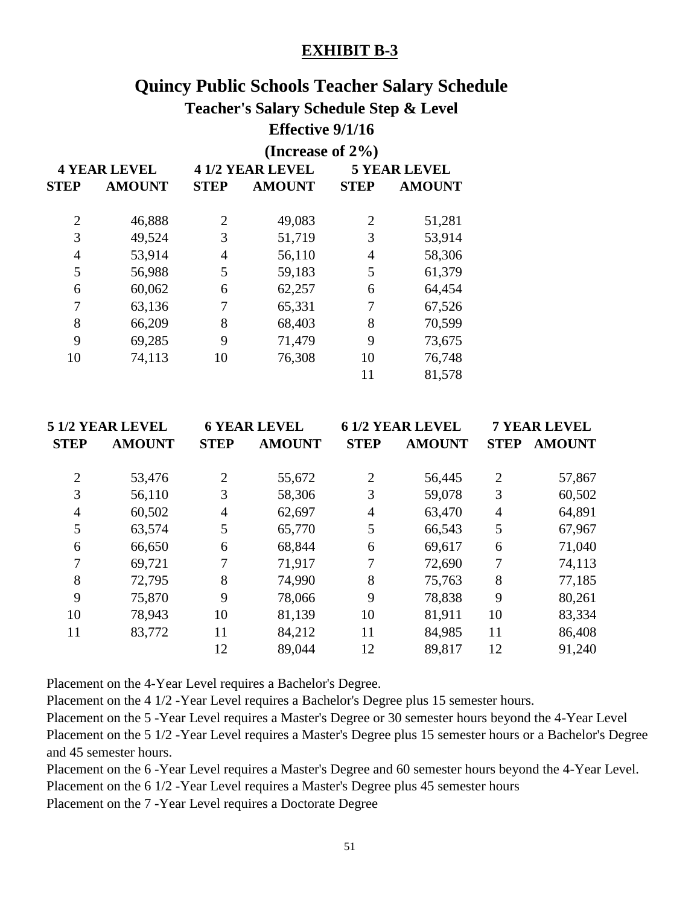**EXHIBIT B-3**

# Quincy Public Schools Teacher Salary Schedule

## Teacher's Salary Schedule Step & Level

### Effective 9/1/16

### (Increase of 2%)

| 4 YEAR LEVEL | | 4 1/2 YEAR LEVEL | | 5 YEAR LEVEL | |
|---|---|---|---|---|---|
| STEP | AMOUNT | STEP | AMOUNT | STEP | AMOUNT |
| 2 | 46,888 | 2 | 49,083 | 2 | 51,281 |
| 3 | 49,524 | 3 | 51,719 | 3 | 53,914 |
| 4 | 53,914 | 4 | 56,110 | 4 | 58,306 |
| 5 | 56,988 | 5 | 59,183 | 5 | 61,379 |
| 6 | 60,062 | 6 | 62,257 | 6 | 64,454 |
| 7 | 63,136 | 7 | 65,331 | 7 | 67,526 |
| 8 | 66,209 | 8 | 68,403 | 8 | 70,599 |
| 9 | 69,285 | 9 | 71,479 | 9 | 73,675 |
| 10 | 74,113 | 10 | 76,308 | 10 | 76,748 |
| | | | | 11 | 81,578 |

| 5 1/2 YEAR LEVEL | | 6 YEAR LEVEL | | 6 1/2 YEAR LEVEL | | 7 YEAR LEVEL | |
|---|---|---|---|---|---|---|---|
| STEP | AMOUNT | STEP | AMOUNT | STEP | AMOUNT | STEP | AMOUNT |
| 2 | 53,476 | 2 | 55,672 | 2 | 56,445 | 2 | 57,867 |
| 3 | 56,110 | 3 | 58,306 | 3 | 59,078 | 3 | 60,502 |
| 4 | 60,502 | 4 | 62,697 | 4 | 63,470 | 4 | 64,891 |
| 5 | 63,574 | 5 | 65,770 | 5 | 66,543 | 5 | 67,967 |
| 6 | 66,650 | 6 | 68,844 | 6 | 69,617 | 6 | 71,040 |
| 7 | 69,721 | 7 | 71,917 | 7 | 72,690 | 7 | 74,113 |
| 8 | 72,795 | 8 | 74,990 | 8 | 75,763 | 8 | 77,185 |
| 9 | 75,870 | 9 | 78,066 | 9 | 78,838 | 9 | 80,261 |
| 10 | 78,943 | 10 | 81,139 | 10 | 81,911 | 10 | 83,334 |
| 11 | 83,772 | 11 | 84,212 | 11 | 84,985 | 11 | 86,408 |
| | | 12 | 89,044 | 12 | 89,817 | 12 | 91,240 |

Placement on the 4-Year Level requires a Bachelor's Degree.

Placement on the 4 1/2 -Year Level requires a Bachelor's Degree plus 15 semester hours.

Placement on the 5 -Year Level requires a Master's Degree or 30 semester hours beyond the 4-Year Level

Placement on the 5 1/2 -Year Level requires a Master's Degree plus 15 semester hours or a Bachelor's Degree and 45 semester hours.

Placement on the 6 -Year Level requires a Master's Degree and 60 semester hours beyond the 4-Year Level.

Placement on the 6 1/2 -Year Level requires a Master's Degree plus 45 semester hours

Placement on the 7 -Year Level requires a Doctorate Degree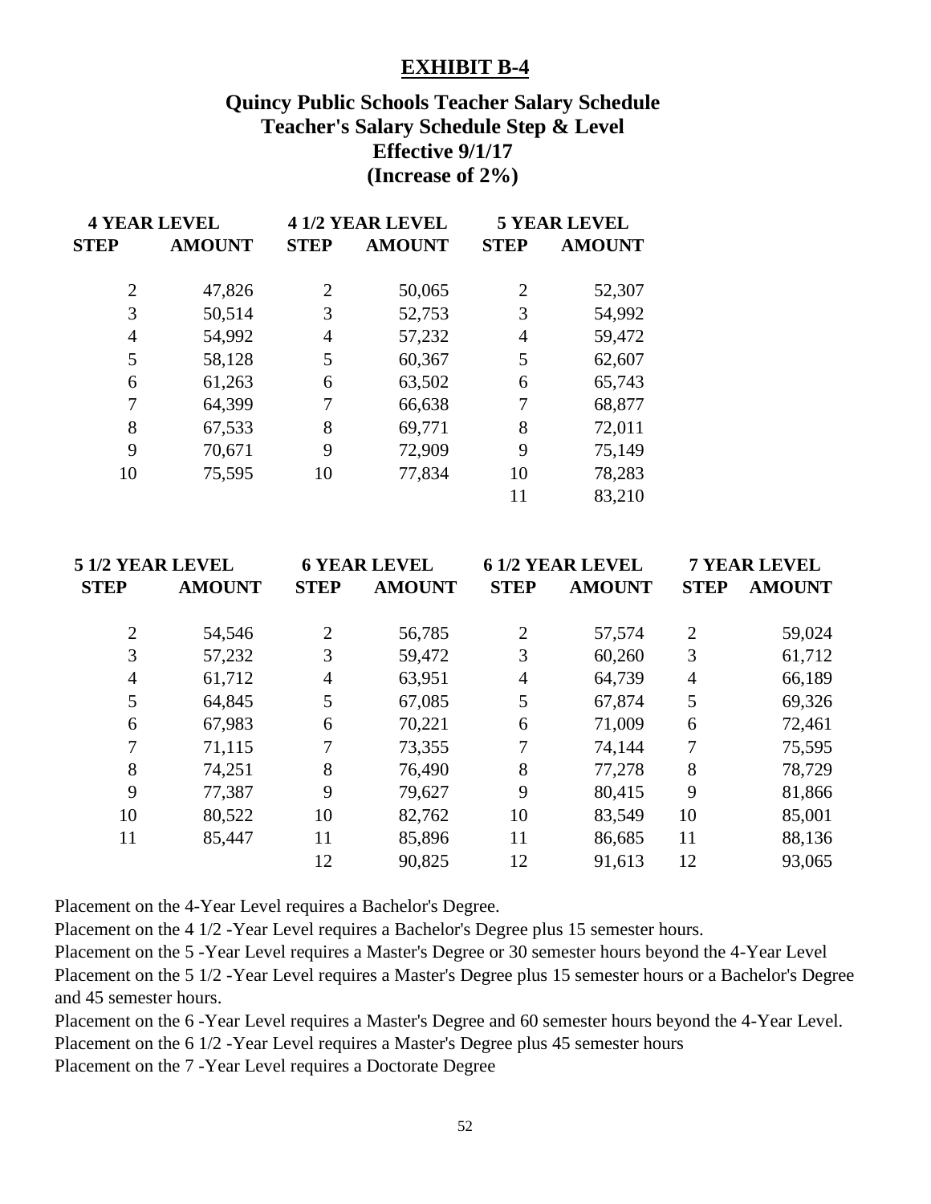## EXHIBIT B-4

### Quincy Public Schools Teacher Salary Schedule
### Teacher's Salary Schedule Step & Level
### Effective 9/1/17
### (Increase of 2%)

| 4 YEAR LEVEL | | 4 1/2 YEAR LEVEL | | 5 YEAR LEVEL | |
|---|---|---|---|---|---|
| STEP | AMOUNT | STEP | AMOUNT | STEP | AMOUNT |
| 2 | 47,826 | 2 | 50,065 | 2 | 52,307 |
| 3 | 50,514 | 3 | 52,753 | 3 | 54,992 |
| 4 | 54,992 | 4 | 57,232 | 4 | 59,472 |
| 5 | 58,128 | 5 | 60,367 | 5 | 62,607 |
| 6 | 61,263 | 6 | 63,502 | 6 | 65,743 |
| 7 | 64,399 | 7 | 66,638 | 7 | 68,877 |
| 8 | 67,533 | 8 | 69,771 | 8 | 72,011 |
| 9 | 70,671 | 9 | 72,909 | 9 | 75,149 |
| 10 | 75,595 | 10 | 77,834 | 10 | 78,283 |
| | | | | 11 | 83,210 |

| 5 1/2 YEAR LEVEL | | 6 YEAR LEVEL | | 6 1/2 YEAR LEVEL | | 7 YEAR LEVEL | |
|---|---|---|---|---|---|---|---|
| STEP | AMOUNT | STEP | AMOUNT | STEP | AMOUNT | STEP | AMOUNT |
| 2 | 54,546 | 2 | 56,785 | 2 | 57,574 | 2 | 59,024 |
| 3 | 57,232 | 3 | 59,472 | 3 | 60,260 | 3 | 61,712 |
| 4 | 61,712 | 4 | 63,951 | 4 | 64,739 | 4 | 66,189 |
| 5 | 64,845 | 5 | 67,085 | 5 | 67,874 | 5 | 69,326 |
| 6 | 67,983 | 6 | 70,221 | 6 | 71,009 | 6 | 72,461 |
| 7 | 71,115 | 7 | 73,355 | 7 | 74,144 | 7 | 75,595 |
| 8 | 74,251 | 8 | 76,490 | 8 | 77,278 | 8 | 78,729 |
| 9 | 77,387 | 9 | 79,627 | 9 | 80,415 | 9 | 81,866 |
| 10 | 80,522 | 10 | 82,762 | 10 | 83,549 | 10 | 85,001 |
| 11 | 85,447 | 11 | 85,896 | 11 | 86,685 | 11 | 88,136 |
| | | 12 | 90,825 | 12 | 91,613 | 12 | 93,065 |

Placement on the 4-Year Level requires a Bachelor's Degree.

Placement on the 4 1/2 -Year Level requires a Bachelor's Degree plus 15 semester hours.

Placement on the 5 -Year Level requires a Master's Degree or 30 semester hours beyond the 4-Year Level

Placement on the 5 1/2 -Year Level requires a Master's Degree plus 15 semester hours or a Bachelor's Degree and 45 semester hours.

Placement on the 6 -Year Level requires a Master's Degree and 60 semester hours beyond the 4-Year Level.

Placement on the 6 1/2 -Year Level requires a Master's Degree plus 45 semester hours

Placement on the 7 -Year Level requires a Doctorate Degree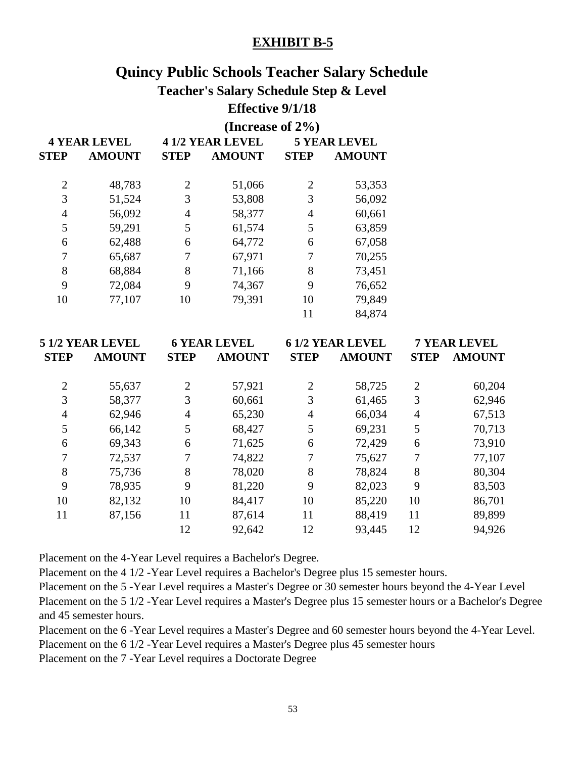## EXHIBIT B-5

# Quincy Public Schools Teacher Salary Schedule

### Teacher's Salary Schedule Step & Level

### Effective 9/1/18

### (Increase of 2%)

| 4 YEAR LEVEL | | 4 1/2 YEAR LEVEL | | 5 YEAR LEVEL | |
|---|---|---|---|---|---|
| STEP | AMOUNT | STEP | AMOUNT | STEP | AMOUNT |
| 2 | 48,783 | 2 | 51,066 | 2 | 53,353 |
| 3 | 51,524 | 3 | 53,808 | 3 | 56,092 |
| 4 | 56,092 | 4 | 58,377 | 4 | 60,661 |
| 5 | 59,291 | 5 | 61,574 | 5 | 63,859 |
| 6 | 62,488 | 6 | 64,772 | 6 | 67,058 |
| 7 | 65,687 | 7 | 67,971 | 7 | 70,255 |
| 8 | 68,884 | 8 | 71,166 | 8 | 73,451 |
| 9 | 72,084 | 9 | 74,367 | 9 | 76,652 |
| 10 | 77,107 | 10 | 79,391 | 10 | 79,849 |
| | | | | 11 | 84,874 |

| 5 1/2 YEAR LEVEL | | 6 YEAR LEVEL | | 6 1/2 YEAR LEVEL | | 7 YEAR LEVEL | |
|---|---|---|---|---|---|---|---|
| STEP | AMOUNT | STEP | AMOUNT | STEP | AMOUNT | STEP | AMOUNT |
| 2 | 55,637 | 2 | 57,921 | 2 | 58,725 | 2 | 60,204 |
| 3 | 58,377 | 3 | 60,661 | 3 | 61,465 | 3 | 62,946 |
| 4 | 62,946 | 4 | 65,230 | 4 | 66,034 | 4 | 67,513 |
| 5 | 66,142 | 5 | 68,427 | 5 | 69,231 | 5 | 70,713 |
| 6 | 69,343 | 6 | 71,625 | 6 | 72,429 | 6 | 73,910 |
| 7 | 72,537 | 7 | 74,822 | 7 | 75,627 | 7 | 77,107 |
| 8 | 75,736 | 8 | 78,020 | 8 | 78,824 | 8 | 80,304 |
| 9 | 78,935 | 9 | 81,220 | 9 | 82,023 | 9 | 83,503 |
| 10 | 82,132 | 10 | 84,417 | 10 | 85,220 | 10 | 86,701 |
| 11 | 87,156 | 11 | 87,614 | 11 | 88,419 | 11 | 89,899 |
| | | 12 | 92,642 | 12 | 93,445 | 12 | 94,926 |

Placement on the 4-Year Level requires a Bachelor's Degree.

Placement on the 4 1/2 -Year Level requires a Bachelor's Degree plus 15 semester hours.

Placement on the 5 -Year Level requires a Master's Degree or 30 semester hours beyond the 4-Year Level

Placement on the 5 1/2 -Year Level requires a Master's Degree plus 15 semester hours or a Bachelor's Degree and 45 semester hours.

Placement on the 6 -Year Level requires a Master's Degree and 60 semester hours beyond the 4-Year Level.

Placement on the 6 1/2 -Year Level requires a Master's Degree plus 45 semester hours

Placement on the 7 -Year Level requires a Doctorate Degree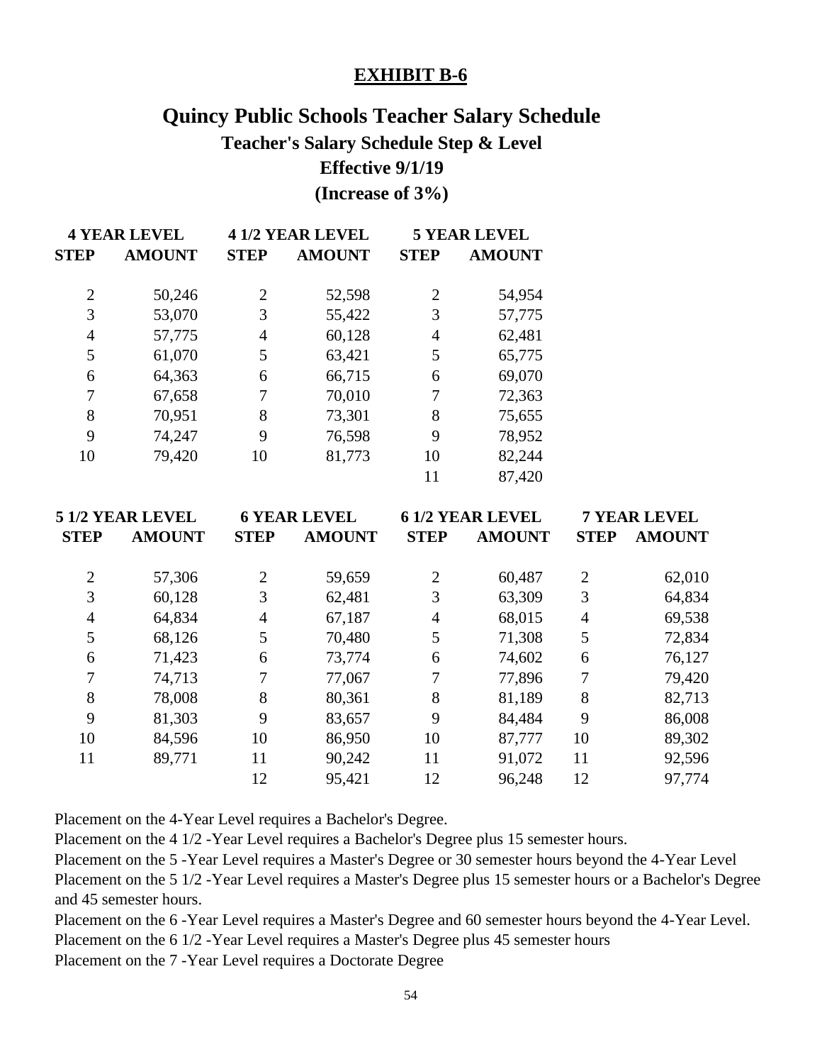**EXHIBIT B-6**

# Quincy Public Schools Teacher Salary Schedule

## Teacher's Salary Schedule Step & Level

## Effective 9/1/19

## (Increase of 3%)

| 4 YEAR LEVEL | | 4 1/2 YEAR LEVEL | | 5 YEAR LEVEL | |
|---|---|---|---|---|---|
| **STEP** | **AMOUNT** | **STEP** | **AMOUNT** | **STEP** | **AMOUNT** |
| 2 | 50,246 | 2 | 52,598 | 2 | 54,954 |
| 3 | 53,070 | 3 | 55,422 | 3 | 57,775 |
| 4 | 57,775 | 4 | 60,128 | 4 | 62,481 |
| 5 | 61,070 | 5 | 63,421 | 5 | 65,775 |
| 6 | 64,363 | 6 | 66,715 | 6 | 69,070 |
| 7 | 67,658 | 7 | 70,010 | 7 | 72,363 |
| 8 | 70,951 | 8 | 73,301 | 8 | 75,655 |
| 9 | 74,247 | 9 | 76,598 | 9 | 78,952 |
| 10 | 79,420 | 10 | 81,773 | 10 | 82,244 |
| | | | | 11 | 87,420 |

| 5 1/2 YEAR LEVEL | | 6 YEAR LEVEL | | 6 1/2 YEAR LEVEL | | 7 YEAR LEVEL | |
|---|---|---|---|---|---|---|---|
| **STEP** | **AMOUNT** | **STEP** | **AMOUNT** | **STEP** | **AMOUNT** | **STEP** | **AMOUNT** |
| 2 | 57,306 | 2 | 59,659 | 2 | 60,487 | 2 | 62,010 |
| 3 | 60,128 | 3 | 62,481 | 3 | 63,309 | 3 | 64,834 |
| 4 | 64,834 | 4 | 67,187 | 4 | 68,015 | 4 | 69,538 |
| 5 | 68,126 | 5 | 70,480 | 5 | 71,308 | 5 | 72,834 |
| 6 | 71,423 | 6 | 73,774 | 6 | 74,602 | 6 | 76,127 |
| 7 | 74,713 | 7 | 77,067 | 7 | 77,896 | 7 | 79,420 |
| 8 | 78,008 | 8 | 80,361 | 8 | 81,189 | 8 | 82,713 |
| 9 | 81,303 | 9 | 83,657 | 9 | 84,484 | 9 | 86,008 |
| 10 | 84,596 | 10 | 86,950 | 10 | 87,777 | 10 | 89,302 |
| 11 | 89,771 | 11 | 90,242 | 11 | 91,072 | 11 | 92,596 |
| | | 12 | 95,421 | 12 | 96,248 | 12 | 97,774 |

Placement on the 4-Year Level requires a Bachelor's Degree.

Placement on the 4 1/2 -Year Level requires a Bachelor's Degree plus 15 semester hours.

Placement on the 5 -Year Level requires a Master's Degree or 30 semester hours beyond the 4-Year Level

Placement on the 5 1/2 -Year Level requires a Master's Degree plus 15 semester hours or a Bachelor's Degree and 45 semester hours.

Placement on the 6 -Year Level requires a Master's Degree and 60 semester hours beyond the 4-Year Level.

Placement on the 6 1/2 -Year Level requires a Master's Degree plus 45 semester hours

Placement on the 7 -Year Level requires a Doctorate Degree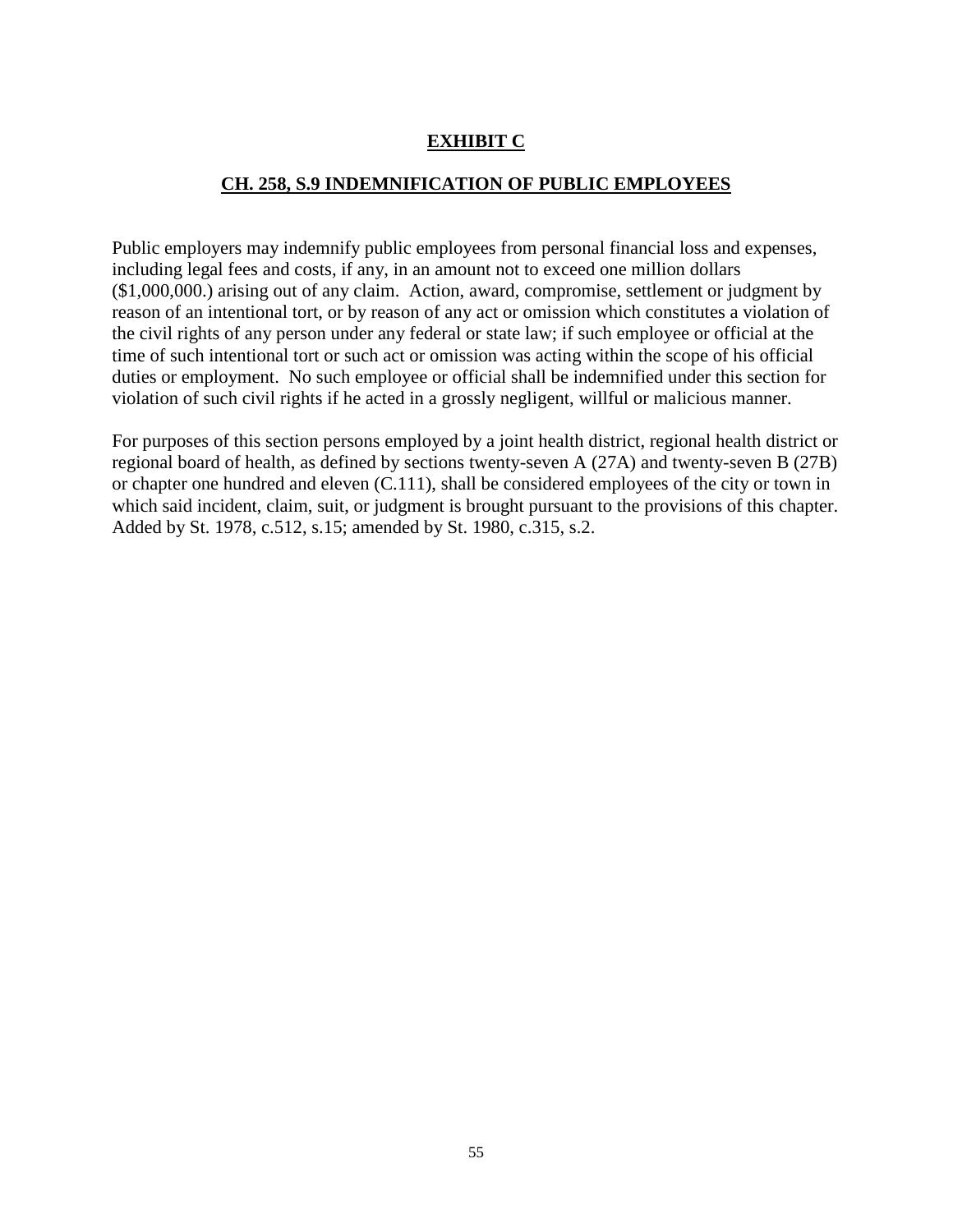# EXHIBIT C

## CH. 258, S.9 INDEMNIFICATION OF PUBLIC EMPLOYEES

Public employers may indemnify public employees from personal financial loss and expenses, including legal fees and costs, if any, in an amount not to exceed one million dollars ($1,000,000.) arising out of any claim. Action, award, compromise, settlement or judgment by reason of an intentional tort, or by reason of any act or omission which constitutes a violation of the civil rights of any person under any federal or state law; if such employee or official at the time of such intentional tort or such act or omission was acting within the scope of his official duties or employment. No such employee or official shall be indemnified under this section for violation of such civil rights if he acted in a grossly negligent, willful or malicious manner.

For purposes of this section persons employed by a joint health district, regional health district or regional board of health, as defined by sections twenty-seven A (27A) and twenty-seven B (27B) or chapter one hundred and eleven (C.111), shall be considered employees of the city or town in which said incident, claim, suit, or judgment is brought pursuant to the provisions of this chapter. Added by St. 1978, c.512, s.15; amended by St. 1980, c.315, s.2.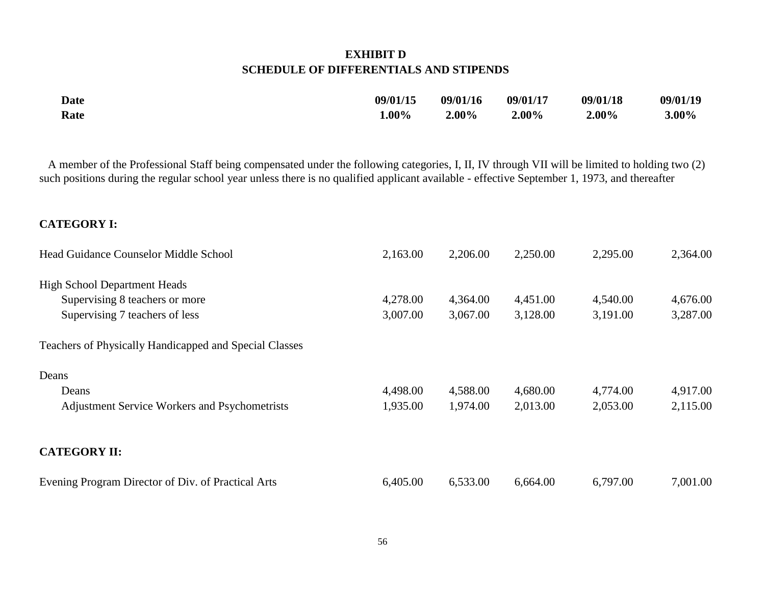# EXHIBIT D
## SCHEDULE OF DIFFERENTIALS AND STIPENDS

| **Date** | **09/01/15** | **09/01/16** | **09/01/17** | **09/01/18** | **09/01/19** |
|---|---|---|---|---|---|
| **Rate** | **1.00%** | **2.00%** | **2.00%** | **2.00%** | **3.00%** |

A member of the Professional Staff being compensated under the following categories, I, II, IV through VII will be limited to holding two (2) such positions during the regular school year unless there is no qualified applicant available - effective September 1, 1973, and thereafter

**CATEGORY I:**

| | 09/01/15 | 09/01/16 | 09/01/17 | 09/01/18 | 09/01/19 |
|---|---|---|---|---|---|
| Head Guidance Counselor Middle School | 2,163.00 | 2,206.00 | 2,250.00 | 2,295.00 | 2,364.00 |
| High School Department Heads | | | | | |
| Supervising 8 teachers or more | 4,278.00 | 4,364.00 | 4,451.00 | 4,540.00 | 4,676.00 |
| Supervising 7 teachers of less | 3,007.00 | 3,067.00 | 3,128.00 | 3,191.00 | 3,287.00 |
| Teachers of Physically Handicapped and Special Classes | | | | | |
| Deans | | | | | |
| Deans | 4,498.00 | 4,588.00 | 4,680.00 | 4,774.00 | 4,917.00 |
| Adjustment Service Workers and Psychometrists | 1,935.00 | 1,974.00 | 2,013.00 | 2,053.00 | 2,115.00 |

**CATEGORY II:**

| | 09/01/15 | 09/01/16 | 09/01/17 | 09/01/18 | 09/01/19 |
|---|---|---|---|---|---|
| Evening Program Director of Div. of Practical Arts | 6,405.00 | 6,533.00 | 6,664.00 | 6,797.00 | 7,001.00 |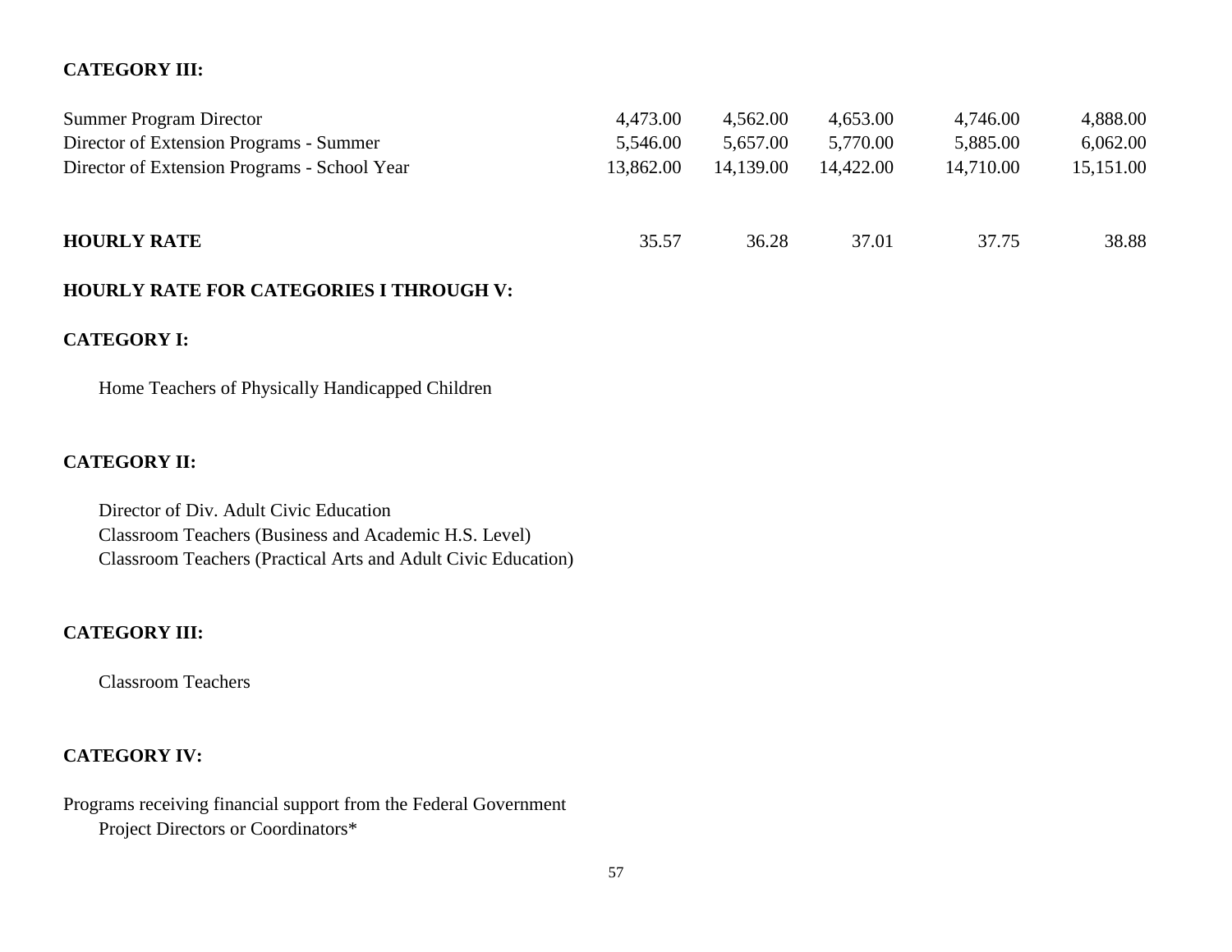**CATEGORY III:**

| | | | | | |
|---|---|---|---|---|---|
| Summer Program Director | 4,473.00 | 4,562.00 | 4,653.00 | 4,746.00 | 4,888.00 |
| Director of Extension Programs - Summer | 5,546.00 | 5,657.00 | 5,770.00 | 5,885.00 | 6,062.00 |
| Director of Extension Programs - School Year | 13,862.00 | 14,139.00 | 14,422.00 | 14,710.00 | 15,151.00 |
| **HOURLY RATE** | 35.57 | 36.28 | 37.01 | 37.75 | 38.88 |

**HOURLY RATE FOR CATEGORIES I THROUGH V:**

**CATEGORY I:**

Home Teachers of Physically Handicapped Children

**CATEGORY II:**

Director of Div. Adult Civic Education
Classroom Teachers (Business and Academic H.S. Level)
Classroom Teachers (Practical Arts and Adult Civic Education)

**CATEGORY III:**

Classroom Teachers

**CATEGORY IV:**

Programs receiving financial support from the Federal Government
Project Directors or Coordinators*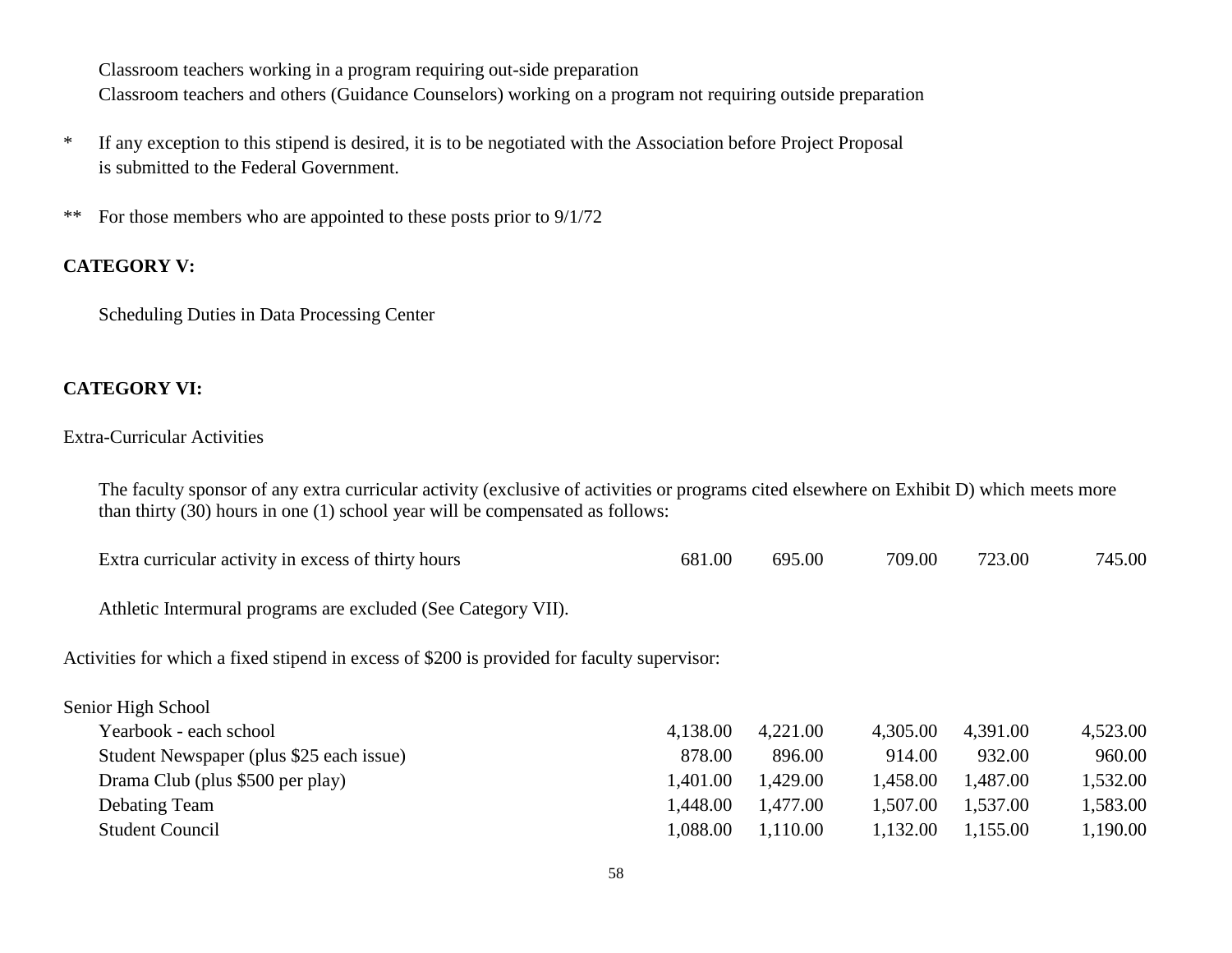Classroom teachers working in a program requiring out-side preparation
Classroom teachers and others (Guidance Counselors) working on a program not requiring outside preparation

\* If any exception to this stipend is desired, it is to be negotiated with the Association before Project Proposal is submitted to the Federal Government.

\*\* For those members who are appointed to these posts prior to 9/1/72

**CATEGORY V:**

Scheduling Duties in Data Processing Center

**CATEGORY VI:**

Extra-Curricular Activities

The faculty sponsor of any extra curricular activity (exclusive of activities or programs cited elsewhere on Exhibit D) which meets more than thirty (30) hours in one (1) school year will be compensated as follows:

| | | | | | |
|---|---|---|---|---|---|
| Extra curricular activity in excess of thirty hours | 681.00 | 695.00 | 709.00 | 723.00 | 745.00 |

Athletic Intermural programs are excluded (See Category VII).

Activities for which a fixed stipend in excess of $200 is provided for faculty supervisor:

| Senior High School | | | | | |
|---|---|---|---|---|---|
| Yearbook - each school | 4,138.00 | 4,221.00 | 4,305.00 | 4,391.00 | 4,523.00 |
| Student Newspaper (plus $25 each issue) | 878.00 | 896.00 | 914.00 | 932.00 | 960.00 |
| Drama Club (plus $500 per play) | 1,401.00 | 1,429.00 | 1,458.00 | 1,487.00 | 1,532.00 |
| Debating Team | 1,448.00 | 1,477.00 | 1,507.00 | 1,537.00 | 1,583.00 |
| Student Council | 1,088.00 | 1,110.00 | 1,132.00 | 1,155.00 | 1,190.00 |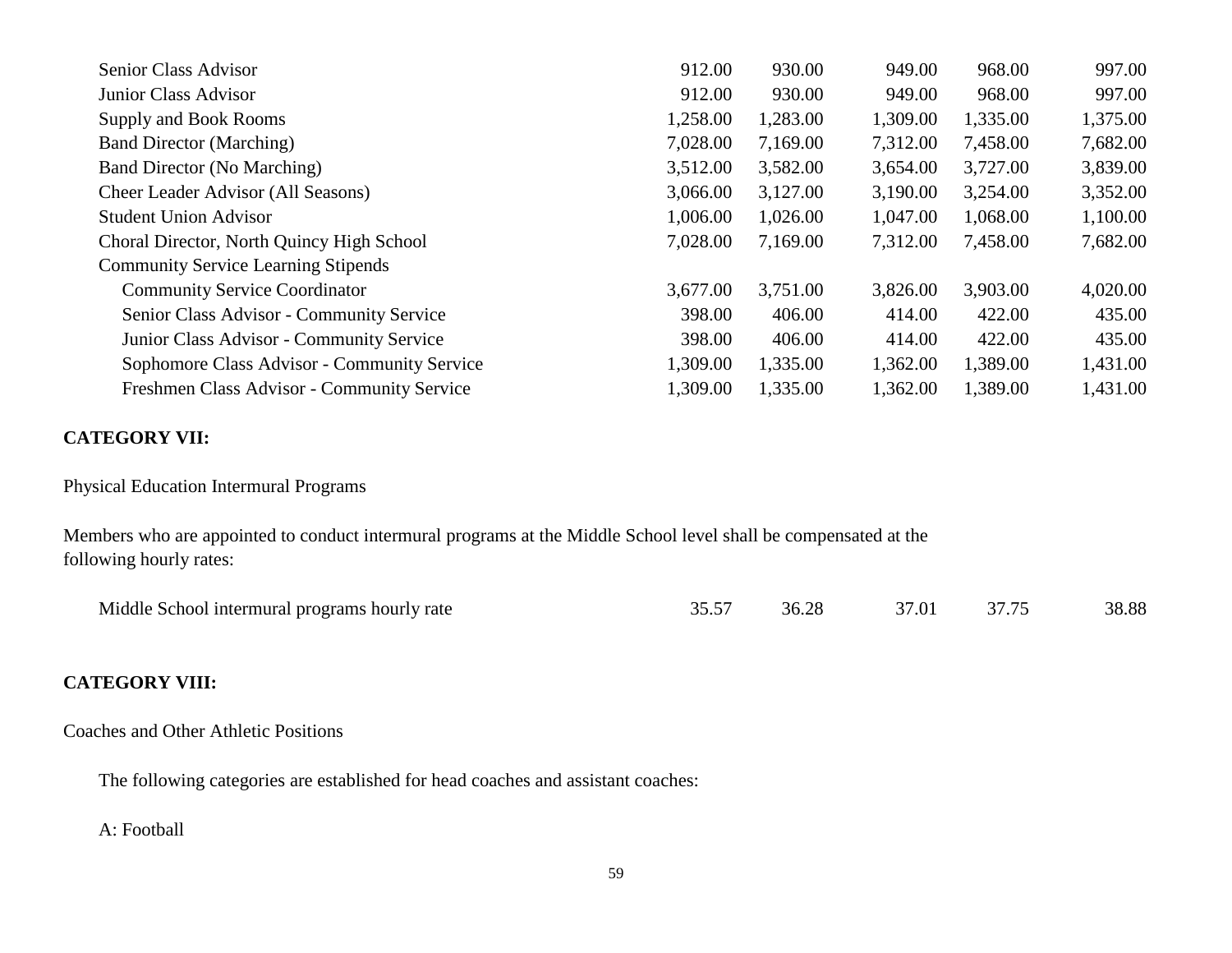| | | | | | |
|---|---|---|---|---|---|
| Senior Class Advisor | 912.00 | 930.00 | 949.00 | 968.00 | 997.00 |
| Junior Class Advisor | 912.00 | 930.00 | 949.00 | 968.00 | 997.00 |
| Supply and Book Rooms | 1,258.00 | 1,283.00 | 1,309.00 | 1,335.00 | 1,375.00 |
| Band Director (Marching) | 7,028.00 | 7,169.00 | 7,312.00 | 7,458.00 | 7,682.00 |
| Band Director (No Marching) | 3,512.00 | 3,582.00 | 3,654.00 | 3,727.00 | 3,839.00 |
| Cheer Leader Advisor (All Seasons) | 3,066.00 | 3,127.00 | 3,190.00 | 3,254.00 | 3,352.00 |
| Student Union Advisor | 1,006.00 | 1,026.00 | 1,047.00 | 1,068.00 | 1,100.00 |
| Choral Director, North Quincy High School | 7,028.00 | 7,169.00 | 7,312.00 | 7,458.00 | 7,682.00 |
| Community Service Learning Stipends | | | | | |
| Community Service Coordinator | 3,677.00 | 3,751.00 | 3,826.00 | 3,903.00 | 4,020.00 |
| Senior Class Advisor - Community Service | 398.00 | 406.00 | 414.00 | 422.00 | 435.00 |
| Junior Class Advisor - Community Service | 398.00 | 406.00 | 414.00 | 422.00 | 435.00 |
| Sophomore Class Advisor - Community Service | 1,309.00 | 1,335.00 | 1,362.00 | 1,389.00 | 1,431.00 |
| Freshmen Class Advisor - Community Service | 1,309.00 | 1,335.00 | 1,362.00 | 1,389.00 | 1,431.00 |

**CATEGORY VII:**

Physical Education Intermural Programs

Members who are appointed to conduct intermural programs at the Middle School level shall be compensated at the following hourly rates:

| | | | | | |
|---|---|---|---|---|---|
| Middle School intermural programs hourly rate | 35.57 | 36.28 | 37.01 | 37.75 | 38.88 |

**CATEGORY VIII:**

Coaches and Other Athletic Positions

The following categories are established for head coaches and assistant coaches:

A: Football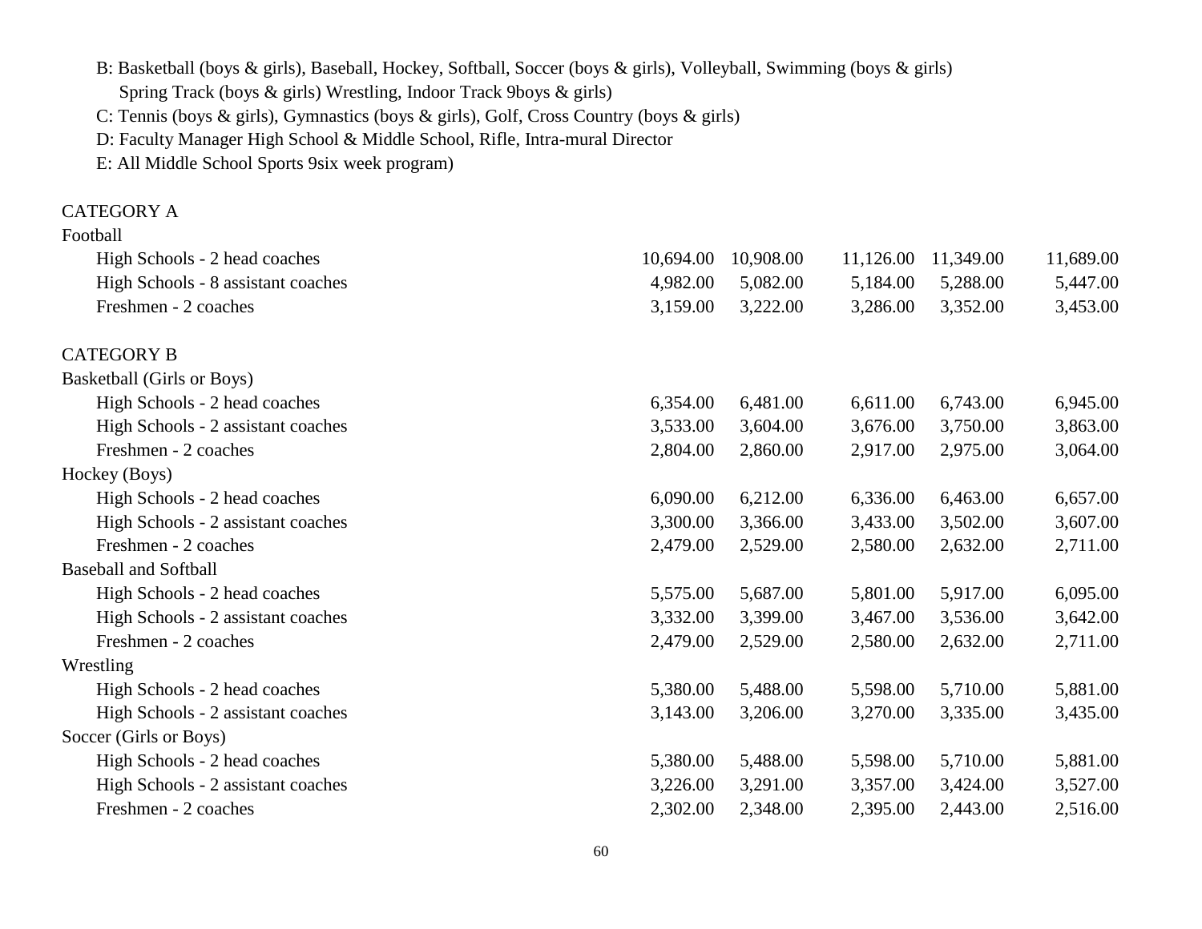B: Basketball (boys & girls), Baseball, Hockey, Softball, Soccer (boys & girls), Volleyball, Swimming (boys & girls) Spring Track (boys & girls) Wrestling, Indoor Track 9boys & girls)

C: Tennis (boys & girls), Gymnastics (boys & girls), Golf, Cross Country (boys & girls)

D: Faculty Manager High School & Middle School, Rifle, Intra-mural Director

E: All Middle School Sports 9six week program)

| | | | | | |
|---|---|---|---|---|---|
| **CATEGORY A** | | | | | |
| Football | | | | | |
| High Schools - 2 head coaches | 10,694.00 | 10,908.00 | 11,126.00 | 11,349.00 | 11,689.00 |
| High Schools - 8 assistant coaches | 4,982.00 | 5,082.00 | 5,184.00 | 5,288.00 | 5,447.00 |
| Freshmen - 2 coaches | 3,159.00 | 3,222.00 | 3,286.00 | 3,352.00 | 3,453.00 |
| **CATEGORY B** | | | | | |
| Basketball (Girls or Boys) | | | | | |
| High Schools - 2 head coaches | 6,354.00 | 6,481.00 | 6,611.00 | 6,743.00 | 6,945.00 |
| High Schools - 2 assistant coaches | 3,533.00 | 3,604.00 | 3,676.00 | 3,750.00 | 3,863.00 |
| Freshmen - 2 coaches | 2,804.00 | 2,860.00 | 2,917.00 | 2,975.00 | 3,064.00 |
| Hockey (Boys) | | | | | |
| High Schools - 2 head coaches | 6,090.00 | 6,212.00 | 6,336.00 | 6,463.00 | 6,657.00 |
| High Schools - 2 assistant coaches | 3,300.00 | 3,366.00 | 3,433.00 | 3,502.00 | 3,607.00 |
| Freshmen - 2 coaches | 2,479.00 | 2,529.00 | 2,580.00 | 2,632.00 | 2,711.00 |
| Baseball and Softball | | | | | |
| High Schools - 2 head coaches | 5,575.00 | 5,687.00 | 5,801.00 | 5,917.00 | 6,095.00 |
| High Schools - 2 assistant coaches | 3,332.00 | 3,399.00 | 3,467.00 | 3,536.00 | 3,642.00 |
| Freshmen - 2 coaches | 2,479.00 | 2,529.00 | 2,580.00 | 2,632.00 | 2,711.00 |
| Wrestling | | | | | |
| High Schools - 2 head coaches | 5,380.00 | 5,488.00 | 5,598.00 | 5,710.00 | 5,881.00 |
| High Schools - 2 assistant coaches | 3,143.00 | 3,206.00 | 3,270.00 | 3,335.00 | 3,435.00 |
| Soccer (Girls or Boys) | | | | | |
| High Schools - 2 head coaches | 5,380.00 | 5,488.00 | 5,598.00 | 5,710.00 | 5,881.00 |
| High Schools - 2 assistant coaches | 3,226.00 | 3,291.00 | 3,357.00 | 3,424.00 | 3,527.00 |
| Freshmen - 2 coaches | 2,302.00 | 2,348.00 | 2,395.00 | 2,443.00 | 2,516.00 |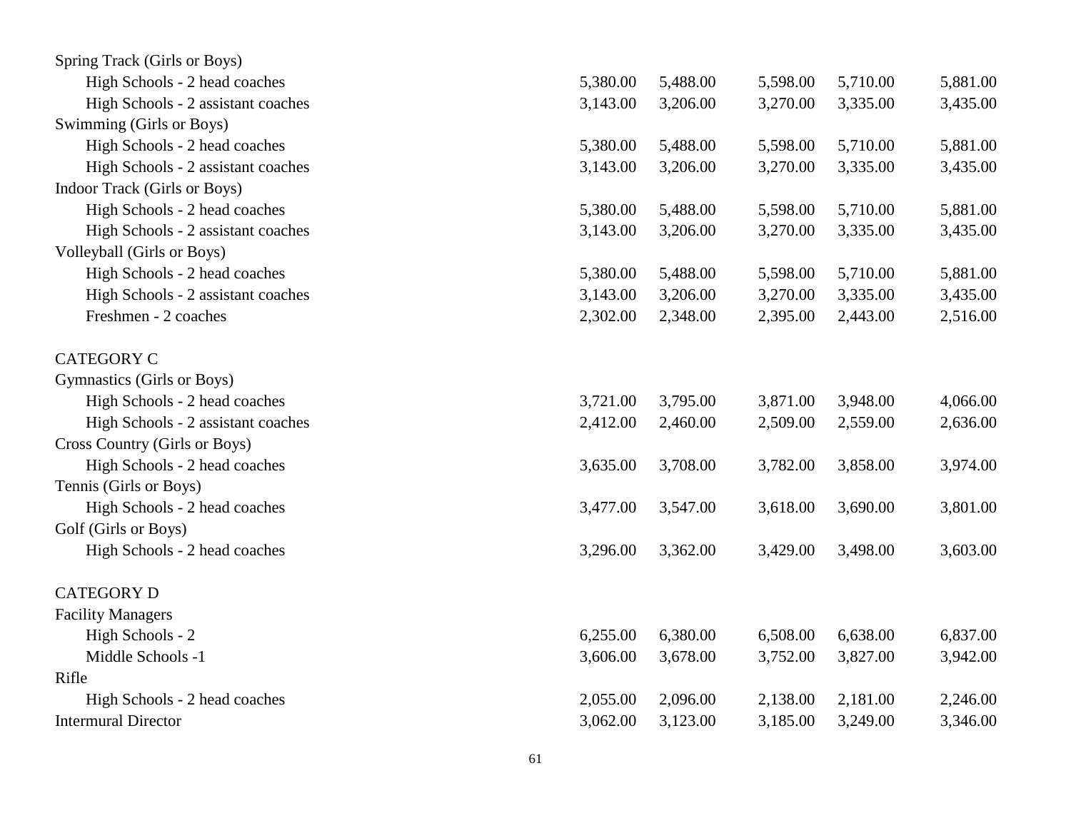| | | | | | |
|---|---|---|---|---|---|
| Spring Track (Girls or Boys) | | | | | |
| High Schools - 2 head coaches | 5,380.00 | 5,488.00 | 5,598.00 | 5,710.00 | 5,881.00 |
| High Schools - 2 assistant coaches | 3,143.00 | 3,206.00 | 3,270.00 | 3,335.00 | 3,435.00 |
| Swimming (Girls or Boys) | | | | | |
| High Schools - 2 head coaches | 5,380.00 | 5,488.00 | 5,598.00 | 5,710.00 | 5,881.00 |
| High Schools - 2 assistant coaches | 3,143.00 | 3,206.00 | 3,270.00 | 3,335.00 | 3,435.00 |
| Indoor Track (Girls or Boys) | | | | | |
| High Schools - 2 head coaches | 5,380.00 | 5,488.00 | 5,598.00 | 5,710.00 | 5,881.00 |
| High Schools - 2 assistant coaches | 3,143.00 | 3,206.00 | 3,270.00 | 3,335.00 | 3,435.00 |
| Volleyball (Girls or Boys) | | | | | |
| High Schools - 2 head coaches | 5,380.00 | 5,488.00 | 5,598.00 | 5,710.00 | 5,881.00 |
| High Schools - 2 assistant coaches | 3,143.00 | 3,206.00 | 3,270.00 | 3,335.00 | 3,435.00 |
| Freshmen - 2 coaches | 2,302.00 | 2,348.00 | 2,395.00 | 2,443.00 | 2,516.00 |
| | | | | | |
| CATEGORY C | | | | | |
| Gymnastics (Girls or Boys) | | | | | |
| High Schools - 2 head coaches | 3,721.00 | 3,795.00 | 3,871.00 | 3,948.00 | 4,066.00 |
| High Schools - 2 assistant coaches | 2,412.00 | 2,460.00 | 2,509.00 | 2,559.00 | 2,636.00 |
| Cross Country (Girls or Boys) | | | | | |
| High Schools - 2 head coaches | 3,635.00 | 3,708.00 | 3,782.00 | 3,858.00 | 3,974.00 |
| Tennis (Girls or Boys) | | | | | |
| High Schools - 2 head coaches | 3,477.00 | 3,547.00 | 3,618.00 | 3,690.00 | 3,801.00 |
| Golf (Girls or Boys) | | | | | |
| High Schools - 2 head coaches | 3,296.00 | 3,362.00 | 3,429.00 | 3,498.00 | 3,603.00 |
| | | | | | |
| CATEGORY D | | | | | |
| Facility Managers | | | | | |
| High Schools - 2 | 6,255.00 | 6,380.00 | 6,508.00 | 6,638.00 | 6,837.00 |
| Middle Schools -1 | 3,606.00 | 3,678.00 | 3,752.00 | 3,827.00 | 3,942.00 |
| Rifle | | | | | |
| High Schools - 2 head coaches | 2,055.00 | 2,096.00 | 2,138.00 | 2,181.00 | 2,246.00 |
| Intermural Director | 3,062.00 | 3,123.00 | 3,185.00 | 3,249.00 | 3,346.00 |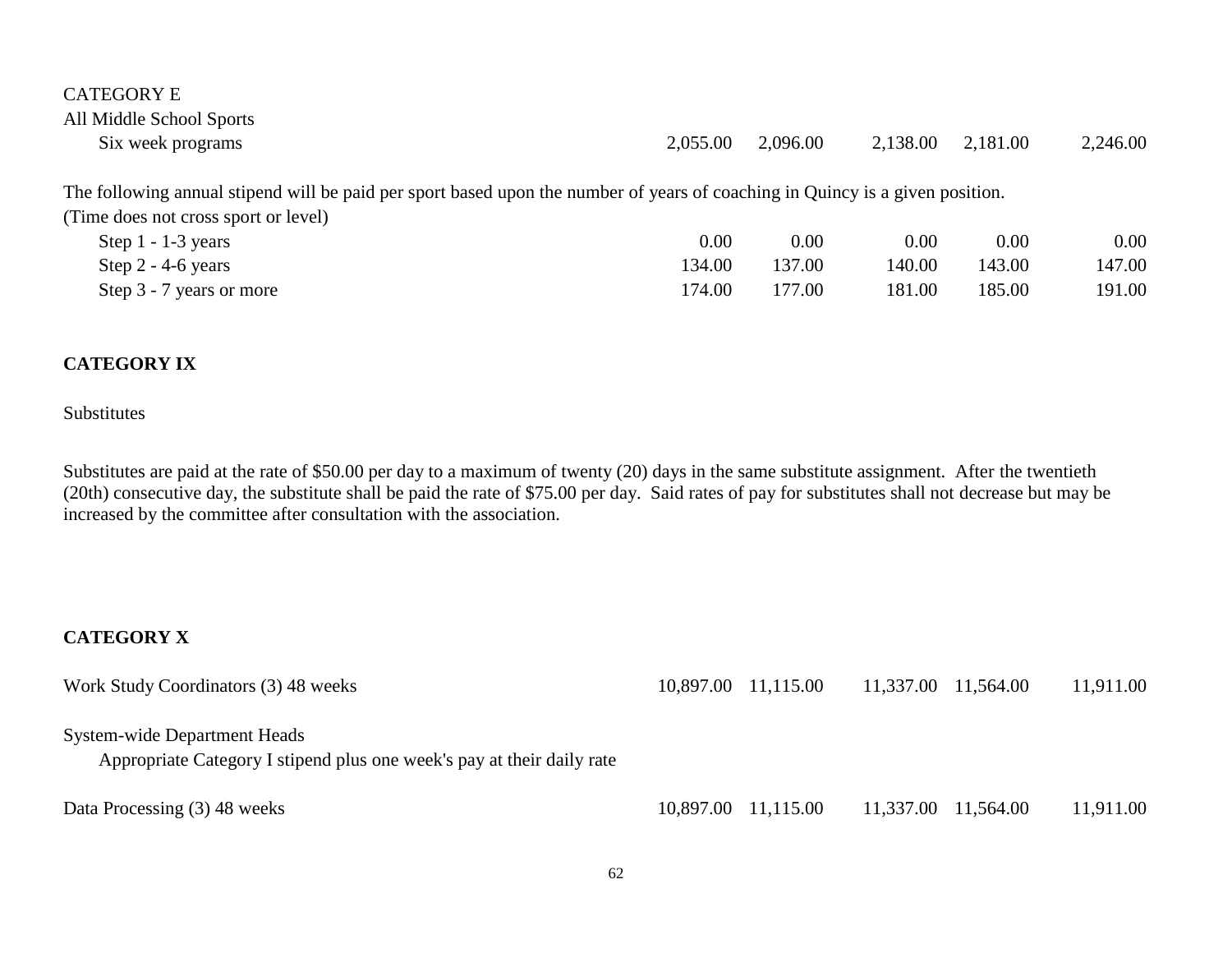CATEGORY E

| All Middle School Sports | | | | | |
|---|---|---|---|---|---|
| Six week programs | 2,055.00 | 2,096.00 | 2,138.00 | 2,181.00 | 2,246.00 |

The following annual stipend will be paid per sport based upon the number of years of coaching in Quincy is a given position.
(Time does not cross sport or level)

| | | | | | |
|---|---|---|---|---|---|
| Step 1 - 1-3 years | 0.00 | 0.00 | 0.00 | 0.00 | 0.00 |
| Step 2 - 4-6 years | 134.00 | 137.00 | 140.00 | 143.00 | 147.00 |
| Step 3 - 7 years or more | 174.00 | 177.00 | 181.00 | 185.00 | 191.00 |

**CATEGORY IX**

Substitutes

Substitutes are paid at the rate of $50.00 per day to a maximum of twenty (20) days in the same substitute assignment. After the twentieth (20th) consecutive day, the substitute shall be paid the rate of $75.00 per day. Said rates of pay for substitutes shall not decrease but may be increased by the committee after consultation with the association.

**CATEGORY X**

| | | | | | |
|---|---|---|---|---|---|
| Work Study Coordinators (3) 48 weeks | 10,897.00 | 11,115.00 | 11,337.00 | 11,564.00 | 11,911.00 |
| System-wide Department Heads<br>Appropriate Category I stipend plus one week's pay at their daily rate | | | | | |
| Data Processing (3) 48 weeks | 10,897.00 | 11,115.00 | 11,337.00 | 11,564.00 | 11,911.00 |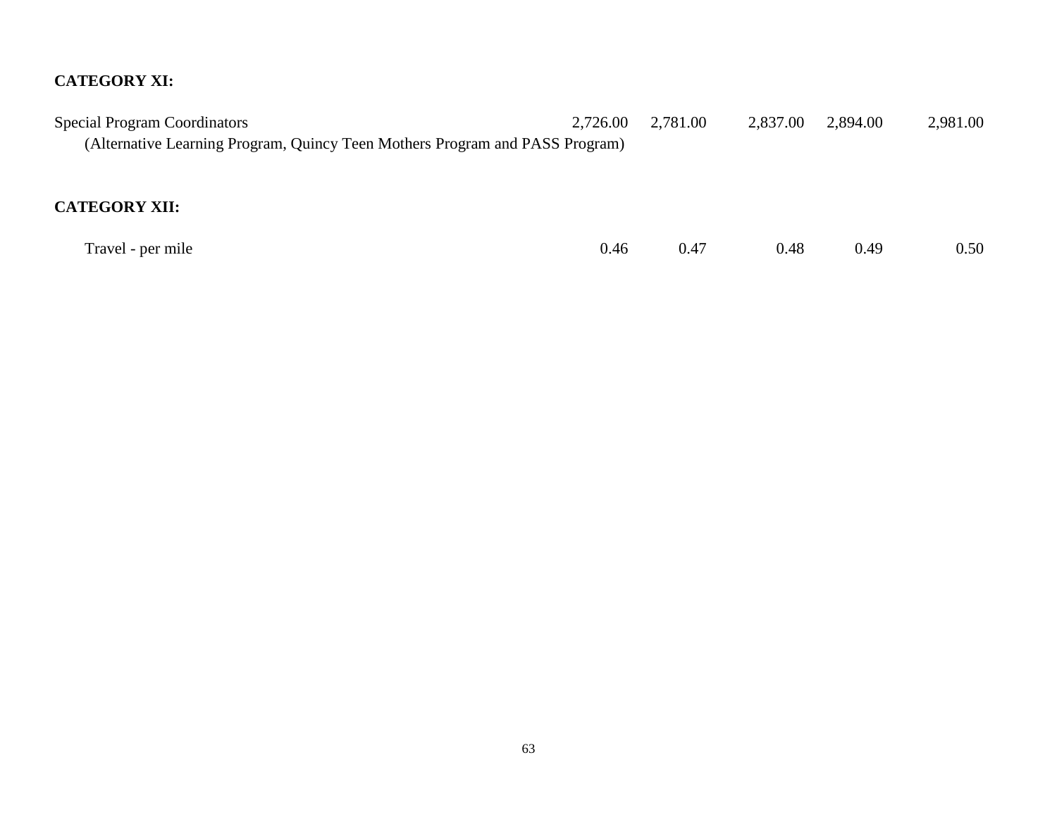**CATEGORY XI:**

| | | | | | |
|---|---|---|---|---|---|
| Special Program Coordinators (Alternative Learning Program, Quincy Teen Mothers Program and PASS Program) | 2,726.00 | 2,781.00 | 2,837.00 | 2,894.00 | 2,981.00 |

**CATEGORY XII:**

| | | | | | |
|---|---|---|---|---|---|
| Travel - per mile | 0.46 | 0.47 | 0.48 | 0.49 | 0.50 |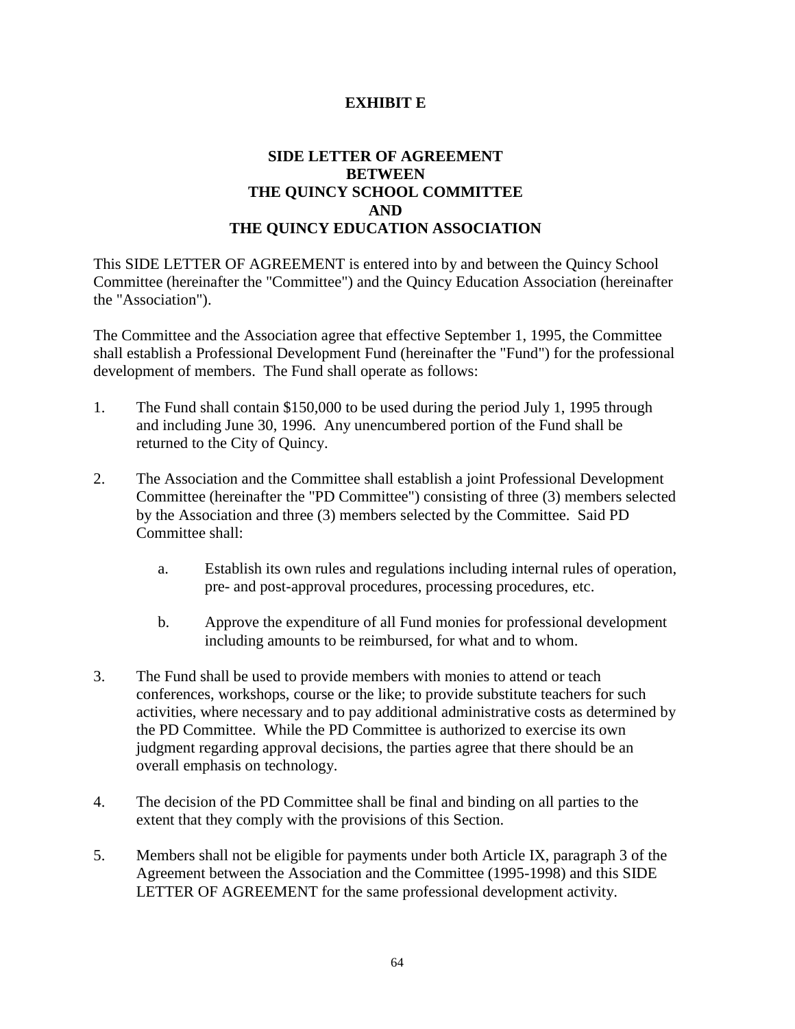# EXHIBIT E

## SIDE LETTER OF AGREEMENT BETWEEN THE QUINCY SCHOOL COMMITTEE AND THE QUINCY EDUCATION ASSOCIATION

This SIDE LETTER OF AGREEMENT is entered into by and between the Quincy School Committee (hereinafter the "Committee") and the Quincy Education Association (hereinafter the "Association").

The Committee and the Association agree that effective September 1, 1995, the Committee shall establish a Professional Development Fund (hereinafter the "Fund") for the professional development of members. The Fund shall operate as follows:

1. The Fund shall contain $150,000 to be used during the period July 1, 1995 through and including June 30, 1996. Any unencumbered portion of the Fund shall be returned to the City of Quincy.

2. The Association and the Committee shall establish a joint Professional Development Committee (hereinafter the "PD Committee") consisting of three (3) members selected by the Association and three (3) members selected by the Committee. Said PD Committee shall:

   a. Establish its own rules and regulations including internal rules of operation, pre- and post-approval procedures, processing procedures, etc.

   b. Approve the expenditure of all Fund monies for professional development including amounts to be reimbursed, for what and to whom.

3. The Fund shall be used to provide members with monies to attend or teach conferences, workshops, course or the like; to provide substitute teachers for such activities, where necessary and to pay additional administrative costs as determined by the PD Committee. While the PD Committee is authorized to exercise its own judgment regarding approval decisions, the parties agree that there should be an overall emphasis on technology.

4. The decision of the PD Committee shall be final and binding on all parties to the extent that they comply with the provisions of this Section.

5. Members shall not be eligible for payments under both Article IX, paragraph 3 of the Agreement between the Association and the Committee (1995-1998) and this SIDE LETTER OF AGREEMENT for the same professional development activity.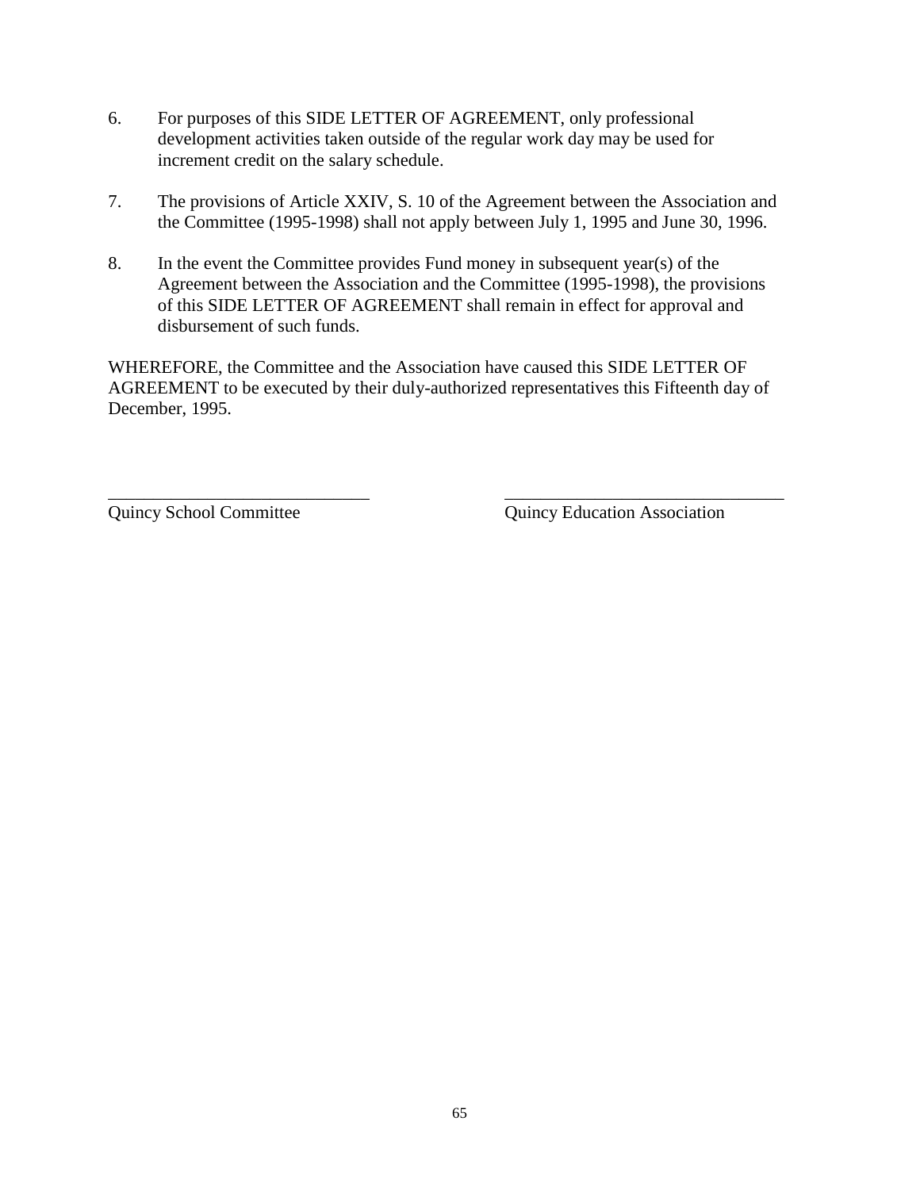6. For purposes of this SIDE LETTER OF AGREEMENT, only professional development activities taken outside of the regular work day may be used for increment credit on the salary schedule.

7. The provisions of Article XXIV, S. 10 of the Agreement between the Association and the Committee (1995-1998) shall not apply between July 1, 1995 and June 30, 1996.

8. In the event the Committee provides Fund money in subsequent year(s) of the Agreement between the Association and the Committee (1995-1998), the provisions of this SIDE LETTER OF AGREEMENT shall remain in effect for approval and disbursement of such funds.

WHEREFORE, the Committee and the Association have caused this SIDE LETTER OF AGREEMENT to be executed by their duly-authorized representatives this Fifteenth day of December, 1995.

_____________________________ Quincy School Committee

_______________________________ Quincy Education Association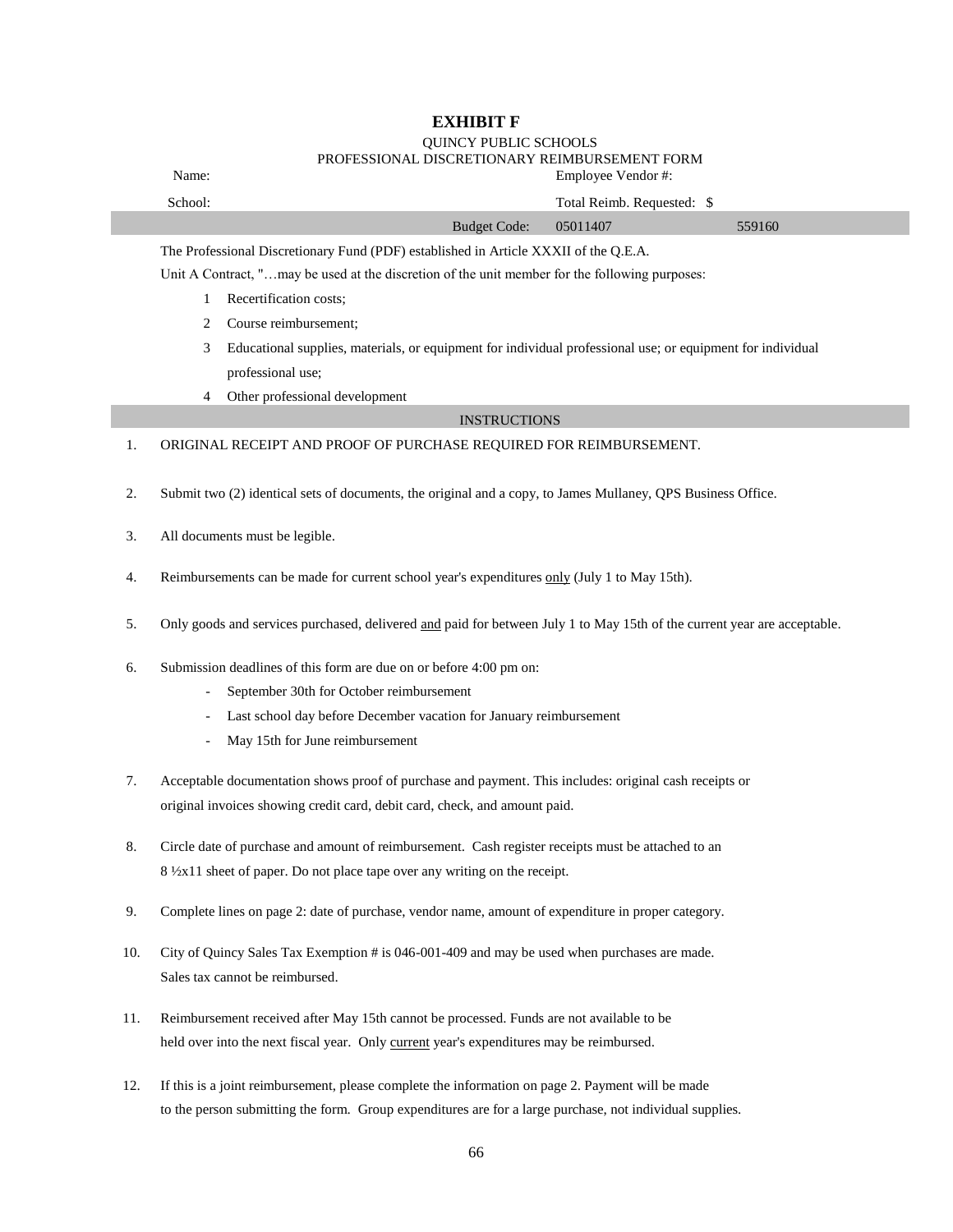# EXHIBIT F

QUINCY PUBLIC SCHOOLS

PROFESSIONAL DISCRETIONARY REIMBURSEMENT FORM

| | | | |
|---|---|---|---|
| Name: | | Employee Vendor #: | |
| School: | | Total Reimb. Requested: $ | |
| | Budget Code: | 05011407 | 559160 |

The Professional Discretionary Fund (PDF) established in Article XXXII of the Q.E.A.

Unit A Contract, "…may be used at the discretion of the unit member for the following purposes:

1. Recertification costs;
2. Course reimbursement;
3. Educational supplies, materials, or equipment for individual professional use; or equipment for individual professional use;
4. Other professional development

## INSTRUCTIONS

1. ORIGINAL RECEIPT AND PROOF OF PURCHASE REQUIRED FOR REIMBURSEMENT.
2. Submit two (2) identical sets of documents, the original and a copy, to James Mullaney, QPS Business Office.
3. All documents must be legible.
4. Reimbursements can be made for current school year's expenditures only (July 1 to May 15th).
5. Only goods and services purchased, delivered and paid for between July 1 to May 15th of the current year are acceptable.
6. Submission deadlines of this form are due on or before 4:00 pm on:
   - September 30th for October reimbursement
   - Last school day before December vacation for January reimbursement
   - May 15th for June reimbursement
7. Acceptable documentation shows proof of purchase and payment. This includes: original cash receipts or original invoices showing credit card, debit card, check, and amount paid.
8. Circle date of purchase and amount of reimbursement. Cash register receipts must be attached to an 8 ½x11 sheet of paper. Do not place tape over any writing on the receipt.
9. Complete lines on page 2: date of purchase, vendor name, amount of expenditure in proper category.
10. City of Quincy Sales Tax Exemption # is 046-001-409 and may be used when purchases are made. Sales tax cannot be reimbursed.
11. Reimbursement received after May 15th cannot be processed. Funds are not available to be held over into the next fiscal year. Only current year's expenditures may be reimbursed.
12. If this is a joint reimbursement, please complete the information on page 2. Payment will be made to the person submitting the form. Group expenditures are for a large purchase, not individual supplies.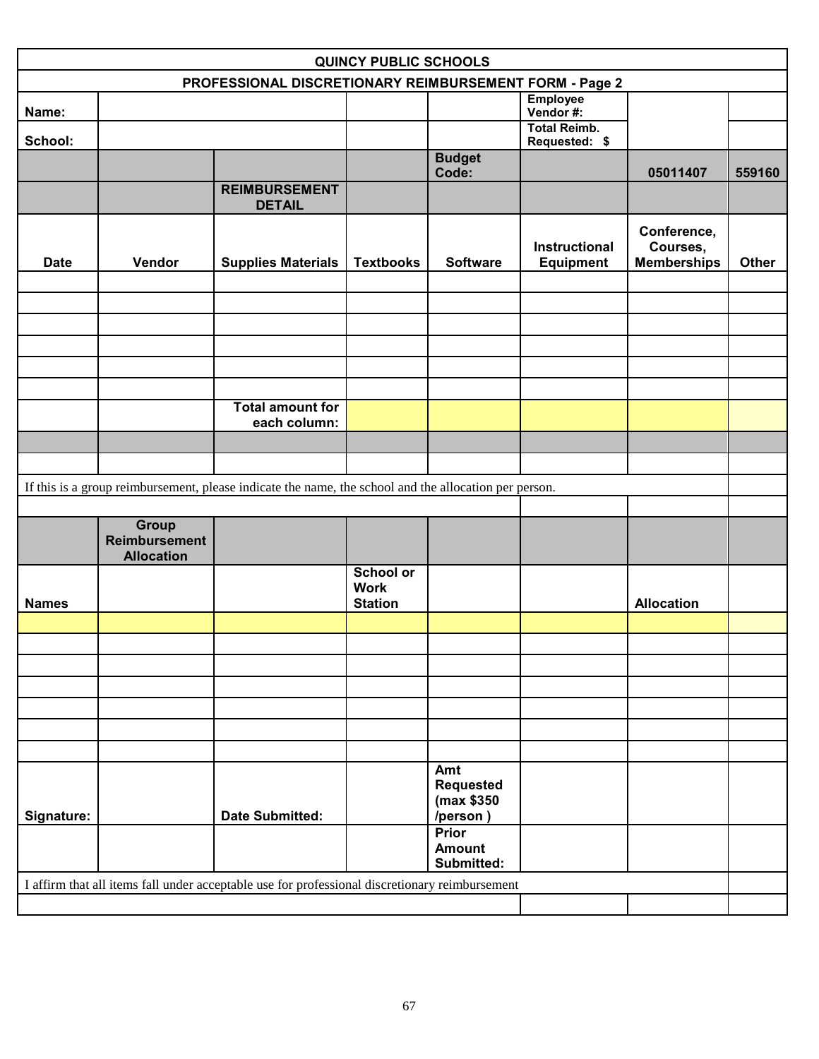| QUINCY PUBLIC SCHOOLS | | | | | | | |
|---|---|---|---|---|---|---|---|
| PROFESSIONAL DISCRETIONARY REIMBURSEMENT FORM - Page 2 | | | | | | | |
| Name: | | | | | Employee Vendor #: | | |
| School: | | | | | Total Reimb. Requested: $ | | |
| | | | | Budget Code: | | 05011407 | 559160 |
| | | REIMBURSEMENT DETAIL | | | | | |
| Date | Vendor | Supplies Materials | Textbooks | Software | Instructional Equipment | Conference, Courses, Memberships | Other |
| | | | | | | | |
| | | | | | | | |
| | | | | | | | |
| | | | | | | | |
| | | | | | | | |
| | | | | | | | |
| | | Total amount for each column: | | | | | |
| | | | | | | | |
| | | | | | | | |
| If this is a group reimbursement, please indicate the name, the school and the allocation per person. | | | | | | | |
| | | | | | | | |
| | Group Reimbursement Allocation | | | | | | |
| Names | | | School or Work Station | | | Allocation | |
| | | | | | | | |
| | | | | | | | |
| | | | | | | | |
| | | | | | | | |
| | | | | | | | |
| | | | | | | | |
| | | | | | | | |
| Signature: | | Date Submitted: | | Amt Requested (max $350 /person ) | | | |
| | | | | Prior Amount Submitted: | | | |
| I affirm that all items fall under acceptable use for professional discretionary reimbursement | | | | | | | |
| | | | | | | | |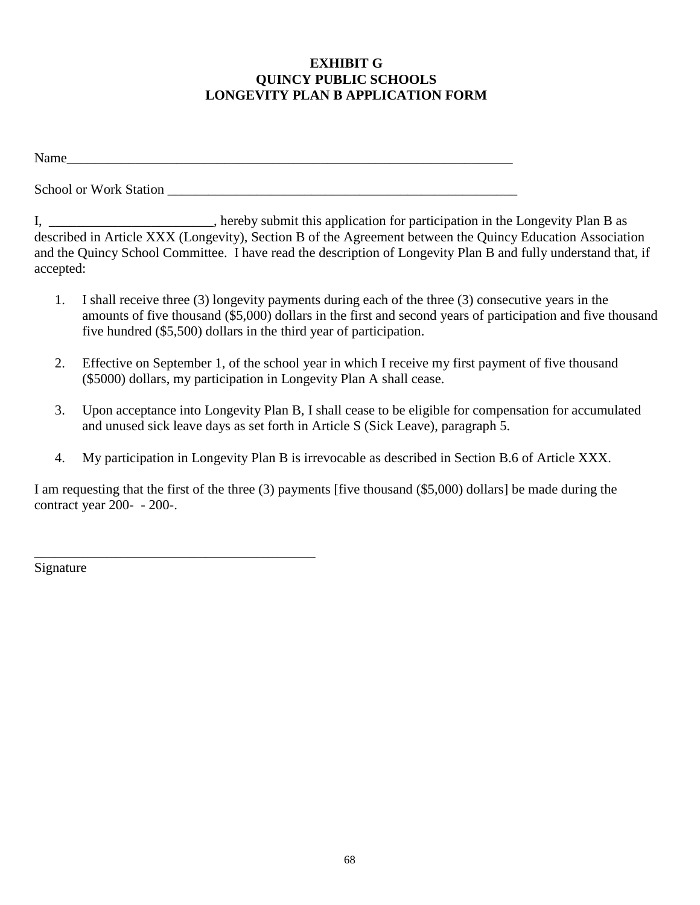# EXHIBIT G
# QUINCY PUBLIC SCHOOLS
# LONGEVITY PLAN B APPLICATION FORM

Name_____________________________________________________________________

School or Work Station ______________________________________________________

I, ________________________, hereby submit this application for participation in the Longevity Plan B as described in Article XXX (Longevity), Section B of the Agreement between the Quincy Education Association and the Quincy School Committee. I have read the description of Longevity Plan B and fully understand that, if accepted:

1. I shall receive three (3) longevity payments during each of the three (3) consecutive years in the amounts of five thousand ($5,000) dollars in the first and second years of participation and five thousand five hundred ($5,500) dollars in the third year of participation.

2. Effective on September 1, of the school year in which I receive my first payment of five thousand ($5000) dollars, my participation in Longevity Plan A shall cease.

3. Upon acceptance into Longevity Plan B, I shall cease to be eligible for compensation for accumulated and unused sick leave days as set forth in Article S (Sick Leave), paragraph 5.

4. My participation in Longevity Plan B is irrevocable as described in Section B.6 of Article XXX.

I am requesting that the first of the three (3) payments [five thousand ($5,000) dollars] be made during the contract year 200- - 200-.

_________________________________________

Signature